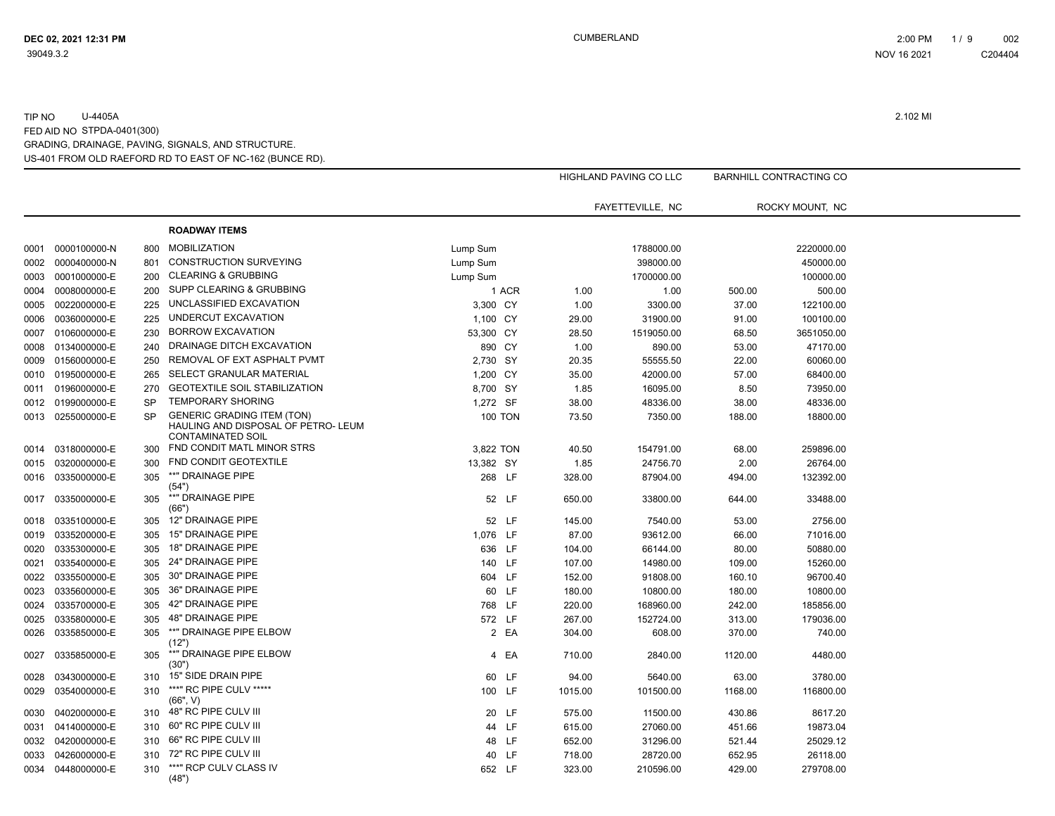TIP NO U-4405A

2.102 MI

FED AID NO STPDA-0401(300)

GRADING, DRAINAGE, PAVING, SIGNALS, AND STRUCTURE.

US-401 FROM OLD RAEFORD RD TO EAST OF NC-162 (BUNCE RD).

| | | | | | | HIGHLAND PAVING CO LLC | | BARNHILL CONTRACTING CO | |
|---|---|---|---|---|---|---|---|---|---|
| | | | | | | FAYETTEVILLE, NC | | ROCKY MOUNT, NC | |
| | | | **ROADWAY ITEMS** | | | | | | |
| 0001 | 0000100000-N | 800 | MOBILIZATION | Lump Sum | | | 1788000.00 | | 2220000.00 |
| 0002 | 0000400000-N | 801 | CONSTRUCTION SURVEYING | Lump Sum | | | 398000.00 | | 450000.00 |
| 0003 | 0001000000-E | 200 | CLEARING & GRUBBING | Lump Sum | | | 1700000.00 | | 100000.00 |
| 0004 | 0008000000-E | 200 | SUPP CLEARING & GRUBBING | 1 | ACR | 1.00 | 1.00 | 500.00 | 500.00 |
| 0005 | 0022000000-E | 225 | UNCLASSIFIED EXCAVATION | 3,300 | CY | 1.00 | 3300.00 | 37.00 | 122100.00 |
| 0006 | 0036000000-E | 225 | UNDERCUT EXCAVATION | 1,100 | CY | 29.00 | 31900.00 | 91.00 | 100100.00 |
| 0007 | 0106000000-E | 230 | BORROW EXCAVATION | 53,300 | CY | 28.50 | 1519050.00 | 68.50 | 3651050.00 |
| 0008 | 0134000000-E | 240 | DRAINAGE DITCH EXCAVATION | 890 | CY | 1.00 | 890.00 | 53.00 | 47170.00 |
| 0009 | 0156000000-E | 250 | REMOVAL OF EXT ASPHALT PVMT | 2,730 | SY | 20.35 | 55555.50 | 22.00 | 60060.00 |
| 0010 | 0195000000-E | 265 | SELECT GRANULAR MATERIAL | 1,200 | CY | 35.00 | 42000.00 | 57.00 | 68400.00 |
| 0011 | 0196000000-E | 270 | GEOTEXTILE SOIL STABILIZATION | 8,700 | SY | 1.85 | 16095.00 | 8.50 | 73950.00 |
| 0012 | 0199000000-E | SP | TEMPORARY SHORING | 1,272 | SF | 38.00 | 48336.00 | 38.00 | 48336.00 |
| 0013 | 0255000000-E | SP | GENERIC GRADING ITEM (TON) HAULING AND DISPOSAL OF PETRO- LEUM CONTAMINATED SOIL | 100 | TON | 73.50 | 7350.00 | 188.00 | 18800.00 |
| 0014 | 0318000000-E | 300 | FND CONDIT MATL MINOR STRS | 3,822 | TON | 40.50 | 154791.00 | 68.00 | 259896.00 |
| 0015 | 0320000000-E | 300 | FND CONDIT GEOTEXTILE | 13,382 | SY | 1.85 | 24756.70 | 2.00 | 26764.00 |
| 0016 | 0335000000-E | 305 | **" DRAINAGE PIPE (54") | 268 | LF | 328.00 | 87904.00 | 494.00 | 132392.00 |
| 0017 | 0335000000-E | 305 | **" DRAINAGE PIPE (66") | 52 | LF | 650.00 | 33800.00 | 644.00 | 33488.00 |
| 0018 | 0335100000-E | 305 | 12" DRAINAGE PIPE | 52 | LF | 145.00 | 7540.00 | 53.00 | 2756.00 |
| 0019 | 0335200000-E | 305 | 15" DRAINAGE PIPE | 1,076 | LF | 87.00 | 93612.00 | 66.00 | 71016.00 |
| 0020 | 0335300000-E | 305 | 18" DRAINAGE PIPE | 636 | LF | 104.00 | 66144.00 | 80.00 | 50880.00 |
| 0021 | 0335400000-E | 305 | 24" DRAINAGE PIPE | 140 | LF | 107.00 | 14980.00 | 109.00 | 15260.00 |
| 0022 | 0335500000-E | 305 | 30" DRAINAGE PIPE | 604 | LF | 152.00 | 91808.00 | 160.10 | 96700.40 |
| 0023 | 0335600000-E | 305 | 36" DRAINAGE PIPE | 60 | LF | 180.00 | 10800.00 | 180.00 | 10800.00 |
| 0024 | 0335700000-E | 305 | 42" DRAINAGE PIPE | 768 | LF | 220.00 | 168960.00 | 242.00 | 185856.00 |
| 0025 | 0335800000-E | 305 | 48" DRAINAGE PIPE | 572 | LF | 267.00 | 152724.00 | 313.00 | 179036.00 |
| 0026 | 0335850000-E | 305 | **" DRAINAGE PIPE ELBOW (12") | 2 | EA | 304.00 | 608.00 | 370.00 | 740.00 |
| 0027 | 0335850000-E | 305 | **" DRAINAGE PIPE ELBOW (30") | 4 | EA | 710.00 | 2840.00 | 1120.00 | 4480.00 |
| 0028 | 0343000000-E | 310 | 15" SIDE DRAIN PIPE | 60 | LF | 94.00 | 5640.00 | 63.00 | 3780.00 |
| 0029 | 0354000000-E | 310 | ***" RC PIPE CULV ***** (66", V) | 100 | LF | 1015.00 | 101500.00 | 1168.00 | 116800.00 |
| 0030 | 0402000000-E | 310 | 48" RC PIPE CULV III | 20 | LF | 575.00 | 11500.00 | 430.86 | 8617.20 |
| 0031 | 0414000000-E | 310 | 60" RC PIPE CULV III | 44 | LF | 615.00 | 27060.00 | 451.66 | 19873.04 |
| 0032 | 0420000000-E | 310 | 66" RC PIPE CULV III | 48 | LF | 652.00 | 31296.00 | 521.44 | 25029.12 |
| 0033 | 0426000000-E | 310 | 72" RC PIPE CULV III | 40 | LF | 718.00 | 28720.00 | 652.95 | 26118.00 |
| 0034 | 0448000000-E | 310 | ***" RCP CULV CLASS IV (48") | 652 | LF | 323.00 | 210596.00 | 429.00 | 279708.00 |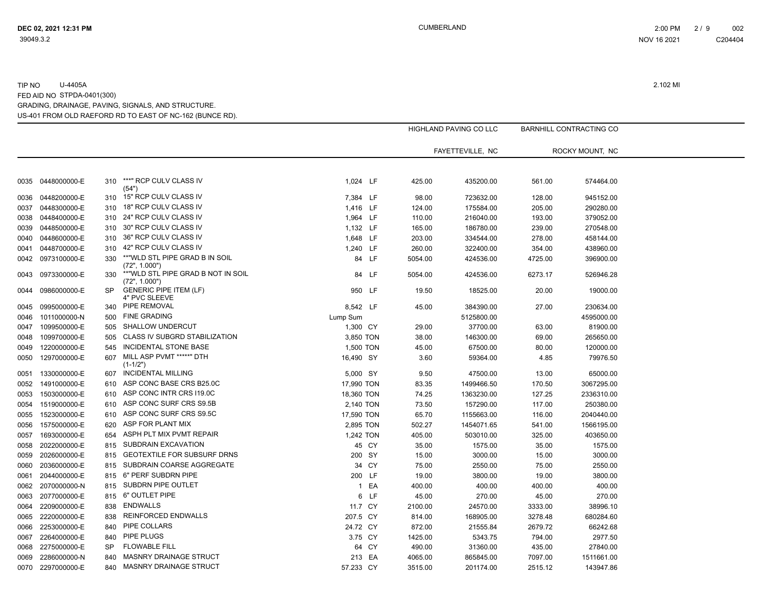TIP NO U-4405A

FED AID NO STPDA-0401(300)

GRADING, DRAINAGE, PAVING, SIGNALS, AND STRUCTURE.

US-401 FROM OLD RAEFORD RD TO EAST OF NC-162 (BUNCE RD).

2.102 MI

| | | | | | | HIGHLAND PAVING CO LLC | | BARNHILL CONTRACTING CO | |
|---|---|---|---|---|---|---|---|---|---|
| | | | | | | FAYETTEVILLE, NC | | ROCKY MOUNT, NC | |
| 0035 | 0448000000-E | 310 | ***" RCP CULV CLASS IV (54") | 1,024 | LF | 425.00 | 435200.00 | 561.00 | 574464.00 |
| 0036 | 0448200000-E | 310 | 15" RCP CULV CLASS IV | 7,384 | LF | 98.00 | 723632.00 | 128.00 | 945152.00 |
| 0037 | 0448300000-E | 310 | 18" RCP CULV CLASS IV | 1,416 | LF | 124.00 | 175584.00 | 205.00 | 290280.00 |
| 0038 | 0448400000-E | 310 | 24" RCP CULV CLASS IV | 1,964 | LF | 110.00 | 216040.00 | 193.00 | 379052.00 |
| 0039 | 0448500000-E | 310 | 30" RCP CULV CLASS IV | 1,132 | LF | 165.00 | 186780.00 | 239.00 | 270548.00 |
| 0040 | 0448600000-E | 310 | 36" RCP CULV CLASS IV | 1,648 | LF | 203.00 | 334544.00 | 278.00 | 458144.00 |
| 0041 | 0448700000-E | 310 | 42" RCP CULV CLASS IV | 1,240 | LF | 260.00 | 322400.00 | 354.00 | 438960.00 |
| 0042 | 0973100000-E | 330 | **"WLD STL PIPE GRAD B IN SOIL (72", 1.000") | 84 | LF | 5054.00 | 424536.00 | 4725.00 | 396900.00 |
| 0043 | 0973300000-E | 330 | **"WLD STL PIPE GRAD B NOT IN SOIL (72", 1.000") | 84 | LF | 5054.00 | 424536.00 | 6273.17 | 526946.28 |
| 0044 | 0986000000-E | SP | GENERIC PIPE ITEM (LF) 4" PVC SLEEVE | 950 | LF | 19.50 | 18525.00 | 20.00 | 19000.00 |
| 0045 | 0995000000-E | 340 | PIPE REMOVAL | 8,542 | LF | 45.00 | 384390.00 | 27.00 | 230634.00 |
| 0046 | 1011000000-N | 500 | FINE GRADING | Lump Sum | | | 5125800.00 | | 4595000.00 |
| 0047 | 1099500000-E | 505 | SHALLOW UNDERCUT | 1,300 | CY | 29.00 | 37700.00 | 63.00 | 81900.00 |
| 0048 | 1099700000-E | 505 | CLASS IV SUBGRD STABILIZATION | 3,850 | TON | 38.00 | 146300.00 | 69.00 | 265650.00 |
| 0049 | 1220000000-E | 545 | INCIDENTAL STONE BASE | 1,500 | TON | 45.00 | 67500.00 | 80.00 | 120000.00 |
| 0050 | 1297000000-E | 607 | MILL ASP PVMT *****" DTH (1-1/2") | 16,490 | SY | 3.60 | 59364.00 | 4.85 | 79976.50 |
| 0051 | 1330000000-E | 607 | INCIDENTAL MILLING | 5,000 | SY | 9.50 | 47500.00 | 13.00 | 65000.00 |
| 0052 | 1491000000-E | 610 | ASP CONC BASE CRS B25.0C | 17,990 | TON | 83.35 | 1499466.50 | 170.50 | 3067295.00 |
| 0053 | 1503000000-E | 610 | ASP CONC INTR CRS I19.0C | 18,360 | TON | 74.25 | 1363230.00 | 127.25 | 2336310.00 |
| 0054 | 1519000000-E | 610 | ASP CONC SURF CRS S9.5B | 2,140 | TON | 73.50 | 157290.00 | 117.00 | 250380.00 |
| 0055 | 1523000000-E | 610 | ASP CONC SURF CRS S9.5C | 17,590 | TON | 65.70 | 1155663.00 | 116.00 | 2040440.00 |
| 0056 | 1575000000-E | 620 | ASP FOR PLANT MIX | 2,895 | TON | 502.27 | 1454071.65 | 541.00 | 1566195.00 |
| 0057 | 1693000000-E | 654 | ASPH PLT MIX PVMT REPAIR | 1,242 | TON | 405.00 | 503010.00 | 325.00 | 403650.00 |
| 0058 | 2022000000-E | 815 | SUBDRAIN EXCAVATION | 45 | CY | 35.00 | 1575.00 | 35.00 | 1575.00 |
| 0059 | 2026000000-E | 815 | GEOTEXTILE FOR SUBSURF DRNS | 200 | SY | 15.00 | 3000.00 | 15.00 | 3000.00 |
| 0060 | 2036000000-E | 815 | SUBDRAIN COARSE AGGREGATE | 34 | CY | 75.00 | 2550.00 | 75.00 | 2550.00 |
| 0061 | 2044000000-E | 815 | 6" PERF SUBDRN PIPE | 200 | LF | 19.00 | 3800.00 | 19.00 | 3800.00 |
| 0062 | 2070000000-N | 815 | SUBDRN PIPE OUTLET | 1 | EA | 400.00 | 400.00 | 400.00 | 400.00 |
| 0063 | 2077000000-E | 815 | 6" OUTLET PIPE | 6 | LF | 45.00 | 270.00 | 45.00 | 270.00 |
| 0064 | 2209000000-E | 838 | ENDWALLS | 11.7 | CY | 2100.00 | 24570.00 | 3333.00 | 38996.10 |
| 0065 | 2220000000-E | 838 | REINFORCED ENDWALLS | 207.5 | CY | 814.00 | 168905.00 | 3278.48 | 680284.60 |
| 0066 | 2253000000-E | 840 | PIPE COLLARS | 24.72 | CY | 872.00 | 21555.84 | 2679.72 | 66242.68 |
| 0067 | 2264000000-E | 840 | PIPE PLUGS | 3.75 | CY | 1425.00 | 5343.75 | 794.00 | 2977.50 |
| 0068 | 2275000000-E | SP | FLOWABLE FILL | 64 | CY | 490.00 | 31360.00 | 435.00 | 27840.00 |
| 0069 | 2286000000-N | 840 | MASNRY DRAINAGE STRUCT | 213 | EA | 4065.00 | 865845.00 | 7097.00 | 1511661.00 |
| 0070 | 2297000000-E | 840 | MASNRY DRAINAGE STRUCT | 57.233 | CY | 3515.00 | 201174.00 | 2515.12 | 143947.86 |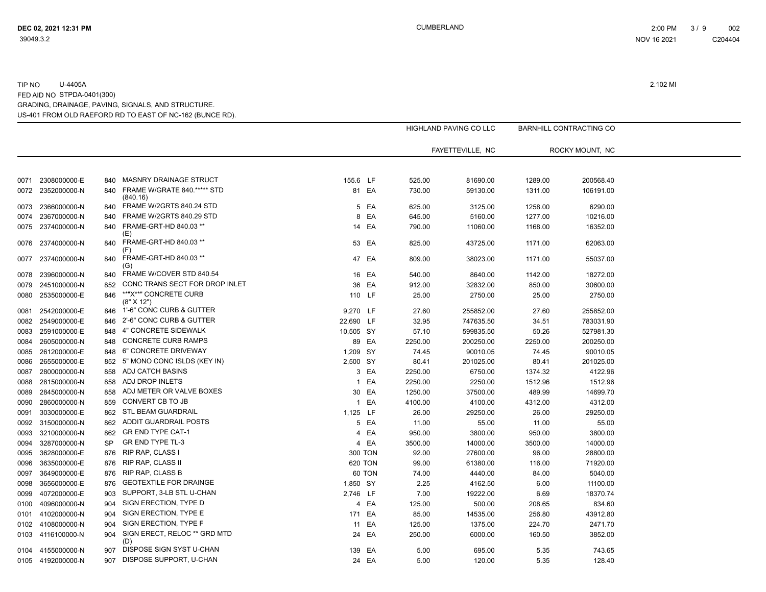TIP NO U-4405A
FED AID NO STPDA-0401(300)
GRADING, DRAINAGE, PAVING, SIGNALS, AND STRUCTURE.
US-401 FROM OLD RAEFORD RD TO EAST OF NC-162 (BUNCE RD).

2.102 MI

| | | | | | | HIGHLAND PAVING CO LLC | | BARNHILL CONTRACTING CO | |
|---|---|---|---|---|---|---|---|---|---|
| | | | | | | FAYETTEVILLE, NC | | ROCKY MOUNT, NC | |
| 0071 | 2308000000-E | 840 | MASNRY DRAINAGE STRUCT | 155.6 | LF | 525.00 | 81690.00 | 1289.00 | 200568.40 |
| 0072 | 2352000000-N | 840 | FRAME W/GRATE 840.***** STD (840.16) | 81 | EA | 730.00 | 59130.00 | 1311.00 | 106191.00 |
| 0073 | 2366000000-N | 840 | FRAME W/2GRTS 840.24 STD | 5 | EA | 625.00 | 3125.00 | 1258.00 | 6290.00 |
| 0074 | 2367000000-N | 840 | FRAME W/2GRTS 840.29 STD | 8 | EA | 645.00 | 5160.00 | 1277.00 | 10216.00 |
| 0075 | 2374000000-N | 840 | FRAME-GRT-HD 840.03 ** (E) | 14 | EA | 790.00 | 11060.00 | 1168.00 | 16352.00 |
| 0076 | 2374000000-N | 840 | FRAME-GRT-HD 840.03 ** (F) | 53 | EA | 825.00 | 43725.00 | 1171.00 | 62063.00 |
| 0077 | 2374000000-N | 840 | FRAME-GRT-HD 840.03 ** (G) | 47 | EA | 809.00 | 38023.00 | 1171.00 | 55037.00 |
| 0078 | 2396000000-N | 840 | FRAME W/COVER STD 840.54 | 16 | EA | 540.00 | 8640.00 | 1142.00 | 18272.00 |
| 0079 | 2451000000-N | 852 | CONC TRANS SECT FOR DROP INLET | 36 | EA | 912.00 | 32832.00 | 850.00 | 30600.00 |
| 0080 | 2535000000-E | 846 | **"X**" CONCRETE CURB (8" X 12") | 110 | LF | 25.00 | 2750.00 | 25.00 | 2750.00 |
| 0081 | 2542000000-E | 846 | 1'-6" CONC CURB & GUTTER | 9,270 | LF | 27.60 | 255852.00 | 27.60 | 255852.00 |
| 0082 | 2549000000-E | 846 | 2'-6" CONC CURB & GUTTER | 22,690 | LF | 32.95 | 747635.50 | 34.51 | 783031.90 |
| 0083 | 2591000000-E | 848 | 4" CONCRETE SIDEWALK | 10,505 | SY | 57.10 | 599835.50 | 50.26 | 527981.30 |
| 0084 | 2605000000-N | 848 | CONCRETE CURB RAMPS | 89 | EA | 2250.00 | 200250.00 | 2250.00 | 200250.00 |
| 0085 | 2612000000-E | 848 | 6" CONCRETE DRIVEWAY | 1,209 | SY | 74.45 | 90010.05 | 74.45 | 90010.05 |
| 0086 | 2655000000-E | 852 | 5" MONO CONC ISLDS (KEY IN) | 2,500 | SY | 80.41 | 201025.00 | 80.41 | 201025.00 |
| 0087 | 2800000000-N | 858 | ADJ CATCH BASINS | 3 | EA | 2250.00 | 6750.00 | 1374.32 | 4122.96 |
| 0088 | 2815000000-N | 858 | ADJ DROP INLETS | 1 | EA | 2250.00 | 2250.00 | 1512.96 | 1512.96 |
| 0089 | 2845000000-N | 858 | ADJ METER OR VALVE BOXES | 30 | EA | 1250.00 | 37500.00 | 489.99 | 14699.70 |
| 0090 | 2860000000-N | 859 | CONVERT CB TO JB | 1 | EA | 4100.00 | 4100.00 | 4312.00 | 4312.00 |
| 0091 | 3030000000-E | 862 | STL BEAM GUARDRAIL | 1,125 | LF | 26.00 | 29250.00 | 26.00 | 29250.00 |
| 0092 | 3150000000-N | 862 | ADDIT GUARDRAIL POSTS | 5 | EA | 11.00 | 55.00 | 11.00 | 55.00 |
| 0093 | 3210000000-N | 862 | GR END TYPE CAT-1 | 4 | EA | 950.00 | 3800.00 | 950.00 | 3800.00 |
| 0094 | 3287000000-N | SP | GR END TYPE TL-3 | 4 | EA | 3500.00 | 14000.00 | 3500.00 | 14000.00 |
| 0095 | 3628000000-E | 876 | RIP RAP, CLASS I | 300 | TON | 92.00 | 27600.00 | 96.00 | 28800.00 |
| 0096 | 3635000000-E | 876 | RIP RAP, CLASS II | 620 | TON | 99.00 | 61380.00 | 116.00 | 71920.00 |
| 0097 | 3649000000-E | 876 | RIP RAP, CLASS B | 60 | TON | 74.00 | 4440.00 | 84.00 | 5040.00 |
| 0098 | 3656000000-E | 876 | GEOTEXTILE FOR DRAINGE | 1,850 | SY | 2.25 | 4162.50 | 6.00 | 11100.00 |
| 0099 | 4072000000-E | 903 | SUPPORT, 3-LB STL U-CHAN | 2,746 | LF | 7.00 | 19222.00 | 6.69 | 18370.74 |
| 0100 | 4096000000-N | 904 | SIGN ERECTION, TYPE D | 4 | EA | 125.00 | 500.00 | 208.65 | 834.60 |
| 0101 | 4102000000-N | 904 | SIGN ERECTION, TYPE E | 171 | EA | 85.00 | 14535.00 | 256.80 | 43912.80 |
| 0102 | 4108000000-N | 904 | SIGN ERECTION, TYPE F | 11 | EA | 125.00 | 1375.00 | 224.70 | 2471.70 |
| 0103 | 4116100000-N | 904 | SIGN ERECT, RELOC ** GRD MTD (D) | 24 | EA | 250.00 | 6000.00 | 160.50 | 3852.00 |
| 0104 | 4155000000-N | 907 | DISPOSE SIGN SYST U-CHAN | 139 | EA | 5.00 | 695.00 | 5.35 | 743.65 |
| 0105 | 4192000000-N | 907 | DISPOSE SUPPORT, U-CHAN | 24 | EA | 5.00 | 120.00 | 5.35 | 128.40 |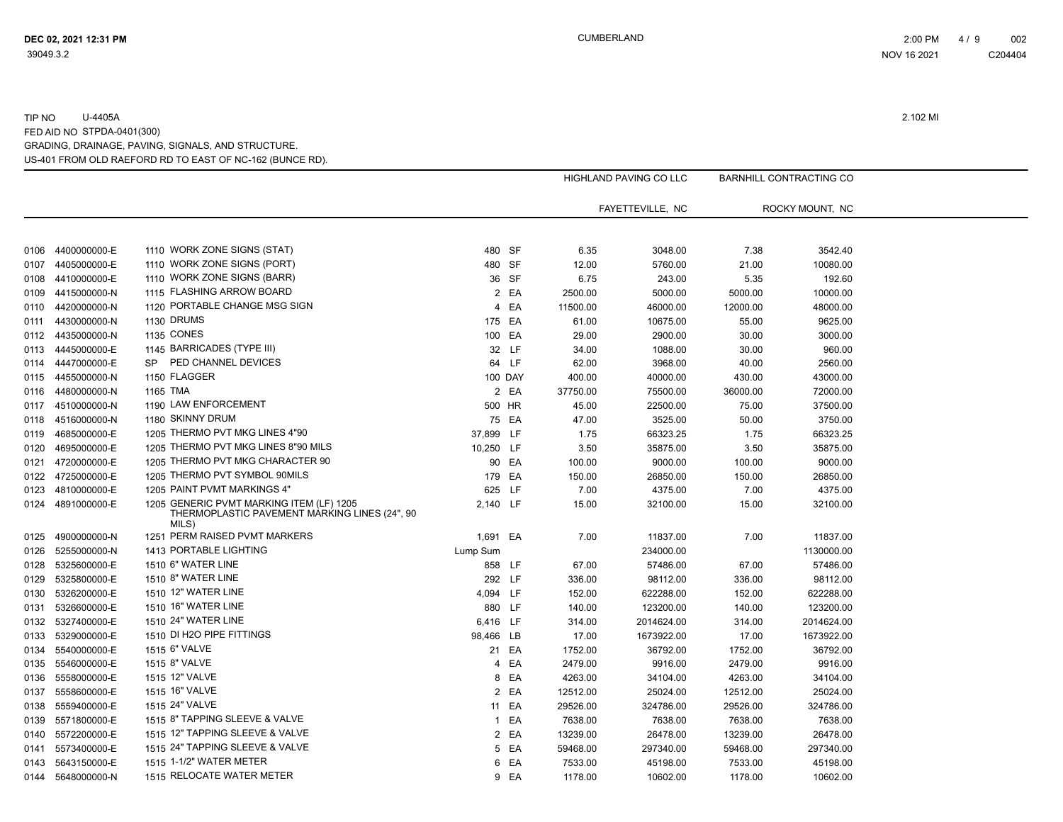TIP NO U-4405A

FED AID NO STPDA-0401(300)

GRADING, DRAINAGE, PAVING, SIGNALS, AND STRUCTURE.

US-401 FROM OLD RAEFORD RD TO EAST OF NC-162 (BUNCE RD).

2.102 MI

| | | | | | HIGHLAND PAVING CO LLC | | BARNHILL CONTRACTING CO | |
|---|---|---|---|---|---|---|---|---|
| | | | | | FAYETTEVILLE, NC | | ROCKY MOUNT, NC | |
| 0106 | 4400000000-E | 1110 WORK ZONE SIGNS (STAT) | 480 | SF | 6.35 | 3048.00 | 7.38 | 3542.40 |
| 0107 | 4405000000-E | 1110 WORK ZONE SIGNS (PORT) | 480 | SF | 12.00 | 5760.00 | 21.00 | 10080.00 |
| 0108 | 4410000000-E | 1110 WORK ZONE SIGNS (BARR) | 36 | SF | 6.75 | 243.00 | 5.35 | 192.60 |
| 0109 | 4415000000-N | 1115 FLASHING ARROW BOARD | 2 | EA | 2500.00 | 5000.00 | 5000.00 | 10000.00 |
| 0110 | 4420000000-N | 1120 PORTABLE CHANGE MSG SIGN | 4 | EA | 11500.00 | 46000.00 | 12000.00 | 48000.00 |
| 0111 | 4430000000-N | 1130 DRUMS | 175 | EA | 61.00 | 10675.00 | 55.00 | 9625.00 |
| 0112 | 4435000000-N | 1135 CONES | 100 | EA | 29.00 | 2900.00 | 30.00 | 3000.00 |
| 0113 | 4445000000-E | 1145 BARRICADES (TYPE III) | 32 | LF | 34.00 | 1088.00 | 30.00 | 960.00 |
| 0114 | 4447000000-E | SP PED CHANNEL DEVICES | 64 | LF | 62.00 | 3968.00 | 40.00 | 2560.00 |
| 0115 | 4455000000-N | 1150 FLAGGER | 100 | DAY | 400.00 | 40000.00 | 430.00 | 43000.00 |
| 0116 | 4480000000-N | 1165 TMA | 2 | EA | 37750.00 | 75500.00 | 36000.00 | 72000.00 |
| 0117 | 4510000000-N | 1190 LAW ENFORCEMENT | 500 | HR | 45.00 | 22500.00 | 75.00 | 37500.00 |
| 0118 | 4516000000-N | 1180 SKINNY DRUM | 75 | EA | 47.00 | 3525.00 | 50.00 | 3750.00 |
| 0119 | 4685000000-E | 1205 THERMO PVT MKG LINES 4"90 | 37,899 | LF | 1.75 | 66323.25 | 1.75 | 66323.25 |
| 0120 | 4695000000-E | 1205 THERMO PVT MKG LINES 8"90 MILS | 10,250 | LF | 3.50 | 35875.00 | 3.50 | 35875.00 |
| 0121 | 4720000000-E | 1205 THERMO PVT MKG CHARACTER 90 | 90 | EA | 100.00 | 9000.00 | 100.00 | 9000.00 |
| 0122 | 4725000000-E | 1205 THERMO PVT SYMBOL 90MILS | 179 | EA | 150.00 | 26850.00 | 150.00 | 26850.00 |
| 0123 | 4810000000-E | 1205 PAINT PVMT MARKINGS 4" | 625 | LF | 7.00 | 4375.00 | 7.00 | 4375.00 |
| 0124 | 4891000000-E | 1205 GENERIC PVMT MARKING ITEM (LF) 1205 THERMOPLASTIC PAVEMENT MARKING LINES (24", 90 MILS) | 2,140 | LF | 15.00 | 32100.00 | 15.00 | 32100.00 |
| 0125 | 4900000000-N | 1251 PERM RAISED PVMT MARKERS | 1,691 | EA | 7.00 | 11837.00 | 7.00 | 11837.00 |
| 0126 | 5255000000-N | 1413 PORTABLE LIGHTING | Lump Sum | | | 234000.00 | | 1130000.00 |
| 0128 | 5325600000-E | 1510 6" WATER LINE | 858 | LF | 67.00 | 57486.00 | 67.00 | 57486.00 |
| 0129 | 5325800000-E | 1510 8" WATER LINE | 292 | LF | 336.00 | 98112.00 | 336.00 | 98112.00 |
| 0130 | 5326200000-E | 1510 12" WATER LINE | 4,094 | LF | 152.00 | 622288.00 | 152.00 | 622288.00 |
| 0131 | 5326600000-E | 1510 16" WATER LINE | 880 | LF | 140.00 | 123200.00 | 140.00 | 123200.00 |
| 0132 | 5327400000-E | 1510 24" WATER LINE | 6,416 | LF | 314.00 | 2014624.00 | 314.00 | 2014624.00 |
| 0133 | 5329000000-E | 1510 DI H2O PIPE FITTINGS | 98,466 | LB | 17.00 | 1673922.00 | 17.00 | 1673922.00 |
| 0134 | 5540000000-E | 1515 6" VALVE | 21 | EA | 1752.00 | 36792.00 | 1752.00 | 36792.00 |
| 0135 | 5546000000-E | 1515 8" VALVE | 4 | EA | 2479.00 | 9916.00 | 2479.00 | 9916.00 |
| 0136 | 5558000000-E | 1515 12" VALVE | 8 | EA | 4263.00 | 34104.00 | 4263.00 | 34104.00 |
| 0137 | 5558600000-E | 1515 16" VALVE | 2 | EA | 12512.00 | 25024.00 | 12512.00 | 25024.00 |
| 0138 | 5559400000-E | 1515 24" VALVE | 11 | EA | 29526.00 | 324786.00 | 29526.00 | 324786.00 |
| 0139 | 5571800000-E | 1515 8" TAPPING SLEEVE & VALVE | 1 | EA | 7638.00 | 7638.00 | 7638.00 | 7638.00 |
| 0140 | 5572200000-E | 1515 12" TAPPING SLEEVE & VALVE | 2 | EA | 13239.00 | 26478.00 | 13239.00 | 26478.00 |
| 0141 | 5573400000-E | 1515 24" TAPPING SLEEVE & VALVE | 5 | EA | 59468.00 | 297340.00 | 59468.00 | 297340.00 |
| 0143 | 5643150000-E | 1515 1-1/2" WATER METER | 6 | EA | 7533.00 | 45198.00 | 7533.00 | 45198.00 |
| 0144 | 5648000000-N | 1515 RELOCATE WATER METER | 9 | EA | 1178.00 | 10602.00 | 1178.00 | 10602.00 |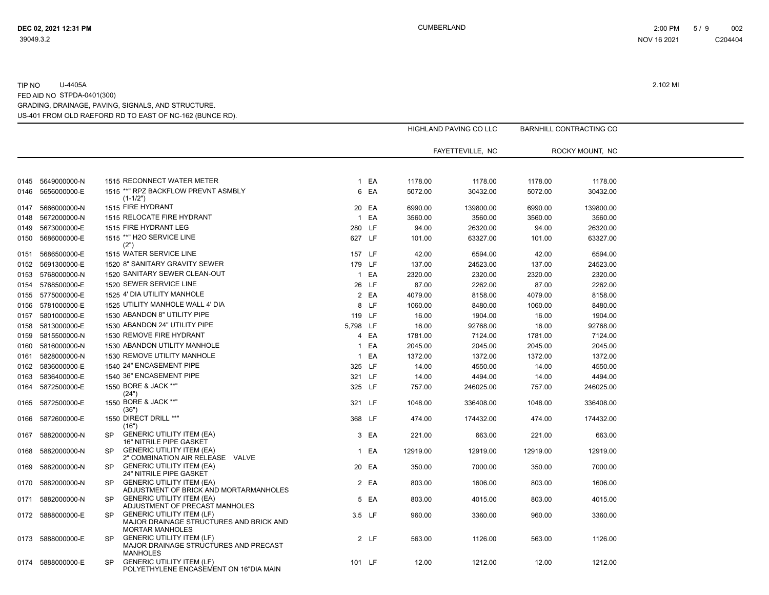TIP NO U-4405A

FED AID NO STPDA-0401(300)

GRADING, DRAINAGE, PAVING, SIGNALS, AND STRUCTURE.

US-401 FROM OLD RAEFORD RD TO EAST OF NC-162 (BUNCE RD).

2.102 MI

| | | | | | | HIGHLAND PAVING CO LLC | | BARNHILL CONTRACTING CO | |
|---|---|---|---|---|---|---|---|---|---|
| | | | | | | FAYETTEVILLE, NC | | ROCKY MOUNT, NC | |
| 0145 | 5649000000-N | 1515 | RECONNECT WATER METER | 1 | EA | 1178.00 | 1178.00 | 1178.00 | 1178.00 |
| 0146 | 5656000000-E | 1515 | **"RPZ BACKFLOW PREVNT ASMBLY (1-1/2") | 6 | EA | 5072.00 | 30432.00 | 5072.00 | 30432.00 |
| 0147 | 5666000000-N | 1515 | FIRE HYDRANT | 20 | EA | 6990.00 | 139800.00 | 6990.00 | 139800.00 |
| 0148 | 5672000000-N | 1515 | RELOCATE FIRE HYDRANT | 1 | EA | 3560.00 | 3560.00 | 3560.00 | 3560.00 |
| 0149 | 5673000000-E | 1515 | FIRE HYDRANT LEG | 280 | LF | 94.00 | 26320.00 | 94.00 | 26320.00 |
| 0150 | 5686000000-E | 1515 | **" H2O SERVICE LINE (2") | 627 | LF | 101.00 | 63327.00 | 101.00 | 63327.00 |
| 0151 | 5686500000-E | 1515 | WATER SERVICE LINE | 157 | LF | 42.00 | 6594.00 | 42.00 | 6594.00 |
| 0152 | 5691300000-E | 1520 | 8" SANITARY GRAVITY SEWER | 179 | LF | 137.00 | 24523.00 | 137.00 | 24523.00 |
| 0153 | 5768000000-N | 1520 | SANITARY SEWER CLEAN-OUT | 1 | EA | 2320.00 | 2320.00 | 2320.00 | 2320.00 |
| 0154 | 5768500000-E | 1520 | SEWER SERVICE LINE | 26 | LF | 87.00 | 2262.00 | 87.00 | 2262.00 |
| 0155 | 5775000000-E | 1525 | 4' DIA UTILITY MANHOLE | 2 | EA | 4079.00 | 8158.00 | 4079.00 | 8158.00 |
| 0156 | 5781000000-E | 1525 | UTILITY MANHOLE WALL 4' DIA | 8 | LF | 1060.00 | 8480.00 | 1060.00 | 8480.00 |
| 0157 | 5801000000-E | 1530 | ABANDON 8" UTILITY PIPE | 119 | LF | 16.00 | 1904.00 | 16.00 | 1904.00 |
| 0158 | 5813000000-E | 1530 | ABANDON 24" UTILITY PIPE | 5,798 | LF | 16.00 | 92768.00 | 16.00 | 92768.00 |
| 0159 | 5815500000-N | 1530 | REMOVE FIRE HYDRANT | 4 | EA | 1781.00 | 7124.00 | 1781.00 | 7124.00 |
| 0160 | 5816000000-N | 1530 | ABANDON UTILITY MANHOLE | 1 | EA | 2045.00 | 2045.00 | 2045.00 | 2045.00 |
| 0161 | 5828000000-N | 1530 | REMOVE UTILITY MANHOLE | 1 | EA | 1372.00 | 1372.00 | 1372.00 | 1372.00 |
| 0162 | 5836000000-E | 1540 | 24" ENCASEMENT PIPE | 325 | LF | 14.00 | 4550.00 | 14.00 | 4550.00 |
| 0163 | 5836400000-E | 1540 | 36" ENCASEMENT PIPE | 321 | LF | 14.00 | 4494.00 | 14.00 | 4494.00 |
| 0164 | 5872500000-E | 1550 | BORE & JACK **" (24") | 325 | LF | 757.00 | 246025.00 | 757.00 | 246025.00 |
| 0165 | 5872500000-E | 1550 | BORE & JACK **" (36") | 321 | LF | 1048.00 | 336408.00 | 1048.00 | 336408.00 |
| 0166 | 5872600000-E | 1550 | DIRECT DRILL **" (16") | 368 | LF | 474.00 | 174432.00 | 474.00 | 174432.00 |
| 0167 | 5882000000-N | SP | GENERIC UTILITY ITEM (EA) 16" NITRILE PIPE GASKET | 3 | EA | 221.00 | 663.00 | 221.00 | 663.00 |
| 0168 | 5882000000-N | SP | GENERIC UTILITY ITEM (EA) 2" COMBINATION AIR RELEASE VALVE | 1 | EA | 12919.00 | 12919.00 | 12919.00 | 12919.00 |
| 0169 | 5882000000-N | SP | GENERIC UTILITY ITEM (EA) 24" NITRILE PIPE GASKET | 20 | EA | 350.00 | 7000.00 | 350.00 | 7000.00 |
| 0170 | 5882000000-N | SP | GENERIC UTILITY ITEM (EA) ADJUSTMENT OF BRICK AND MORTARMANHOLES | 2 | EA | 803.00 | 1606.00 | 803.00 | 1606.00 |
| 0171 | 5882000000-N | SP | GENERIC UTILITY ITEM (EA) ADJUSTMENT OF PRECAST MANHOLES | 5 | EA | 803.00 | 4015.00 | 803.00 | 4015.00 |
| 0172 | 5888000000-E | SP | GENERIC UTILITY ITEM (LF) MAJOR DRAINAGE STRUCTURES AND BRICK AND MORTAR MANHOLES | 3.5 | LF | 960.00 | 3360.00 | 960.00 | 3360.00 |
| 0173 | 5888000000-E | SP | GENERIC UTILITY ITEM (LF) MAJOR DRAINAGE STRUCTURES AND PRECAST MANHOLES | 2 | LF | 563.00 | 1126.00 | 563.00 | 1126.00 |
| 0174 | 5888000000-E | SP | GENERIC UTILITY ITEM (LF) POLYETHYLENE ENCASEMENT ON 16"DIA MAIN | 101 | LF | 12.00 | 1212.00 | 12.00 | 1212.00 |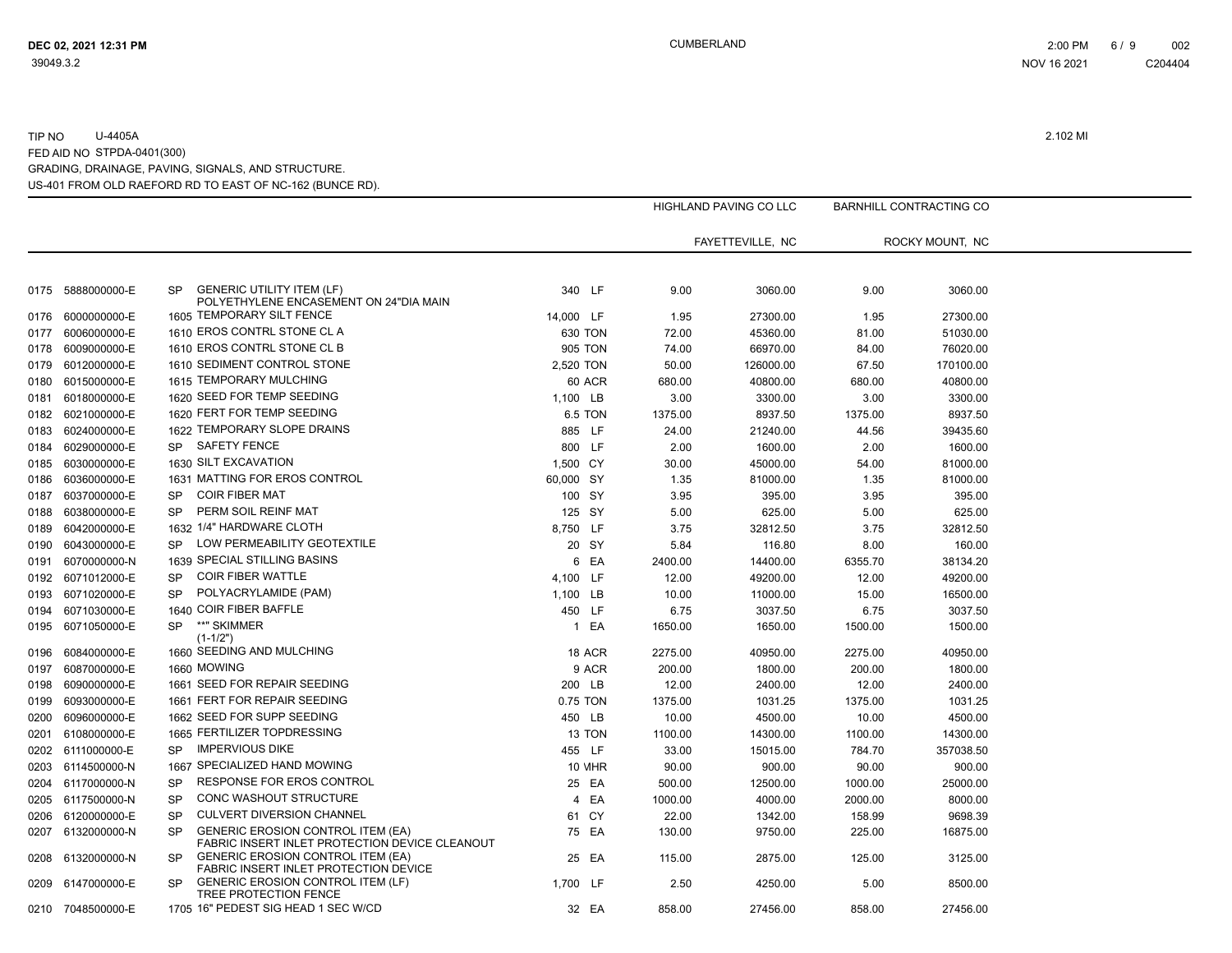TIP NO U-4405A

FED AID NO STPDA-0401(300)

GRADING, DRAINAGE, PAVING, SIGNALS, AND STRUCTURE.

US-401 FROM OLD RAEFORD RD TO EAST OF NC-162 (BUNCE RD).

2.102 MI

| | | | | | | HIGHLAND PAVING CO LLC | | BARNHILL CONTRACTING CO | |
|---|---|---|---|---|---|---|---|---|---|
| | | | | | | FAYETTEVILLE, NC | | ROCKY MOUNT, NC | |
| 0175 | 5888000000-E | SP | GENERIC UTILITY ITEM (LF) POLYETHYLENE ENCASEMENT ON 24"DIA MAIN | 340 | LF | 9.00 | 3060.00 | 9.00 | 3060.00 |
| 0176 | 6000000000-E | 1605 | TEMPORARY SILT FENCE | 14,000 | LF | 1.95 | 27300.00 | 1.95 | 27300.00 |
| 0177 | 6006000000-E | 1610 | EROS CONTRL STONE CL A | 630 | TON | 72.00 | 45360.00 | 81.00 | 51030.00 |
| 0178 | 6009000000-E | 1610 | EROS CONTRL STONE CL B | 905 | TON | 74.00 | 66970.00 | 84.00 | 76020.00 |
| 0179 | 6012000000-E | 1610 | SEDIMENT CONTROL STONE | 2,520 | TON | 50.00 | 126000.00 | 67.50 | 170100.00 |
| 0180 | 6015000000-E | 1615 | TEMPORARY MULCHING | 60 | ACR | 680.00 | 40800.00 | 680.00 | 40800.00 |
| 0181 | 6018000000-E | 1620 | SEED FOR TEMP SEEDING | 1,100 | LB | 3.00 | 3300.00 | 3.00 | 3300.00 |
| 0182 | 6021000000-E | 1620 | FERT FOR TEMP SEEDING | 6.5 | TON | 1375.00 | 8937.50 | 1375.00 | 8937.50 |
| 0183 | 6024000000-E | 1622 | TEMPORARY SLOPE DRAINS | 885 | LF | 24.00 | 21240.00 | 44.56 | 39435.60 |
| 0184 | 6029000000-E | SP | SAFETY FENCE | 800 | LF | 2.00 | 1600.00 | 2.00 | 1600.00 |
| 0185 | 6030000000-E | 1630 | SILT EXCAVATION | 1,500 | CY | 30.00 | 45000.00 | 54.00 | 81000.00 |
| 0186 | 6036000000-E | 1631 | MATTING FOR EROS CONTROL | 60,000 | SY | 1.35 | 81000.00 | 1.35 | 81000.00 |
| 0187 | 6037000000-E | SP | COIR FIBER MAT | 100 | SY | 3.95 | 395.00 | 3.95 | 395.00 |
| 0188 | 6038000000-E | SP | PERM SOIL REINF MAT | 125 | SY | 5.00 | 625.00 | 5.00 | 625.00 |
| 0189 | 6042000000-E | 1632 | 1/4" HARDWARE CLOTH | 8,750 | LF | 3.75 | 32812.50 | 3.75 | 32812.50 |
| 0190 | 6043000000-E | SP | LOW PERMEABILITY GEOTEXTILE | 20 | SY | 5.84 | 116.80 | 8.00 | 160.00 |
| 0191 | 6070000000-N | 1639 | SPECIAL STILLING BASINS | 6 | EA | 2400.00 | 14400.00 | 6355.70 | 38134.20 |
| 0192 | 6071012000-E | SP | COIR FIBER WATTLE | 4,100 | LF | 12.00 | 49200.00 | 12.00 | 49200.00 |
| 0193 | 6071020000-E | SP | POLYACRYLAMIDE (PAM) | 1,100 | LB | 10.00 | 11000.00 | 15.00 | 16500.00 |
| 0194 | 6071030000-E | 1640 | COIR FIBER BAFFLE | 450 | LF | 6.75 | 3037.50 | 6.75 | 3037.50 |
| 0195 | 6071050000-E | SP | **" SKIMMER (1-1/2") | 1 | EA | 1650.00 | 1650.00 | 1500.00 | 1500.00 |
| 0196 | 6084000000-E | 1660 | SEEDING AND MULCHING | 18 | ACR | 2275.00 | 40950.00 | 2275.00 | 40950.00 |
| 0197 | 6087000000-E | 1660 | MOWING | 9 | ACR | 200.00 | 1800.00 | 200.00 | 1800.00 |
| 0198 | 6090000000-E | 1661 | SEED FOR REPAIR SEEDING | 200 | LB | 12.00 | 2400.00 | 12.00 | 2400.00 |
| 0199 | 6093000000-E | 1661 | FERT FOR REPAIR SEEDING | 0.75 | TON | 1375.00 | 1031.25 | 1375.00 | 1031.25 |
| 0200 | 6096000000-E | 1662 | SEED FOR SUPP SEEDING | 450 | LB | 10.00 | 4500.00 | 10.00 | 4500.00 |
| 0201 | 6108000000-E | 1665 | FERTILIZER TOPDRESSING | 13 | TON | 1100.00 | 14300.00 | 1100.00 | 14300.00 |
| 0202 | 6111000000-E | SP | IMPERVIOUS DIKE | 455 | LF | 33.00 | 15015.00 | 784.70 | 357038.50 |
| 0203 | 6114500000-N | 1667 | SPECIALIZED HAND MOWING | 10 | MHR | 90.00 | 900.00 | 90.00 | 900.00 |
| 0204 | 6117000000-N | SP | RESPONSE FOR EROS CONTROL | 25 | EA | 500.00 | 12500.00 | 1000.00 | 25000.00 |
| 0205 | 6117500000-N | SP | CONC WASHOUT STRUCTURE | 4 | EA | 1000.00 | 4000.00 | 2000.00 | 8000.00 |
| 0206 | 6120000000-E | SP | CULVERT DIVERSION CHANNEL | 61 | CY | 22.00 | 1342.00 | 158.99 | 9698.39 |
| 0207 | 6132000000-N | SP | GENERIC EROSION CONTROL ITEM (EA) FABRIC INSERT INLET PROTECTION DEVICE CLEANOUT | 75 | EA | 130.00 | 9750.00 | 225.00 | 16875.00 |
| 0208 | 6132000000-N | SP | GENERIC EROSION CONTROL ITEM (EA) FABRIC INSERT INLET PROTECTION DEVICE | 25 | EA | 115.00 | 2875.00 | 125.00 | 3125.00 |
| 0209 | 6147000000-E | SP | GENERIC EROSION CONTROL ITEM (LF) TREE PROTECTION FENCE | 1,700 | LF | 2.50 | 4250.00 | 5.00 | 8500.00 |
| 0210 | 7048500000-E | 1705 | 16" PEDEST SIG HEAD 1 SEC W/CD | 32 | EA | 858.00 | 27456.00 | 858.00 | 27456.00 |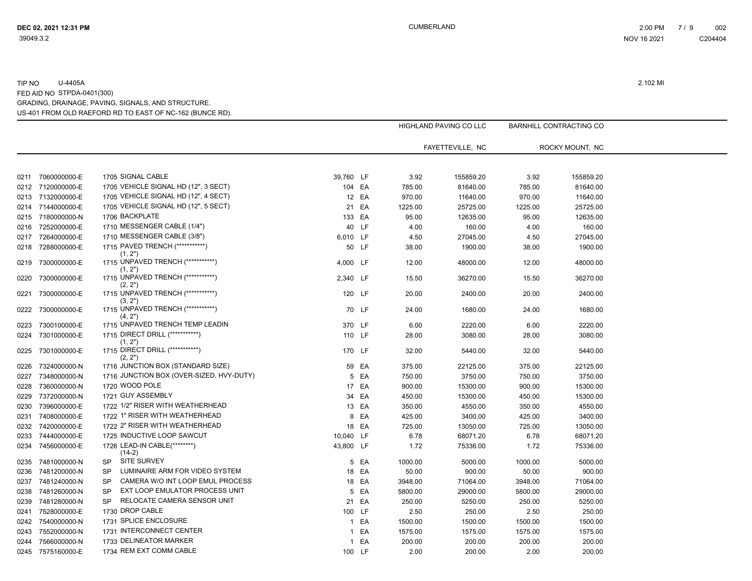TIP NO U-4405A

FED AID NO STPDA-0401(300)

GRADING, DRAINAGE, PAVING, SIGNALS, AND STRUCTURE.

US-401 FROM OLD RAEFORD RD TO EAST OF NC-162 (BUNCE RD).

2.102 MI

| | | | | | | HIGHLAND PAVING CO LLC | | BARNHILL CONTRACTING CO | |
|---|---|---|---|---|---|---|---|---|---|
| | | | | | | FAYETTEVILLE, NC | | ROCKY MOUNT, NC | |
| 0211 | 7060000000-E | 1705 SIGNAL CABLE | 39,760 | LF | | 3.92 | 155859.20 | 3.92 | 155859.20 |
| 0212 | 7120000000-E | 1705 VEHICLE SIGNAL HD (12", 3 SECT) | 104 | EA | | 785.00 | 81640.00 | 785.00 | 81640.00 |
| 0213 | 7132000000-E | 1705 VEHICLE SIGNAL HD (12", 4 SECT) | 12 | EA | | 970.00 | 11640.00 | 970.00 | 11640.00 |
| 0214 | 7144000000-E | 1705 VEHICLE SIGNAL HD (12", 5 SECT) | 21 | EA | | 1225.00 | 25725.00 | 1225.00 | 25725.00 |
| 0215 | 7180000000-N | 1706 BACKPLATE | 133 | EA | | 95.00 | 12635.00 | 95.00 | 12635.00 |
| 0216 | 7252000000-E | 1710 MESSENGER CABLE (1/4") | 40 | LF | | 4.00 | 160.00 | 4.00 | 160.00 |
| 0217 | 7264000000-E | 1710 MESSENGER CABLE (3/8") | 6,010 | LF | | 4.50 | 27045.00 | 4.50 | 27045.00 |
| 0218 | 7288000000-E | 1715 PAVED TRENCH (***********) (1, 2") | 50 | LF | | 38.00 | 1900.00 | 38.00 | 1900.00 |
| 0219 | 7300000000-E | 1715 UNPAVED TRENCH (***********) (1, 2") | 4,000 | LF | | 12.00 | 48000.00 | 12.00 | 48000.00 |
| 0220 | 7300000000-E | 1715 UNPAVED TRENCH (***********) (2, 2") | 2,340 | LF | | 15.50 | 36270.00 | 15.50 | 36270.00 |
| 0221 | 7300000000-E | 1715 UNPAVED TRENCH (***********) (3, 2") | 120 | LF | | 20.00 | 2400.00 | 20.00 | 2400.00 |
| 0222 | 7300000000-E | 1715 UNPAVED TRENCH (***********) (4, 2") | 70 | LF | | 24.00 | 1680.00 | 24.00 | 1680.00 |
| 0223 | 7300100000-E | 1715 UNPAVED TRENCH TEMP LEADIN | 370 | LF | | 6.00 | 2220.00 | 6.00 | 2220.00 |
| 0224 | 7301000000-E | 1715 DIRECT DRILL (***********) (1, 2") | 110 | LF | | 28.00 | 3080.00 | 28.00 | 3080.00 |
| 0225 | 7301000000-E | 1715 DIRECT DRILL (***********) (2, 2") | 170 | LF | | 32.00 | 5440.00 | 32.00 | 5440.00 |
| 0226 | 7324000000-N | 1716 JUNCTION BOX (STANDARD SIZE) | 59 | EA | | 375.00 | 22125.00 | 375.00 | 22125.00 |
| 0227 | 7348000000-N | 1716 JUNCTION BOX (OVER-SIZED, HVY-DUTY) | 5 | EA | | 750.00 | 3750.00 | 750.00 | 3750.00 |
| 0228 | 7360000000-N | 1720 WOOD POLE | 17 | EA | | 900.00 | 15300.00 | 900.00 | 15300.00 |
| 0229 | 7372000000-N | 1721 GUY ASSEMBLY | 34 | EA | | 450.00 | 15300.00 | 450.00 | 15300.00 |
| 0230 | 7396000000-E | 1722 1/2" RISER WITH WEATHERHEAD | 13 | EA | | 350.00 | 4550.00 | 350.00 | 4550.00 |
| 0231 | 7408000000-E | 1722 1" RISER WITH WEATHERHEAD | 8 | EA | | 425.00 | 3400.00 | 425.00 | 3400.00 |
| 0232 | 7420000000-E | 1722 2" RISER WITH WEATHERHEAD | 18 | EA | | 725.00 | 13050.00 | 725.00 | 13050.00 |
| 0233 | 7444000000-E | 1725 INDUCTIVE LOOP SAWCUT | 10,040 | LF | | 6.78 | 68071.20 | 6.78 | 68071.20 |
| 0234 | 7456000000-E | 1726 LEAD-IN CABLE(********) (14-2) | 43,800 | LF | | 1.72 | 75336.00 | 1.72 | 75336.00 |
| 0235 | 7481000000-N | SP SITE SURVEY | 5 | EA | | 1000.00 | 5000.00 | 1000.00 | 5000.00 |
| 0236 | 7481200000-N | SP LUMINAIRE ARM FOR VIDEO SYSTEM | 18 | EA | | 50.00 | 900.00 | 50.00 | 900.00 |
| 0237 | 7481240000-N | SP CAMERA W/O INT LOOP EMUL PROCESS | 18 | EA | | 3948.00 | 71064.00 | 3948.00 | 71064.00 |
| 0238 | 7481260000-N | SP EXT LOOP EMULATOR PROCESS UNIT | 5 | EA | | 5800.00 | 29000.00 | 5800.00 | 29000.00 |
| 0239 | 7481280000-N | SP RELOCATE CAMERA SENSOR UNIT | 21 | EA | | 250.00 | 5250.00 | 250.00 | 5250.00 |
| 0241 | 7528000000-E | 1730 DROP CABLE | 100 | LF | | 2.50 | 250.00 | 2.50 | 250.00 |
| 0242 | 7540000000-N | 1731 SPLICE ENCLOSURE | 1 | EA | | 1500.00 | 1500.00 | 1500.00 | 1500.00 |
| 0243 | 7552000000-N | 1731 INTERCONNECT CENTER | 1 | EA | | 1575.00 | 1575.00 | 1575.00 | 1575.00 |
| 0244 | 7566000000-N | 1733 DELINEATOR MARKER | 1 | EA | | 200.00 | 200.00 | 200.00 | 200.00 |
| 0245 | 7575160000-E | 1734 REM EXT COMM CABLE | 100 | LF | | 2.00 | 200.00 | 2.00 | 200.00 |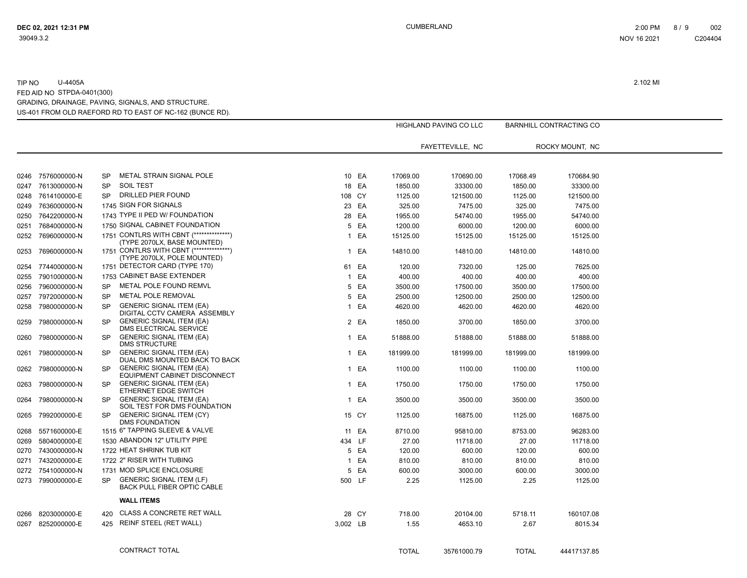TIP NO U-4405A

FED AID NO STPDA-0401(300)

GRADING, DRAINAGE, PAVING, SIGNALS, AND STRUCTURE.

US-401 FROM OLD RAEFORD RD TO EAST OF NC-162 (BUNCE RD).

2.102 MI

| | | | | | | HIGHLAND PAVING CO LLC | | BARNHILL CONTRACTING CO | |
|---|---|---|---|---|---|---|---|---|---|
| | | | | | | FAYETTEVILLE, NC | | ROCKY MOUNT, NC | |
| 0246 | 7576000000-N | SP | METAL STRAIN SIGNAL POLE | 10 | EA | 17069.00 | 170690.00 | 17068.49 | 170684.90 |
| 0247 | 7613000000-N | SP | SOIL TEST | 18 | EA | 1850.00 | 33300.00 | 1850.00 | 33300.00 |
| 0248 | 7614100000-E | SP | DRILLED PIER FOUND | 108 | CY | 1125.00 | 121500.00 | 1125.00 | 121500.00 |
| 0249 | 7636000000-N | 1745 | SIGN FOR SIGNALS | 23 | EA | 325.00 | 7475.00 | 325.00 | 7475.00 |
| 0250 | 7642200000-N | 1743 | TYPE II PED W/ FOUNDATION | 28 | EA | 1955.00 | 54740.00 | 1955.00 | 54740.00 |
| 0251 | 7684000000-N | 1750 | SIGNAL CABINET FOUNDATION | 5 | EA | 1200.00 | 6000.00 | 1200.00 | 6000.00 |
| 0252 | 7696000000-N | 1751 | CONTLRS WITH CBNT (**************) (TYPE 2070LX, BASE MOUNTED) | 1 | EA | 15125.00 | 15125.00 | 15125.00 | 15125.00 |
| 0253 | 7696000000-N | 1751 | CONTLRS WITH CBNT (**************) (TYPE 2070LX, POLE MOUNTED) | 1 | EA | 14810.00 | 14810.00 | 14810.00 | 14810.00 |
| 0254 | 7744000000-N | 1751 | DETECTOR CARD (TYPE 170) | 61 | EA | 120.00 | 7320.00 | 125.00 | 7625.00 |
| 0255 | 7901000000-N | 1753 | CABINET BASE EXTENDER | 1 | EA | 400.00 | 400.00 | 400.00 | 400.00 |
| 0256 | 7960000000-N | SP | METAL POLE FOUND REMVL | 5 | EA | 3500.00 | 17500.00 | 3500.00 | 17500.00 |
| 0257 | 7972000000-N | SP | METAL POLE REMOVAL | 5 | EA | 2500.00 | 12500.00 | 2500.00 | 12500.00 |
| 0258 | 7980000000-N | SP | GENERIC SIGNAL ITEM (EA) DIGITAL CCTV CAMERA ASSEMBLY | 1 | EA | 4620.00 | 4620.00 | 4620.00 | 4620.00 |
| 0259 | 7980000000-N | SP | GENERIC SIGNAL ITEM (EA) DMS ELECTRICAL SERVICE | 2 | EA | 1850.00 | 3700.00 | 1850.00 | 3700.00 |
| 0260 | 7980000000-N | SP | GENERIC SIGNAL ITEM (EA) DMS STRUCTURE | 1 | EA | 51888.00 | 51888.00 | 51888.00 | 51888.00 |
| 0261 | 7980000000-N | SP | GENERIC SIGNAL ITEM (EA) DUAL DMS MOUNTED BACK TO BACK | 1 | EA | 181999.00 | 181999.00 | 181999.00 | 181999.00 |
| 0262 | 7980000000-N | SP | GENERIC SIGNAL ITEM (EA) EQUIPMENT CABINET DISCONNECT | 1 | EA | 1100.00 | 1100.00 | 1100.00 | 1100.00 |
| 0263 | 7980000000-N | SP | GENERIC SIGNAL ITEM (EA) ETHERNET EDGE SWITCH | 1 | EA | 1750.00 | 1750.00 | 1750.00 | 1750.00 |
| 0264 | 7980000000-N | SP | GENERIC SIGNAL ITEM (EA) SOIL TEST FOR DMS FOUNDATION | 1 | EA | 3500.00 | 3500.00 | 3500.00 | 3500.00 |
| 0265 | 7992000000-E | SP | GENERIC SIGNAL ITEM (CY) DMS FOUNDATION | 15 | CY | 1125.00 | 16875.00 | 1125.00 | 16875.00 |
| 0268 | 5571600000-E | 1515 | 6" TAPPING SLEEVE & VALVE | 11 | EA | 8710.00 | 95810.00 | 8753.00 | 96283.00 |
| 0269 | 5804000000-E | 1530 | ABANDON 12" UTILITY PIPE | 434 | LF | 27.00 | 11718.00 | 27.00 | 11718.00 |
| 0270 | 7430000000-N | 1722 | HEAT SHRINK TUB KIT | 5 | EA | 120.00 | 600.00 | 120.00 | 600.00 |
| 0271 | 7432000000-E | 1722 | 2" RISER WITH TUBING | 1 | EA | 810.00 | 810.00 | 810.00 | 810.00 |
| 0272 | 7541000000-N | 1731 | MOD SPLICE ENCLOSURE | 5 | EA | 600.00 | 3000.00 | 600.00 | 3000.00 |
| 0273 | 7990000000-E | SP | GENERIC SIGNAL ITEM (LF) BACK PULL FIBER OPTIC CABLE | 500 | LF | 2.25 | 1125.00 | 2.25 | 1125.00 |
| | | | **WALL ITEMS** | | | | | | |
| 0266 | 8203000000-E | 420 | CLASS A CONCRETE RET WALL | 28 | CY | 718.00 | 20104.00 | 5718.11 | 160107.08 |
| 0267 | 8252000000-E | 425 | REINF STEEL (RET WALL) | 3,002 | LB | 1.55 | 4653.10 | 2.67 | 8015.34 |
| | | | CONTRACT TOTAL | | | TOTAL | 35761000.79 | TOTAL | 44417137.85 |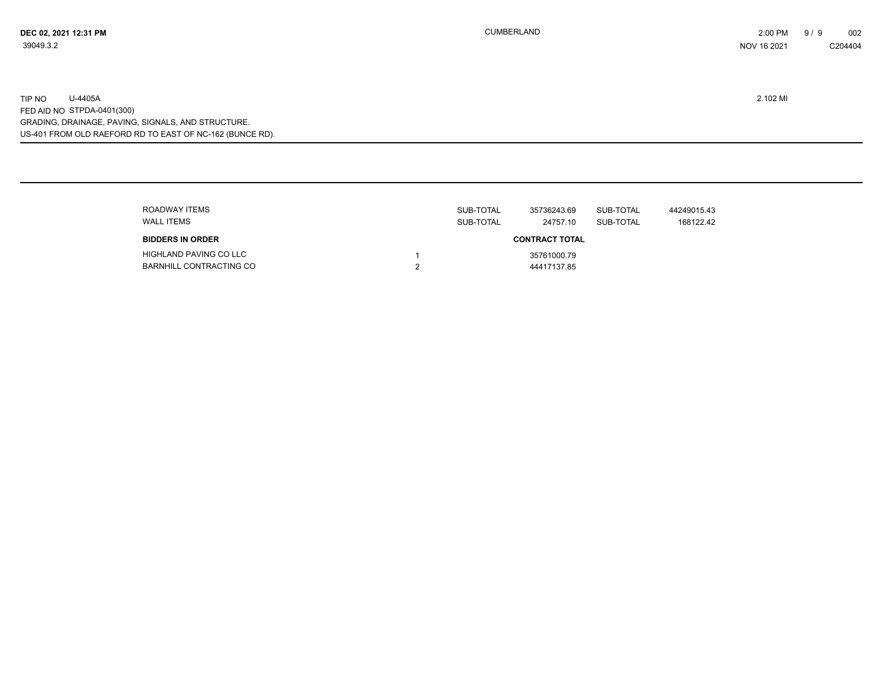TIP NO U-4405A 2.102 MI
FED AID NO STPDA-0401(300)
GRADING, DRAINAGE, PAVING, SIGNALS, AND STRUCTURE.
US-401 FROM OLD RAEFORD RD TO EAST OF NC-162 (BUNCE RD).

| | | | | | |
|---|---|---|---|---|---|
| ROADWAY ITEMS | | SUB-TOTAL | 35736243.69 | SUB-TOTAL | 44249015.43 |
| WALL ITEMS | | SUB-TOTAL | 24757.10 | SUB-TOTAL | 168122.42 |

| BIDDERS IN ORDER | | CONTRACT TOTAL |
|---|---|---|
| HIGHLAND PAVING CO LLC | 1 | 35761000.79 |
| BARNHILL CONTRACTING CO | 2 | 44417137.85 |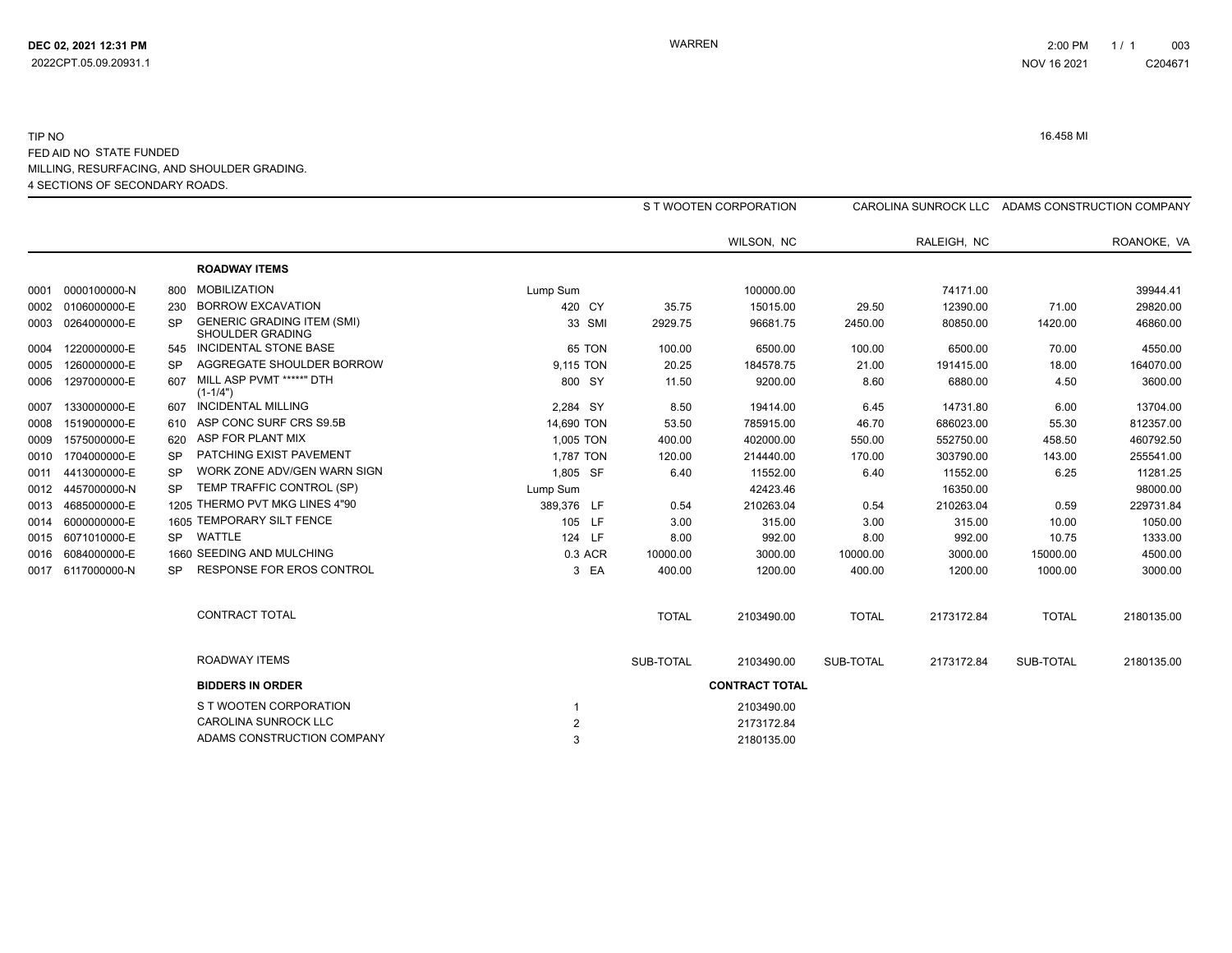DEC 02, 2021 12:31 PM
2022CPT.05.09.20931.1

WARREN

2:00 PM
NOV 16 2021
C204671

TIP NO
FED AID NO STATE FUNDED
MILLING, RESURFACING, AND SHOULDER GRADING.
4 SECTIONS OF SECONDARY ROADS.

16.458 MI

| | | | | | | S T WOOTEN CORPORATION | | CAROLINA SUNROCK LLC | | ADAMS CONSTRUCTION COMPANY | |
|---|---|---|---|---|---|---|---|---|---|---|---|
| | | | | | | | WILSON, NC | | RALEIGH, NC | | ROANOKE, VA |
| | | | **ROADWAY ITEMS** | | | | | | | | |
| 0001 | 0000100000-N | 800 | MOBILIZATION | Lump Sum | | | 100000.00 | | 74171.00 | | 39944.41 |
| 0002 | 0106000000-E | 230 | BORROW EXCAVATION | 420 | CY | 35.75 | 15015.00 | 29.50 | 12390.00 | 71.00 | 29820.00 |
| 0003 | 0264000000-E | SP | GENERIC GRADING ITEM (SMI) SHOULDER GRADING | 33 | SMI | 2929.75 | 96681.75 | 2450.00 | 80850.00 | 1420.00 | 46860.00 |
| 0004 | 1220000000-E | 545 | INCIDENTAL STONE BASE | 65 | TON | 100.00 | 6500.00 | 100.00 | 6500.00 | 70.00 | 4550.00 |
| 0005 | 1260000000-E | SP | AGGREGATE SHOULDER BORROW | 9,115 | TON | 20.25 | 184578.75 | 21.00 | 191415.00 | 18.00 | 164070.00 |
| 0006 | 1297000000-E | 607 | MILL ASP PVMT *****" DTH (1-1/4") | 800 | SY | 11.50 | 9200.00 | 8.60 | 6880.00 | 4.50 | 3600.00 |
| 0007 | 1330000000-E | 607 | INCIDENTAL MILLING | 2,284 | SY | 8.50 | 19414.00 | 6.45 | 14731.80 | 6.00 | 13704.00 |
| 0008 | 1519000000-E | 610 | ASP CONC SURF CRS S9.5B | 14,690 | TON | 53.50 | 785915.00 | 46.70 | 686023.00 | 55.30 | 812357.00 |
| 0009 | 1575000000-E | 620 | ASP FOR PLANT MIX | 1,005 | TON | 400.00 | 402000.00 | 550.00 | 552750.00 | 458.50 | 460792.50 |
| 0010 | 1704000000-E | SP | PATCHING EXIST PAVEMENT | 1,787 | TON | 120.00 | 214440.00 | 170.00 | 303790.00 | 143.00 | 255541.00 |
| 0011 | 4413000000-E | SP | WORK ZONE ADV/GEN WARN SIGN | 1,805 | SF | 6.40 | 11552.00 | 6.40 | 11552.00 | 6.25 | 11281.25 |
| 0012 | 4457000000-N | SP | TEMP TRAFFIC CONTROL (SP) | Lump Sum | | | 42423.46 | | 16350.00 | | 98000.00 |
| 0013 | 4685000000-E | 1205 | THERMO PVT MKG LINES 4"90 | 389,376 | LF | 0.54 | 210263.04 | 0.54 | 210263.04 | 0.59 | 229731.84 |
| 0014 | 6000000000-E | 1605 | TEMPORARY SILT FENCE | 105 | LF | 3.00 | 315.00 | 3.00 | 315.00 | 10.00 | 1050.00 |
| 0015 | 6071010000-E | SP | WATTLE | 124 | LF | 8.00 | 992.00 | 8.00 | 992.00 | 10.75 | 1333.00 |
| 0016 | 6084000000-E | 1660 | SEEDING AND MULCHING | 0.3 | ACR | 10000.00 | 3000.00 | 10000.00 | 3000.00 | 15000.00 | 4500.00 |
| 0017 | 6117000000-N | SP | RESPONSE FOR EROS CONTROL | 3 | EA | 400.00 | 1200.00 | 400.00 | 1200.00 | 1000.00 | 3000.00 |
| | | | CONTRACT TOTAL | | | TOTAL | 2103490.00 | TOTAL | 2173172.84 | TOTAL | 2180135.00 |
| | | | ROADWAY ITEMS | | | SUB-TOTAL | 2103490.00 | SUB-TOTAL | 2173172.84 | SUB-TOTAL | 2180135.00 |

| **BIDDERS IN ORDER** | | **CONTRACT TOTAL** |
|---|---|---|
| S T WOOTEN CORPORATION | 1 | 2103490.00 |
| CAROLINA SUNROCK LLC | 2 | 2173172.84 |
| ADAMS CONSTRUCTION COMPANY | 3 | 2180135.00 |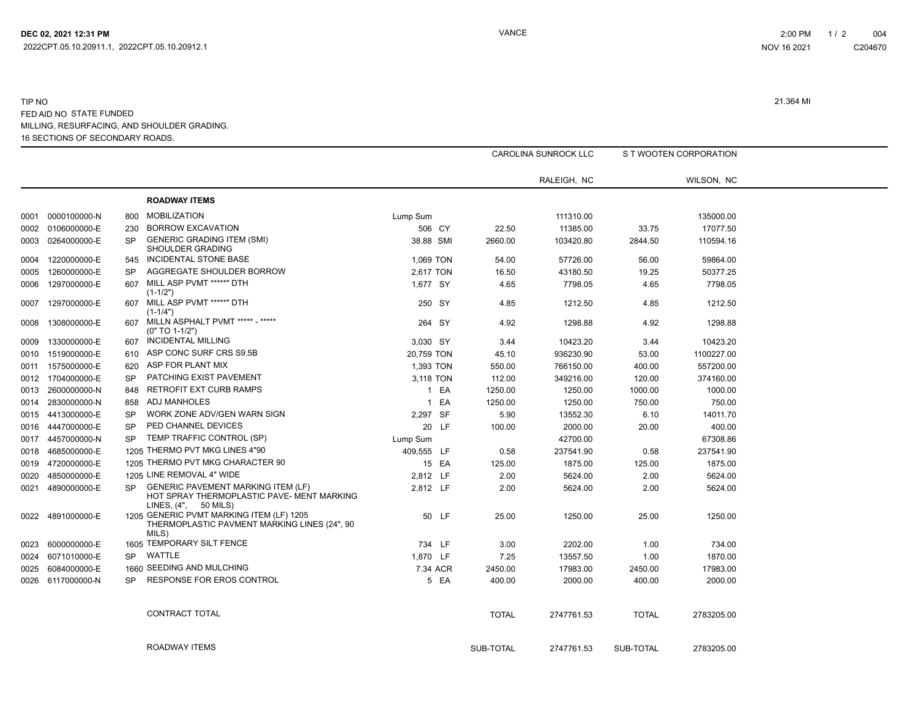DEC 02, 2021 12:31 PM

2022CPT.05.10.20911.1, 2022CPT.05.10.20912.1

VANCE

2:00 PM 1 / 2 004

NOV 16 2021 C204670

TIP NO

FED AID NO STATE FUNDED

MILLING, RESURFACING, AND SHOULDER GRADING.

16 SECTIONS OF SECONDARY ROADS.

21.364 MI

| | | | | | | CAROLINA SUNROCK LLC | | S T WOOTEN CORPORATION | |
|---|---|---|---|---|---|---|---|---|---|
| | | | | | | | RALEIGH, NC | | WILSON, NC |
| | | | **ROADWAY ITEMS** | | | | | | |
| 0001 | 0000100000-N | 800 | MOBILIZATION | Lump Sum | | | 111310.00 | | 135000.00 |
| 0002 | 0106000000-E | 230 | BORROW EXCAVATION | 506 | CY | 22.50 | 11385.00 | 33.75 | 17077.50 |
| 0003 | 0264000000-E | SP | GENERIC GRADING ITEM (SMI) SHOULDER GRADING | 38.88 | SMI | 2660.00 | 103420.80 | 2844.50 | 110594.16 |
| 0004 | 1220000000-E | 545 | INCIDENTAL STONE BASE | 1,069 | TON | 54.00 | 57726.00 | 56.00 | 59864.00 |
| 0005 | 1260000000-E | SP | AGGREGATE SHOULDER BORROW | 2,617 | TON | 16.50 | 43180.50 | 19.25 | 50377.25 |
| 0006 | 1297000000-E | 607 | MILL ASP PVMT *****" DTH (1-1/2") | 1,677 | SY | 4.65 | 7798.05 | 4.65 | 7798.05 |
| 0007 | 1297000000-E | 607 | MILL ASP PVMT *****" DTH (1-1/4") | 250 | SY | 4.85 | 1212.50 | 4.85 | 1212.50 |
| 0008 | 1308000000-E | 607 | MILLN ASPHALT PVMT ***** - ***** (0" TO 1-1/2") | 264 | SY | 4.92 | 1298.88 | 4.92 | 1298.88 |
| 0009 | 1330000000-E | 607 | INCIDENTAL MILLING | 3,030 | SY | 3.44 | 10423.20 | 3.44 | 10423.20 |
| 0010 | 1519000000-E | 610 | ASP CONC SURF CRS S9.5B | 20,759 | TON | 45.10 | 936230.90 | 53.00 | 1100227.00 |
| 0011 | 1575000000-E | 620 | ASP FOR PLANT MIX | 1,393 | TON | 550.00 | 766150.00 | 400.00 | 557200.00 |
| 0012 | 1704000000-E | SP | PATCHING EXIST PAVEMENT | 3,118 | TON | 112.00 | 349216.00 | 120.00 | 374160.00 |
| 0013 | 2600000000-N | 848 | RETROFIT EXT CURB RAMPS | 1 | EA | 1250.00 | 1250.00 | 1000.00 | 1000.00 |
| 0014 | 2830000000-N | 858 | ADJ MANHOLES | 1 | EA | 1250.00 | 1250.00 | 750.00 | 750.00 |
| 0015 | 4413000000-E | SP | WORK ZONE ADV/GEN WARN SIGN | 2,297 | SF | 5.90 | 13552.30 | 6.10 | 14011.70 |
| 0016 | 4447000000-E | SP | PED CHANNEL DEVICES | 20 | LF | 100.00 | 2000.00 | 20.00 | 400.00 |
| 0017 | 4457000000-N | SP | TEMP TRAFFIC CONTROL (SP) | Lump Sum | | | 42700.00 | | 67308.86 |
| 0018 | 4685000000-E | 1205 | THERMO PVT MKG LINES 4"90 | 409,555 | LF | 0.58 | 237541.90 | 0.58 | 237541.90 |
| 0019 | 4720000000-E | 1205 | THERMO PVT MKG CHARACTER 90 | 15 | EA | 125.00 | 1875.00 | 125.00 | 1875.00 |
| 0020 | 4850000000-E | 1205 | LINE REMOVAL 4" WIDE | 2,812 | LF | 2.00 | 5624.00 | 2.00 | 5624.00 |
| 0021 | 4890000000-E | SP | GENERIC PAVEMENT MARKING ITEM (LF) HOT SPRAY THERMOPLASTIC PAVE- MENT MARKING LINES, (4", 50 MILS) | 2,812 | LF | 2.00 | 5624.00 | 2.00 | 5624.00 |
| 0022 | 4891000000-E | 1205 | GENERIC PVMT MARKING ITEM (LF) 1205 THERMOPLASTIC PAVMENT MARKING LINES (24", 90 MILS) | 50 | LF | 25.00 | 1250.00 | 25.00 | 1250.00 |
| 0023 | 6000000000-E | 1605 | TEMPORARY SILT FENCE | 734 | LF | 3.00 | 2202.00 | 1.00 | 734.00 |
| 0024 | 6071010000-E | SP | WATTLE | 1,870 | LF | 7.25 | 13557.50 | 1.00 | 1870.00 |
| 0025 | 6084000000-E | 1660 | SEEDING AND MULCHING | 7.34 | ACR | 2450.00 | 17983.00 | 2450.00 | 17983.00 |
| 0026 | 6117000000-N | SP | RESPONSE FOR EROS CONTROL | 5 | EA | 400.00 | 2000.00 | 400.00 | 2000.00 |
| | | | CONTRACT TOTAL | | | TOTAL | 2747761.53 | TOTAL | 2783205.00 |
| | | | ROADWAY ITEMS | | | SUB-TOTAL | 2747761.53 | SUB-TOTAL | 2783205.00 |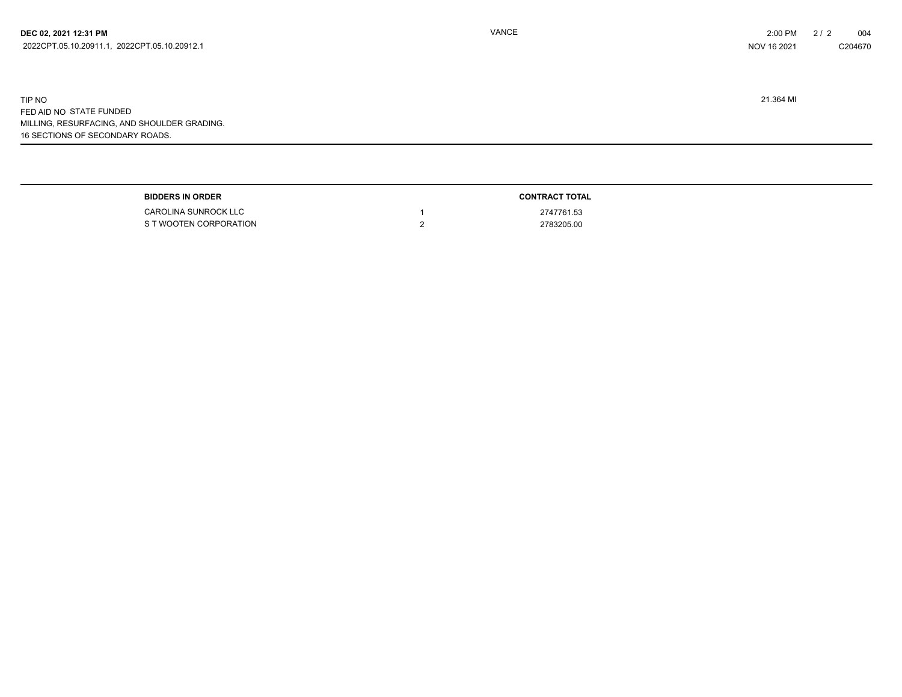**DEC 02, 2021 12:31 PM**

2022CPT.05.10.20911.1, 2022CPT.05.10.20912.1

VANCE

2:00 PM NOV 16 2021

004 C204670

TIP NO

FED AID NO STATE FUNDED

MILLING, RESURFACING, AND SHOULDER GRADING.

16 SECTIONS OF SECONDARY ROADS.

21.364 MI

| BIDDERS IN ORDER | | CONTRACT TOTAL |
|---|---|---|
| CAROLINA SUNROCK LLC | 1 | 2747761.53 |
| S T WOOTEN CORPORATION | 2 | 2783205.00 |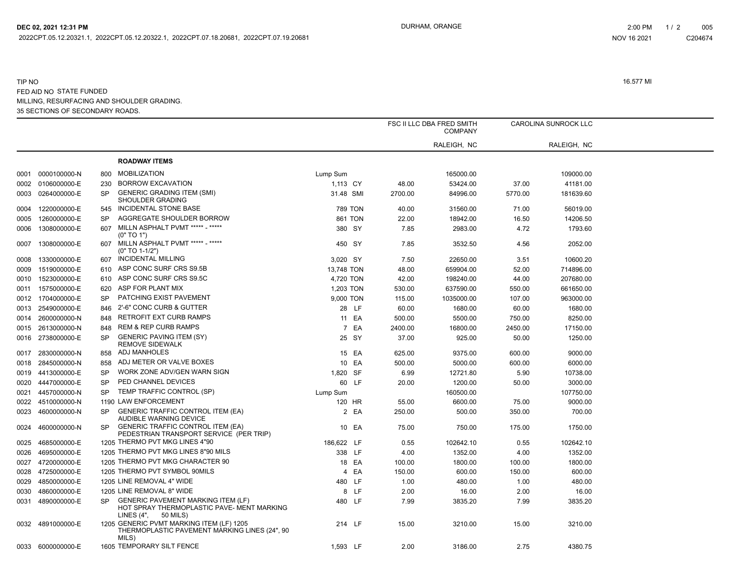TIP NO 16.577 MI

FED AID NO STATE FUNDED

MILLING, RESURFACING AND SHOULDER GRADING.

35 SECTIONS OF SECONDARY ROADS.

| | | | | | | FSC II LLC DBA FRED SMITH COMPANY | | CAROLINA SUNROCK LLC | |
|---|---|---|---|---|---|---|---|---|---|
| | | | | | | | RALEIGH, NC | | RALEIGH, NC |
| | | | **ROADWAY ITEMS** | | | | | | |
| 0001 | 0000100000-N | 800 | MOBILIZATION | Lump Sum | | | 165000.00 | | 109000.00 |
| 0002 | 0106000000-E | 230 | BORROW EXCAVATION | 1,113 | CY | 48.00 | 53424.00 | 37.00 | 41181.00 |
| 0003 | 0264000000-E | SP | GENERIC GRADING ITEM (SMI) SHOULDER GRADING | 31.48 | SMI | 2700.00 | 84996.00 | 5770.00 | 181639.60 |
| 0004 | 1220000000-E | 545 | INCIDENTAL STONE BASE | 789 | TON | 40.00 | 31560.00 | 71.00 | 56019.00 |
| 0005 | 1260000000-E | SP | AGGREGATE SHOULDER BORROW | 861 | TON | 22.00 | 18942.00 | 16.50 | 14206.50 |
| 0006 | 1308000000-E | 607 | MILLN ASPHALT PVMT ***** - ***** (0" TO 1") | 380 | SY | 7.85 | 2983.00 | 4.72 | 1793.60 |
| 0007 | 1308000000-E | 607 | MILLN ASPHALT PVMT ***** - ***** (0" TO 1-1/2") | 450 | SY | 7.85 | 3532.50 | 4.56 | 2052.00 |
| 0008 | 1330000000-E | 607 | INCIDENTAL MILLING | 3,020 | SY | 7.50 | 22650.00 | 3.51 | 10600.20 |
| 0009 | 1519000000-E | 610 | ASP CONC SURF CRS S9.5B | 13,748 | TON | 48.00 | 659904.00 | 52.00 | 714896.00 |
| 0010 | 1523000000-E | 610 | ASP CONC SURF CRS S9.5C | 4,720 | TON | 42.00 | 198240.00 | 44.00 | 207680.00 |
| 0011 | 1575000000-E | 620 | ASP FOR PLANT MIX | 1,203 | TON | 530.00 | 637590.00 | 550.00 | 661650.00 |
| 0012 | 1704000000-E | SP | PATCHING EXIST PAVEMENT | 9,000 | TON | 115.00 | 1035000.00 | 107.00 | 963000.00 |
| 0013 | 2549000000-E | 846 | 2'-6" CONC CURB & GUTTER | 28 | LF | 60.00 | 1680.00 | 60.00 | 1680.00 |
| 0014 | 2600000000-N | 848 | RETROFIT EXT CURB RAMPS | 11 | EA | 500.00 | 5500.00 | 750.00 | 8250.00 |
| 0015 | 2613000000-N | 848 | REM & REP CURB RAMPS | 7 | EA | 2400.00 | 16800.00 | 2450.00 | 17150.00 |
| 0016 | 2738000000-E | SP | GENERIC PAVING ITEM (SY) REMOVE SIDEWALK | 25 | SY | 37.00 | 925.00 | 50.00 | 1250.00 |
| 0017 | 2830000000-N | 858 | ADJ MANHOLES | 15 | EA | 625.00 | 9375.00 | 600.00 | 9000.00 |
| 0018 | 2845000000-N | 858 | ADJ METER OR VALVE BOXES | 10 | EA | 500.00 | 5000.00 | 600.00 | 6000.00 |
| 0019 | 4413000000-E | SP | WORK ZONE ADV/GEN WARN SIGN | 1,820 | SF | 6.99 | 12721.80 | 5.90 | 10738.00 |
| 0020 | 4447000000-E | SP | PED CHANNEL DEVICES | 60 | LF | 20.00 | 1200.00 | 50.00 | 3000.00 |
| 0021 | 4457000000-N | SP | TEMP TRAFFIC CONTROL (SP) | Lump Sum | | | 160500.00 | | 107750.00 |
| 0022 | 4510000000-N | 1190 | LAW ENFORCEMENT | 120 | HR | 55.00 | 6600.00 | 75.00 | 9000.00 |
| 0023 | 4600000000-N | SP | GENERIC TRAFFIC CONTROL ITEM (EA) AUDIBLE WARNING DEVICE | 2 | EA | 250.00 | 500.00 | 350.00 | 700.00 |
| 0024 | 4600000000-N | SP | GENERIC TRAFFIC CONTROL ITEM (EA) PEDESTRIAN TRANSPORT SERVICE (PER TRIP) | 10 | EA | 75.00 | 750.00 | 175.00 | 1750.00 |
| 0025 | 4685000000-E | 1205 | THERMO PVT MKG LINES 4"90 | 186,622 | LF | 0.55 | 102642.10 | 0.55 | 102642.10 |
| 0026 | 4695000000-E | 1205 | THERMO PVT MKG LINES 8"90 MILS | 338 | LF | 4.00 | 1352.00 | 4.00 | 1352.00 |
| 0027 | 4720000000-E | 1205 | THERMO PVT MKG CHARACTER 90 | 18 | EA | 100.00 | 1800.00 | 100.00 | 1800.00 |
| 0028 | 4725000000-E | 1205 | THERMO PVT SYMBOL 90MILS | 4 | EA | 150.00 | 600.00 | 150.00 | 600.00 |
| 0029 | 4850000000-E | 1205 | LINE REMOVAL 4" WIDE | 480 | LF | 1.00 | 480.00 | 1.00 | 480.00 |
| 0030 | 4860000000-E | 1205 | LINE REMOVAL 8" WIDE | 8 | LF | 2.00 | 16.00 | 2.00 | 16.00 |
| 0031 | 4890000000-E | SP | GENERIC PAVEMENT MARKING ITEM (LF) HOT SPRAY THERMOPLASTIC PAVE- MENT MARKING LINES (4", 50 MILS) | 480 | LF | 7.99 | 3835.20 | 7.99 | 3835.20 |
| 0032 | 4891000000-E | 1205 | GENERIC PVMT MARKING ITEM (LF) 1205 THERMOPLASTIC PAVEMENT MARKING LINES (24", 90 MILS) | 214 | LF | 15.00 | 3210.00 | 15.00 | 3210.00 |
| 0033 | 6000000000-E | 1605 | TEMPORARY SILT FENCE | 1,593 | LF | 2.00 | 3186.00 | 2.75 | 4380.75 |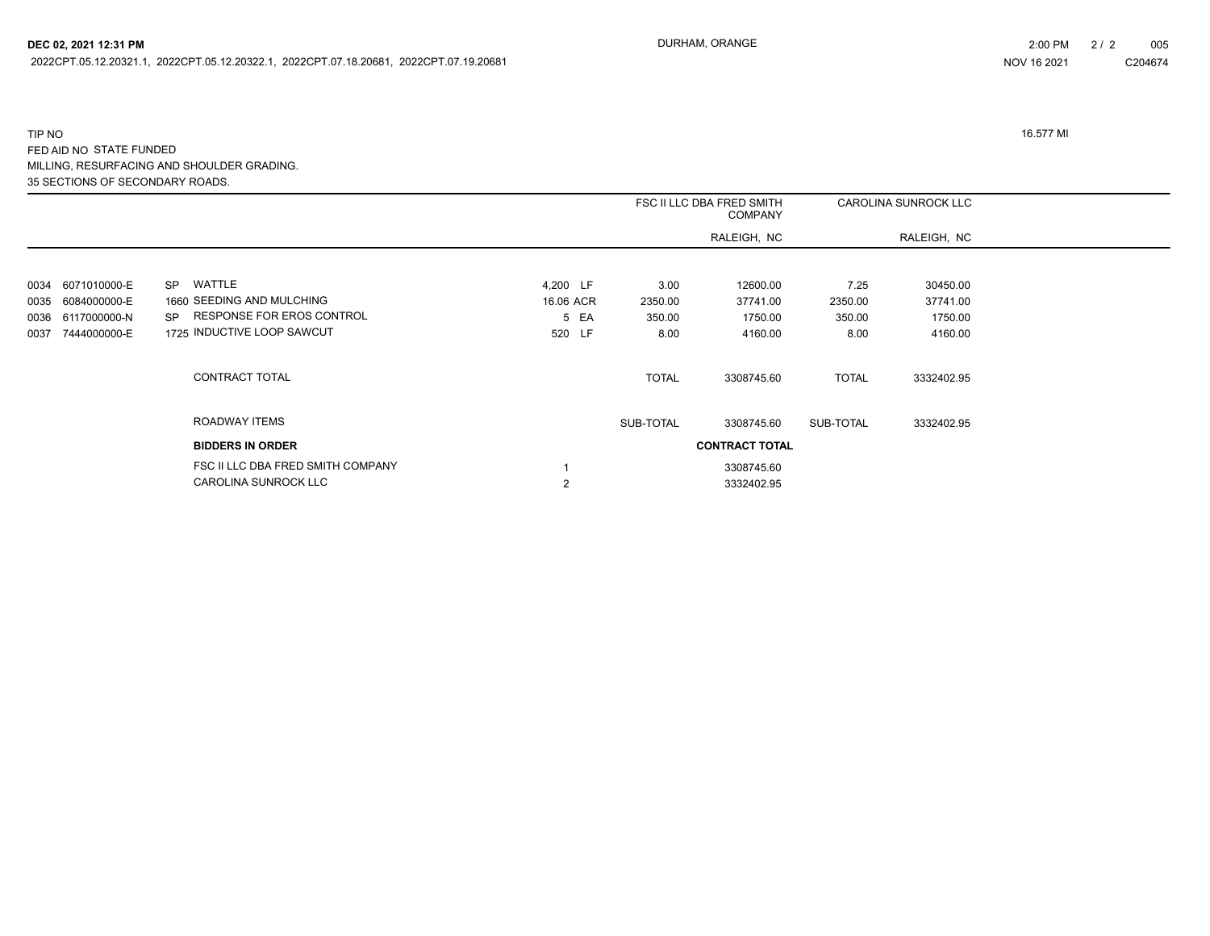TIP NO 16.577 MI

FED AID NO STATE FUNDED

MILLING, RESURFACING AND SHOULDER GRADING.

35 SECTIONS OF SECONDARY ROADS.

| | | | | | | FSC II LLC DBA FRED SMITH COMPANY | | CAROLINA SUNROCK LLC | |
|---|---|---|---|---|---|---|---|---|---|
| | | | | | | RALEIGH, NC | | RALEIGH, NC | |
| 0034 | 6071010000-E | SP | WATTLE | 4,200 | LF | 3.00 | 12600.00 | 7.25 | 30450.00 |
| 0035 | 6084000000-E | 1660 | SEEDING AND MULCHING | 16.06 | ACR | 2350.00 | 37741.00 | 2350.00 | 37741.00 |
| 0036 | 6117000000-N | SP | RESPONSE FOR EROS CONTROL | 5 | EA | 350.00 | 1750.00 | 350.00 | 1750.00 |
| 0037 | 7444000000-E | 1725 | INDUCTIVE LOOP SAWCUT | 520 | LF | 8.00 | 4160.00 | 8.00 | 4160.00 |
| | | | CONTRACT TOTAL | | | TOTAL | 3308745.60 | TOTAL | 3332402.95 |
| | | | ROADWAY ITEMS | | | SUB-TOTAL | 3308745.60 | SUB-TOTAL | 3332402.95 |

| BIDDERS IN ORDER | | CONTRACT TOTAL |
|---|---|---|
| FSC II LLC DBA FRED SMITH COMPANY | 1 | 3308745.60 |
| CAROLINA SUNROCK LLC | 2 | 3332402.95 |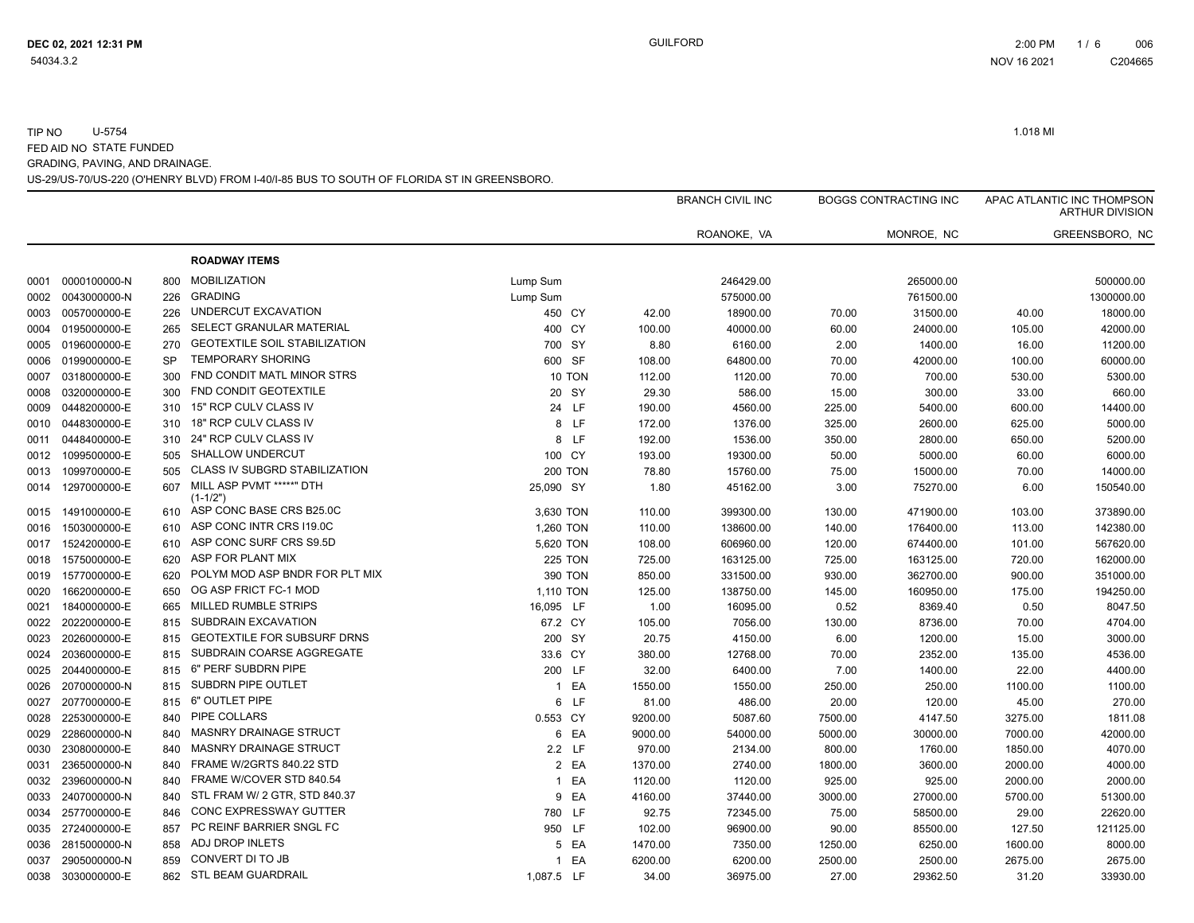TIP NO U-5754 1.018 MI

FED AID NO STATE FUNDED

GRADING, PAVING, AND DRAINAGE.

US-29/US-70/US-220 (O'HENRY BLVD) FROM I-40/I-85 BUS TO SOUTH OF FLORIDA ST IN GREENSBORO.

| | | | | | | | BRANCH CIVIL INC | | BOGGS CONTRACTING INC | | APAC ATLANTIC INC THOMPSON ARTHUR DIVISION | |
|---|---|---|---|---|---|---|---|---|---|---|---|---|
| | | | | | | | ROANOKE, VA | | MONROE, NC | | GREENSBORO, NC | |
| | | | **ROADWAY ITEMS** | | | | | | | | | |
| 0001 | 0000100000-N | 800 | MOBILIZATION | Lump Sum | | | | 246429.00 | | 265000.00 | | 500000.00 |
| 0002 | 0043000000-N | 226 | GRADING | Lump Sum | | | | 575000.00 | | 761500.00 | | 1300000.00 |
| 0003 | 0057000000-E | 226 | UNDERCUT EXCAVATION | 450 | CY | | 42.00 | 18900.00 | 70.00 | 31500.00 | 40.00 | 18000.00 |
| 0004 | 0195000000-E | 265 | SELECT GRANULAR MATERIAL | 400 | CY | | 100.00 | 40000.00 | 60.00 | 24000.00 | 105.00 | 42000.00 |
| 0005 | 0196000000-E | 270 | GEOTEXTILE SOIL STABILIZATION | 700 | SY | | 8.80 | 6160.00 | 2.00 | 1400.00 | 16.00 | 11200.00 |
| 0006 | 0199000000-E | SP | TEMPORARY SHORING | 600 | SF | | 108.00 | 64800.00 | 70.00 | 42000.00 | 100.00 | 60000.00 |
| 0007 | 0318000000-E | 300 | FND CONDIT MATL MINOR STRS | 10 | TON | | 112.00 | 1120.00 | 70.00 | 700.00 | 530.00 | 5300.00 |
| 0008 | 0320000000-E | 300 | FND CONDIT GEOTEXTILE | 20 | SY | | 29.30 | 586.00 | 15.00 | 300.00 | 33.00 | 660.00 |
| 0009 | 0448200000-E | 310 | 15" RCP CULV CLASS IV | 24 | LF | | 190.00 | 4560.00 | 225.00 | 5400.00 | 600.00 | 14400.00 |
| 0010 | 0448300000-E | 310 | 18" RCP CULV CLASS IV | 8 | LF | | 172.00 | 1376.00 | 325.00 | 2600.00 | 625.00 | 5000.00 |
| 0011 | 0448400000-E | 310 | 24" RCP CULV CLASS IV | 8 | LF | | 192.00 | 1536.00 | 350.00 | 2800.00 | 650.00 | 5200.00 |
| 0012 | 1099500000-E | 505 | SHALLOW UNDERCUT | 100 | CY | | 193.00 | 19300.00 | 50.00 | 5000.00 | 60.00 | 6000.00 |
| 0013 | 1099700000-E | 505 | CLASS IV SUBGRD STABILIZATION | 200 | TON | | 78.80 | 15760.00 | 75.00 | 15000.00 | 70.00 | 14000.00 |
| 0014 | 1297000000-E | 607 | MILL ASP PVMT *****" DTH (1-1/2") | 25,090 | SY | | 1.80 | 45162.00 | 3.00 | 75270.00 | 6.00 | 150540.00 |
| 0015 | 1491000000-E | 610 | ASP CONC BASE CRS B25.0C | 3,630 | TON | | 110.00 | 399300.00 | 130.00 | 471900.00 | 103.00 | 373890.00 |
| 0016 | 1503000000-E | 610 | ASP CONC INTR CRS I19.0C | 1,260 | TON | | 110.00 | 138600.00 | 140.00 | 176400.00 | 113.00 | 142380.00 |
| 0017 | 1524200000-E | 610 | ASP CONC SURF CRS S9.5D | 5,620 | TON | | 108.00 | 606960.00 | 120.00 | 674400.00 | 101.00 | 567620.00 |
| 0018 | 1575000000-E | 620 | ASP FOR PLANT MIX | 225 | TON | | 725.00 | 163125.00 | 725.00 | 163125.00 | 720.00 | 162000.00 |
| 0019 | 1577000000-E | 620 | POLYM MOD ASP BNDR FOR PLT MIX | 390 | TON | | 850.00 | 331500.00 | 930.00 | 362700.00 | 900.00 | 351000.00 |
| 0020 | 1662000000-E | 650 | OG ASP FRICT FC-1 MOD | 1,110 | TON | | 125.00 | 138750.00 | 145.00 | 160950.00 | 175.00 | 194250.00 |
| 0021 | 1840000000-E | 665 | MILLED RUMBLE STRIPS | 16,095 | LF | | 1.00 | 16095.00 | 0.52 | 8369.40 | 0.50 | 8047.50 |
| 0022 | 2022000000-E | 815 | SUBDRAIN EXCAVATION | 67.2 | CY | | 105.00 | 7056.00 | 130.00 | 8736.00 | 70.00 | 4704.00 |
| 0023 | 2026000000-E | 815 | GEOTEXTILE FOR SUBSURF DRNS | 200 | SY | | 20.75 | 4150.00 | 6.00 | 1200.00 | 15.00 | 3000.00 |
| 0024 | 2036000000-E | 815 | SUBDRAIN COARSE AGGREGATE | 33.6 | CY | | 380.00 | 12768.00 | 70.00 | 2352.00 | 135.00 | 4536.00 |
| 0025 | 2044000000-E | 815 | 6" PERF SUBDRN PIPE | 200 | LF | | 32.00 | 6400.00 | 7.00 | 1400.00 | 22.00 | 4400.00 |
| 0026 | 2070000000-N | 815 | SUBDRN PIPE OUTLET | 1 | EA | | 1550.00 | 1550.00 | 250.00 | 250.00 | 1100.00 | 1100.00 |
| 0027 | 2077000000-E | 815 | 6" OUTLET PIPE | 6 | LF | | 81.00 | 486.00 | 20.00 | 120.00 | 45.00 | 270.00 |
| 0028 | 2253000000-E | 840 | PIPE COLLARS | 0.553 | CY | | 9200.00 | 5087.60 | 7500.00 | 4147.50 | 3275.00 | 1811.08 |
| 0029 | 2286000000-N | 840 | MASNRY DRAINAGE STRUCT | 6 | EA | | 9000.00 | 54000.00 | 5000.00 | 30000.00 | 7000.00 | 42000.00 |
| 0030 | 2308000000-E | 840 | MASNRY DRAINAGE STRUCT | 2.2 | LF | | 970.00 | 2134.00 | 800.00 | 1760.00 | 1850.00 | 4070.00 |
| 0031 | 2365000000-N | 840 | FRAME W/2GRTS 840.22 STD | 2 | EA | | 1370.00 | 2740.00 | 1800.00 | 3600.00 | 2000.00 | 4000.00 |
| 0032 | 2396000000-N | 840 | FRAME W/COVER STD 840.54 | 1 | EA | | 1120.00 | 1120.00 | 925.00 | 925.00 | 2000.00 | 2000.00 |
| 0033 | 2407000000-N | 840 | STL FRAM W/ 2 GTR, STD 840.37 | 9 | EA | | 4160.00 | 37440.00 | 3000.00 | 27000.00 | 5700.00 | 51300.00 |
| 0034 | 2577000000-E | 846 | CONC EXPRESSWAY GUTTER | 780 | LF | | 92.75 | 72345.00 | 75.00 | 58500.00 | 29.00 | 22620.00 |
| 0035 | 2724000000-E | 857 | PC REINF BARRIER SNGL FC | 950 | LF | | 102.00 | 96900.00 | 90.00 | 85500.00 | 127.50 | 121125.00 |
| 0036 | 2815000000-N | 858 | ADJ DROP INLETS | 5 | EA | | 1470.00 | 7350.00 | 1250.00 | 6250.00 | 1600.00 | 8000.00 |
| 0037 | 2905000000-N | 859 | CONVERT DI TO JB | 1 | EA | | 6200.00 | 6200.00 | 2500.00 | 2500.00 | 2675.00 | 2675.00 |
| 0038 | 3030000000-E | 862 | STL BEAM GUARDRAIL | 1,087.5 | LF | | 34.00 | 36975.00 | 27.00 | 29362.50 | 31.20 | 33930.00 |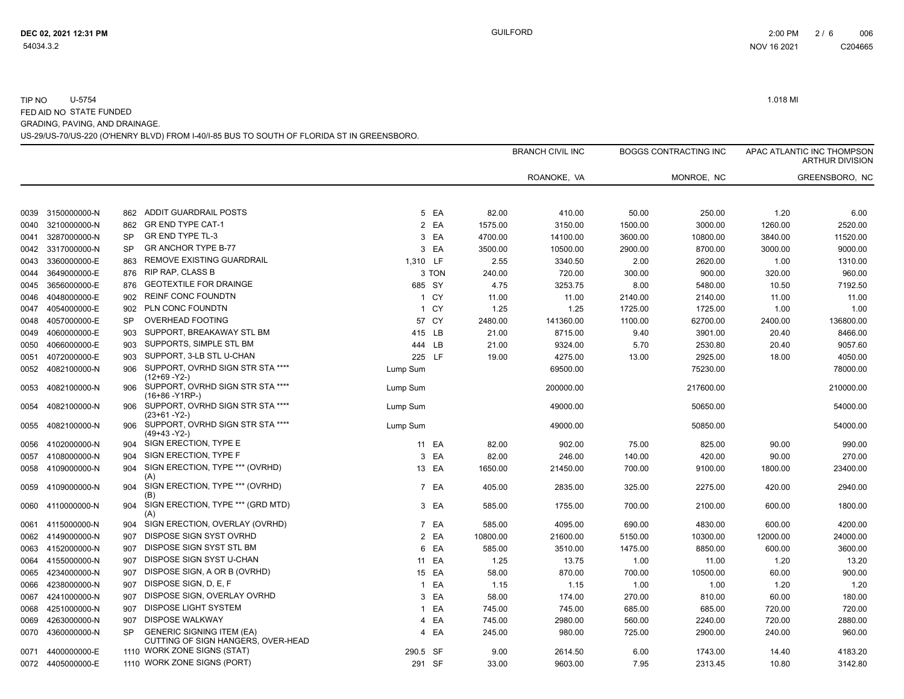TIP NO U-5754 — 1.018 MI

FED AID NO STATE FUNDED

GRADING, PAVING, AND DRAINAGE.

US-29/US-70/US-220 (O'HENRY BLVD) FROM I-40/I-85 BUS TO SOUTH OF FLORIDA ST IN GREENSBORO.

| | | | | | | BRANCH CIVIL INC | | BOGGS CONTRACTING INC | | APAC ATLANTIC INC THOMPSON ARTHUR DIVISION | |
|---|---|---|---|---|---|---|---|---|---|---|---|
| | | | | | | ROANOKE, VA | | MONROE, NC | | GREENSBORO, NC | |
| 0039 | 3150000000-N | 862 | ADDIT GUARDRAIL POSTS | 5 | EA | 82.00 | 410.00 | 50.00 | 250.00 | 1.20 | 6.00 |
| 0040 | 3210000000-N | 862 | GR END TYPE CAT-1 | 2 | EA | 1575.00 | 3150.00 | 1500.00 | 3000.00 | 1260.00 | 2520.00 |
| 0041 | 3287000000-N | SP | GR END TYPE TL-3 | 3 | EA | 4700.00 | 14100.00 | 3600.00 | 10800.00 | 3840.00 | 11520.00 |
| 0042 | 3317000000-N | SP | GR ANCHOR TYPE B-77 | 3 | EA | 3500.00 | 10500.00 | 2900.00 | 8700.00 | 3000.00 | 9000.00 |
| 0043 | 3360000000-E | 863 | REMOVE EXISTING GUARDRAIL | 1,310 | LF | 2.55 | 3340.50 | 2.00 | 2620.00 | 1.00 | 1310.00 |
| 0044 | 3649000000-E | 876 | RIP RAP, CLASS B | 3 | TON | 240.00 | 720.00 | 300.00 | 900.00 | 320.00 | 960.00 |
| 0045 | 3656000000-E | 876 | GEOTEXTILE FOR DRAINGE | 685 | SY | 4.75 | 3253.75 | 8.00 | 5480.00 | 10.50 | 7192.50 |
| 0046 | 4048000000-E | 902 | REINF CONC FOUNDTN | 1 | CY | 11.00 | 11.00 | 2140.00 | 2140.00 | 11.00 | 11.00 |
| 0047 | 4054000000-E | 902 | PLN CONC FOUNDTN | 1 | CY | 1.25 | 1.25 | 1725.00 | 1725.00 | 1.00 | 1.00 |
| 0048 | 4057000000-E | SP | OVERHEAD FOOTING | 57 | CY | 2480.00 | 141360.00 | 1100.00 | 62700.00 | 2400.00 | 136800.00 |
| 0049 | 4060000000-E | 903 | SUPPORT, BREAKAWAY STL BM | 415 | LB | 21.00 | 8715.00 | 9.40 | 3901.00 | 20.40 | 8466.00 |
| 0050 | 4066000000-E | 903 | SUPPORTS, SIMPLE STL BM | 444 | LB | 21.00 | 9324.00 | 5.70 | 2530.80 | 20.40 | 9057.60 |
| 0051 | 4072000000-E | 903 | SUPPORT, 3-LB STL U-CHAN | 225 | LF | 19.00 | 4275.00 | 13.00 | 2925.00 | 18.00 | 4050.00 |
| 0052 | 4082100000-N | 906 | SUPPORT, OVRHD SIGN STR STA **** (12+69 -Y2-) | Lump Sum | | | 69500.00 | | 75230.00 | | 78000.00 |
| 0053 | 4082100000-N | 906 | SUPPORT, OVRHD SIGN STR STA **** (16+86 -Y1RP-) | Lump Sum | | | 200000.00 | | 217600.00 | | 210000.00 |
| 0054 | 4082100000-N | 906 | SUPPORT, OVRHD SIGN STR STA **** (23+61 -Y2-) | Lump Sum | | | 49000.00 | | 50650.00 | | 54000.00 |
| 0055 | 4082100000-N | 906 | SUPPORT, OVRHD SIGN STR STA **** (49+43 -Y2-) | Lump Sum | | | 49000.00 | | 50850.00 | | 54000.00 |
| 0056 | 4102000000-N | 904 | SIGN ERECTION, TYPE E | 11 | EA | 82.00 | 902.00 | 75.00 | 825.00 | 90.00 | 990.00 |
| 0057 | 4108000000-N | 904 | SIGN ERECTION, TYPE F | 3 | EA | 82.00 | 246.00 | 140.00 | 420.00 | 90.00 | 270.00 |
| 0058 | 4109000000-N | 904 | SIGN ERECTION, TYPE *** (OVRHD) (A) | 13 | EA | 1650.00 | 21450.00 | 700.00 | 9100.00 | 1800.00 | 23400.00 |
| 0059 | 4109000000-N | 904 | SIGN ERECTION, TYPE *** (OVRHD) (B) | 7 | EA | 405.00 | 2835.00 | 325.00 | 2275.00 | 420.00 | 2940.00 |
| 0060 | 4110000000-N | 904 | SIGN ERECTION, TYPE *** (GRD MTD) (A) | 3 | EA | 585.00 | 1755.00 | 700.00 | 2100.00 | 600.00 | 1800.00 |
| 0061 | 4115000000-N | 904 | SIGN ERECTION, OVERLAY (OVRHD) | 7 | EA | 585.00 | 4095.00 | 690.00 | 4830.00 | 600.00 | 4200.00 |
| 0062 | 4149000000-N | 907 | DISPOSE SIGN SYST OVRHD | 2 | EA | 10800.00 | 21600.00 | 5150.00 | 10300.00 | 12000.00 | 24000.00 |
| 0063 | 4152000000-N | 907 | DISPOSE SIGN SYST STL BM | 6 | EA | 585.00 | 3510.00 | 1475.00 | 8850.00 | 600.00 | 3600.00 |
| 0064 | 4155000000-N | 907 | DISPOSE SIGN SYST U-CHAN | 11 | EA | 1.25 | 13.75 | 1.00 | 11.00 | 1.20 | 13.20 |
| 0065 | 4234000000-N | 907 | DISPOSE SIGN, A OR B (OVRHD) | 15 | EA | 58.00 | 870.00 | 700.00 | 10500.00 | 60.00 | 900.00 |
| 0066 | 4238000000-N | 907 | DISPOSE SIGN, D, E, F | 1 | EA | 1.15 | 1.15 | 1.00 | 1.00 | 1.20 | 1.20 |
| 0067 | 4241000000-N | 907 | DISPOSE SIGN, OVERLAY OVRHD | 3 | EA | 58.00 | 174.00 | 270.00 | 810.00 | 60.00 | 180.00 |
| 0068 | 4251000000-N | 907 | DISPOSE LIGHT SYSTEM | 1 | EA | 745.00 | 745.00 | 685.00 | 685.00 | 720.00 | 720.00 |
| 0069 | 4263000000-N | 907 | DISPOSE WALKWAY | 4 | EA | 745.00 | 2980.00 | 560.00 | 2240.00 | 720.00 | 2880.00 |
| 0070 | 4360000000-N | SP | GENERIC SIGNING ITEM (EA) CUTTING OF SIGN HANGERS, OVER-HEAD | 4 | EA | 245.00 | 980.00 | 725.00 | 2900.00 | 240.00 | 960.00 |
| 0071 | 4400000000-E | 1110 | WORK ZONE SIGNS (STAT) | 290.5 | SF | 9.00 | 2614.50 | 6.00 | 1743.00 | 14.40 | 4183.20 |
| 0072 | 4405000000-E | 1110 | WORK ZONE SIGNS (PORT) | 291 | SF | 33.00 | 9603.00 | 7.95 | 2313.45 | 10.80 | 3142.80 |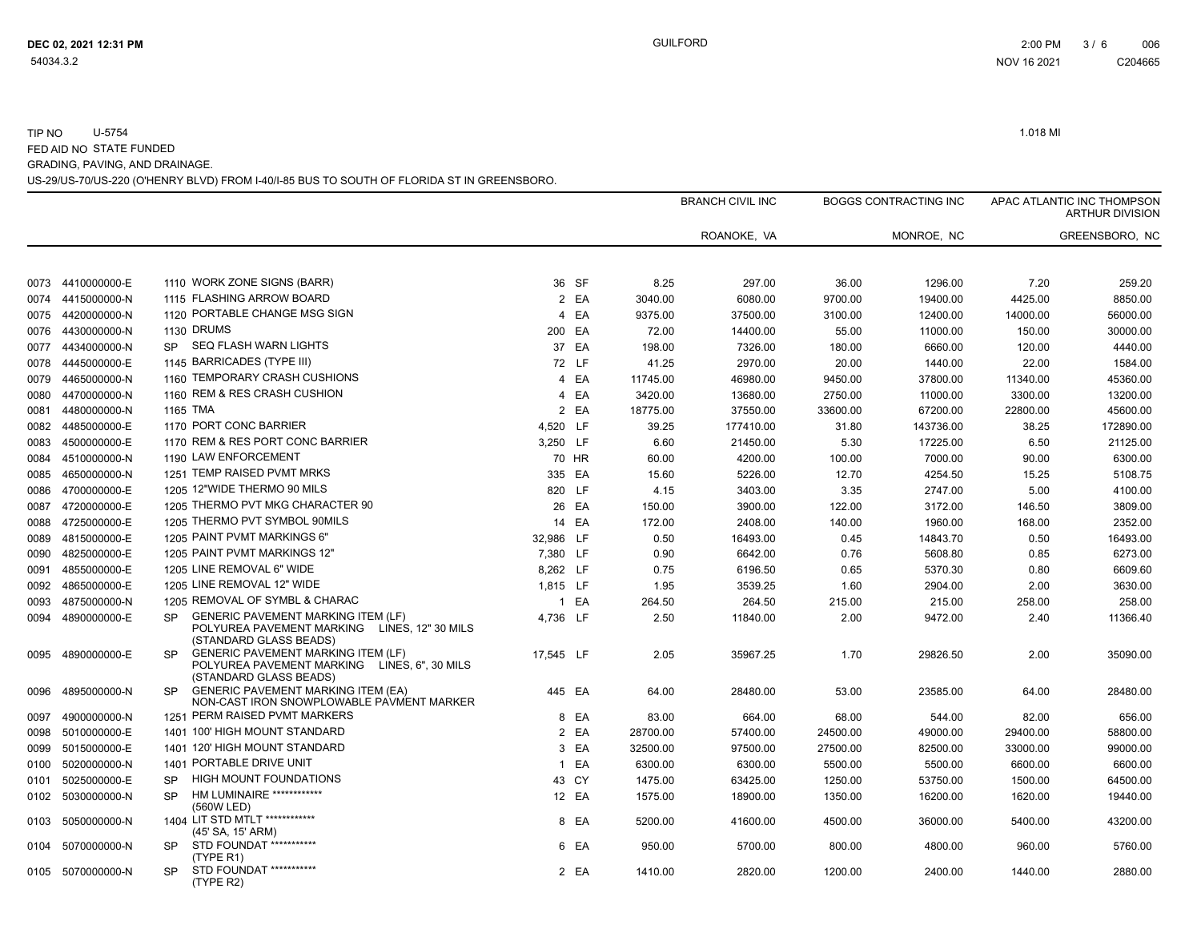TIP NO U-5754 1.018 MI

FED AID NO STATE FUNDED

GRADING, PAVING, AND DRAINAGE.

US-29/US-70/US-220 (O'HENRY BLVD) FROM I-40/I-85 BUS TO SOUTH OF FLORIDA ST IN GREENSBORO.

| | | | | | | BRANCH CIVIL INC | | BOGGS CONTRACTING INC | | APAC ATLANTIC INC THOMPSON ARTHUR DIVISION | |
|---|---|---|---|---|---|---|---|---|---|---|---|
| | | | | | | | ROANOKE, VA | | MONROE, NC | | GREENSBORO, NC |
| 0073 | 4410000000-E | 1110 | WORK ZONE SIGNS (BARR) | 36 | SF | 8.25 | 297.00 | 36.00 | 1296.00 | 7.20 | 259.20 |
| 0074 | 4415000000-N | 1115 | FLASHING ARROW BOARD | 2 | EA | 3040.00 | 6080.00 | 9700.00 | 19400.00 | 4425.00 | 8850.00 |
| 0075 | 4420000000-N | 1120 | PORTABLE CHANGE MSG SIGN | 4 | EA | 9375.00 | 37500.00 | 3100.00 | 12400.00 | 14000.00 | 56000.00 |
| 0076 | 4430000000-N | 1130 | DRUMS | 200 | EA | 72.00 | 14400.00 | 55.00 | 11000.00 | 150.00 | 30000.00 |
| 0077 | 4434000000-N | SP | SEQ FLASH WARN LIGHTS | 37 | EA | 198.00 | 7326.00 | 180.00 | 6660.00 | 120.00 | 4440.00 |
| 0078 | 4445000000-E | 1145 | BARRICADES (TYPE III) | 72 | LF | 41.25 | 2970.00 | 20.00 | 1440.00 | 22.00 | 1584.00 |
| 0079 | 4465000000-N | 1160 | TEMPORARY CRASH CUSHIONS | 4 | EA | 11745.00 | 46980.00 | 9450.00 | 37800.00 | 11340.00 | 45360.00 |
| 0080 | 4470000000-N | 1160 | REM & RES CRASH CUSHION | 4 | EA | 3420.00 | 13680.00 | 2750.00 | 11000.00 | 3300.00 | 13200.00 |
| 0081 | 4480000000-N | 1165 | TMA | 2 | EA | 18775.00 | 37550.00 | 33600.00 | 67200.00 | 22800.00 | 45600.00 |
| 0082 | 4485000000-E | 1170 | PORT CONC BARRIER | 4,520 | LF | 39.25 | 177410.00 | 31.80 | 143736.00 | 38.25 | 172890.00 |
| 0083 | 4500000000-E | 1170 | REM & RES PORT CONC BARRIER | 3,250 | LF | 6.60 | 21450.00 | 5.30 | 17225.00 | 6.50 | 21125.00 |
| 0084 | 4510000000-N | 1190 | LAW ENFORCEMENT | 70 | HR | 60.00 | 4200.00 | 100.00 | 7000.00 | 90.00 | 6300.00 |
| 0085 | 4650000000-N | 1251 | TEMP RAISED PVMT MRKS | 335 | EA | 15.60 | 5226.00 | 12.70 | 4254.50 | 15.25 | 5108.75 |
| 0086 | 4700000000-E | 1205 | 12"WIDE THERMO 90 MILS | 820 | LF | 4.15 | 3403.00 | 3.35 | 2747.00 | 5.00 | 4100.00 |
| 0087 | 4720000000-E | 1205 | THERMO PVT MKG CHARACTER 90 | 26 | EA | 150.00 | 3900.00 | 122.00 | 3172.00 | 146.50 | 3809.00 |
| 0088 | 4725000000-E | 1205 | THERMO PVT SYMBOL 90MILS | 14 | EA | 172.00 | 2408.00 | 140.00 | 1960.00 | 168.00 | 2352.00 |
| 0089 | 4815000000-E | 1205 | PAINT PVMT MARKINGS 6" | 32,986 | LF | 0.50 | 16493.00 | 0.45 | 14843.70 | 0.50 | 16493.00 |
| 0090 | 4825000000-E | 1205 | PAINT PVMT MARKINGS 12" | 7,380 | LF | 0.90 | 6642.00 | 0.76 | 5608.80 | 0.85 | 6273.00 |
| 0091 | 4855000000-E | 1205 | LINE REMOVAL 6" WIDE | 8,262 | LF | 0.75 | 6196.50 | 0.65 | 5370.30 | 0.80 | 6609.60 |
| 0092 | 4865000000-E | 1205 | LINE REMOVAL 12" WIDE | 1,815 | LF | 1.95 | 3539.25 | 1.60 | 2904.00 | 2.00 | 3630.00 |
| 0093 | 4875000000-N | 1205 | REMOVAL OF SYMBL & CHARAC | 1 | EA | 264.50 | 264.50 | 215.00 | 215.00 | 258.00 | 258.00 |
| 0094 | 4890000000-E | SP | GENERIC PAVEMENT MARKING ITEM (LF) POLYUREA PAVEMENT MARKING LINES, 12" 30 MILS (STANDARD GLASS BEADS) | 4,736 | LF | 2.50 | 11840.00 | 2.00 | 9472.00 | 2.40 | 11366.40 |
| 0095 | 4890000000-E | SP | GENERIC PAVEMENT MARKING ITEM (LF) POLYUREA PAVEMENT MARKING LINES, 6", 30 MILS (STANDARD GLASS BEADS) | 17,545 | LF | 2.05 | 35967.25 | 1.70 | 29826.50 | 2.00 | 35090.00 |
| 0096 | 4895000000-N | SP | GENERIC PAVEMENT MARKING ITEM (EA) NON-CAST IRON SNOWPLOWABLE PAVMENT MARKER | 445 | EA | 64.00 | 28480.00 | 53.00 | 23585.00 | 64.00 | 28480.00 |
| 0097 | 4900000000-N | 1251 | PERM RAISED PVMT MARKERS | 8 | EA | 83.00 | 664.00 | 68.00 | 544.00 | 82.00 | 656.00 |
| 0098 | 5010000000-E | 1401 | 100' HIGH MOUNT STANDARD | 2 | EA | 28700.00 | 57400.00 | 24500.00 | 49000.00 | 29400.00 | 58800.00 |
| 0099 | 5015000000-E | 1401 | 120' HIGH MOUNT STANDARD | 3 | EA | 32500.00 | 97500.00 | 27500.00 | 82500.00 | 33000.00 | 99000.00 |
| 0100 | 5020000000-N | 1401 | PORTABLE DRIVE UNIT | 1 | EA | 6300.00 | 6300.00 | 5500.00 | 5500.00 | 6600.00 | 6600.00 |
| 0101 | 5025000000-E | SP | HIGH MOUNT FOUNDATIONS | 43 | CY | 1475.00 | 63425.00 | 1250.00 | 53750.00 | 1500.00 | 64500.00 |
| 0102 | 5030000000-N | SP | HM LUMINAIRE ************ (560W LED) | 12 | EA | 1575.00 | 18900.00 | 1350.00 | 16200.00 | 1620.00 | 19440.00 |
| 0103 | 5050000000-N | 1404 | LIT STD MTLT ************ (45' SA, 15' ARM) | 8 | EA | 5200.00 | 41600.00 | 4500.00 | 36000.00 | 5400.00 | 43200.00 |
| 0104 | 5070000000-N | SP | STD FOUNDAT *********** (TYPE R1) | 6 | EA | 950.00 | 5700.00 | 800.00 | 4800.00 | 960.00 | 5760.00 |
| 0105 | 5070000000-N | SP | STD FOUNDAT *********** (TYPE R2) | 2 | EA | 1410.00 | 2820.00 | 1200.00 | 2400.00 | 1440.00 | 2880.00 |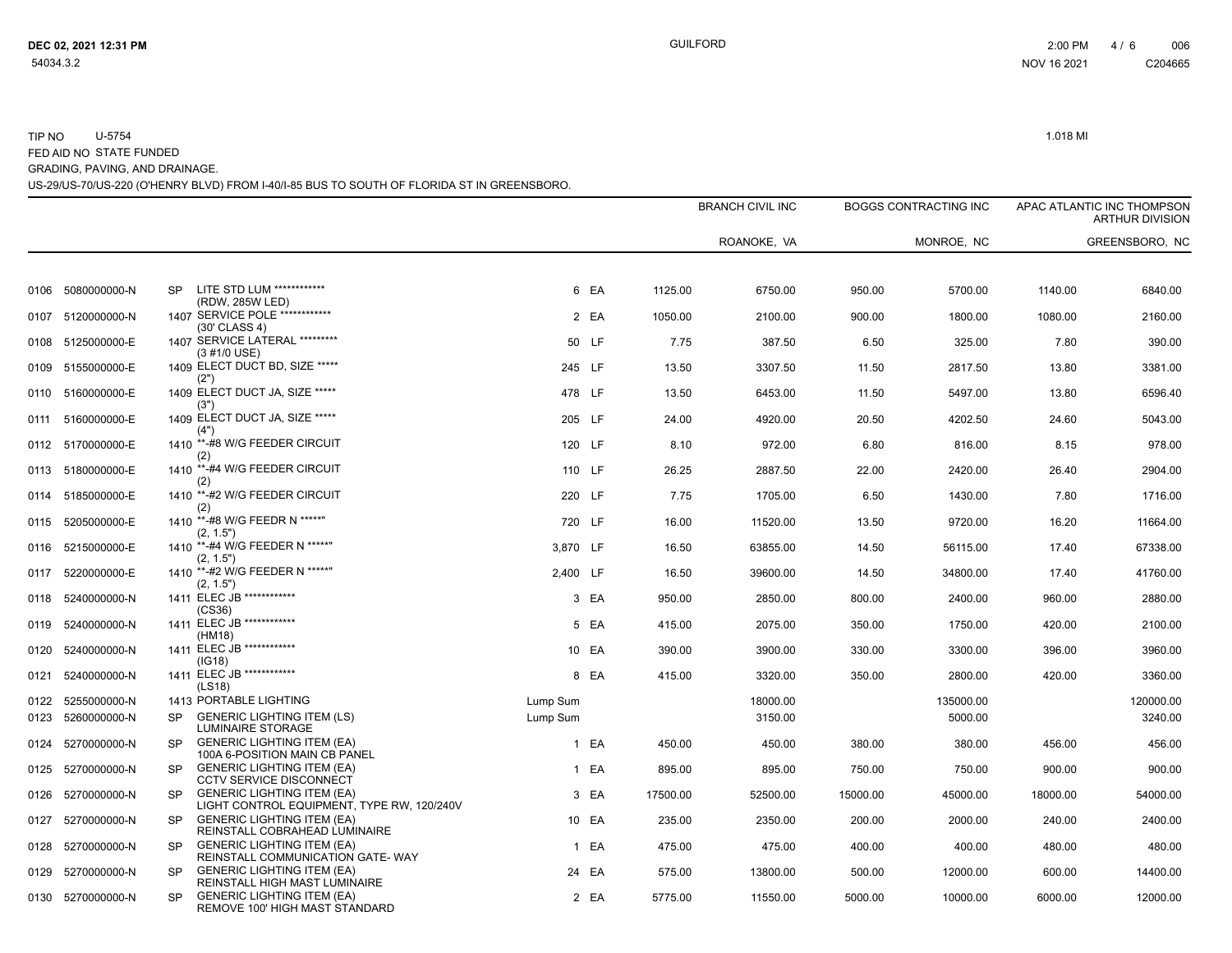TIP NO U-5754

1.018 MI

FED AID NO STATE FUNDED

GRADING, PAVING, AND DRAINAGE.

US-29/US-70/US-220 (O'HENRY BLVD) FROM I-40/I-85 BUS TO SOUTH OF FLORIDA ST IN GREENSBORO.

| | | | | | | BRANCH CIVIL INC | | BOGGS CONTRACTING INC | | APAC ATLANTIC INC THOMPSON ARTHUR DIVISION | |
|---|---|---|---|---|---|---|---|---|---|---|---|
| | | | | | | | ROANOKE, VA | | MONROE, NC | | GREENSBORO, NC |
| 0106 | 5080000000-N | SP | LITE STD LUM ************ (RDW, 285W LED) | 6 | EA | 1125.00 | 6750.00 | 950.00 | 5700.00 | 1140.00 | 6840.00 |
| 0107 | 5120000000-N | 1407 | SERVICE POLE ************ (30' CLASS 4) | 2 | EA | 1050.00 | 2100.00 | 900.00 | 1800.00 | 1080.00 | 2160.00 |
| 0108 | 5125000000-E | 1407 | SERVICE LATERAL ********* (3 #1/0 USE) | 50 | LF | 7.75 | 387.50 | 6.50 | 325.00 | 7.80 | 390.00 |
| 0109 | 5155000000-E | 1409 | ELECT DUCT BD, SIZE ***** (2") | 245 | LF | 13.50 | 3307.50 | 11.50 | 2817.50 | 13.80 | 3381.00 |
| 0110 | 5160000000-E | 1409 | ELECT DUCT JA, SIZE ***** (3") | 478 | LF | 13.50 | 6453.00 | 11.50 | 5497.00 | 13.80 | 6596.40 |
| 0111 | 5160000000-E | 1409 | ELECT DUCT JA, SIZE ***** (4") | 205 | LF | 24.00 | 4920.00 | 20.50 | 4202.50 | 24.60 | 5043.00 |
| 0112 | 5170000000-E | 1410 | **-#8 W/G FEEDER CIRCUIT (2) | 120 | LF | 8.10 | 972.00 | 6.80 | 816.00 | 8.15 | 978.00 |
| 0113 | 5180000000-E | 1410 | **-#4 W/G FEEDER CIRCUIT (2) | 110 | LF | 26.25 | 2887.50 | 22.00 | 2420.00 | 26.40 | 2904.00 |
| 0114 | 5185000000-E | 1410 | **-#2 W/G FEEDER CIRCUIT (2) | 220 | LF | 7.75 | 1705.00 | 6.50 | 1430.00 | 7.80 | 1716.00 |
| 0115 | 5205000000-E | 1410 | **-#8 W/G FEEDR N *****" (2, 1.5") | 720 | LF | 16.00 | 11520.00 | 13.50 | 9720.00 | 16.20 | 11664.00 |
| 0116 | 5215000000-E | 1410 | **-#4 W/G FEEDER N *****" (2, 1.5") | 3,870 | LF | 16.50 | 63855.00 | 14.50 | 56115.00 | 17.40 | 67338.00 |
| 0117 | 5220000000-E | 1410 | **-#2 W/G FEEDER N *****" (2, 1.5") | 2,400 | LF | 16.50 | 39600.00 | 14.50 | 34800.00 | 17.40 | 41760.00 |
| 0118 | 5240000000-N | 1411 | ELEC JB ************ (CS36) | 3 | EA | 950.00 | 2850.00 | 800.00 | 2400.00 | 960.00 | 2880.00 |
| 0119 | 5240000000-N | 1411 | ELEC JB ************ (HM18) | 5 | EA | 415.00 | 2075.00 | 350.00 | 1750.00 | 420.00 | 2100.00 |
| 0120 | 5240000000-N | 1411 | ELEC JB ************ (IG18) | 10 | EA | 390.00 | 3900.00 | 330.00 | 3300.00 | 396.00 | 3960.00 |
| 0121 | 5240000000-N | 1411 | ELEC JB ************ (LS18) | 8 | EA | 415.00 | 3320.00 | 350.00 | 2800.00 | 420.00 | 3360.00 |
| 0122 | 5255000000-N | 1413 | PORTABLE LIGHTING | Lump Sum | | | 18000.00 | | 135000.00 | | 120000.00 |
| 0123 | 5260000000-N | SP | GENERIC LIGHTING ITEM (LS) LUMINAIRE STORAGE | Lump Sum | | | 3150.00 | | 5000.00 | | 3240.00 |
| 0124 | 5270000000-N | SP | GENERIC LIGHTING ITEM (EA) 100A 6-POSITION MAIN CB PANEL | 1 | EA | 450.00 | 450.00 | 380.00 | 380.00 | 456.00 | 456.00 |
| 0125 | 5270000000-N | SP | GENERIC LIGHTING ITEM (EA) CCTV SERVICE DISCONNECT | 1 | EA | 895.00 | 895.00 | 750.00 | 750.00 | 900.00 | 900.00 |
| 0126 | 5270000000-N | SP | GENERIC LIGHTING ITEM (EA) LIGHT CONTROL EQUIPMENT, TYPE RW, 120/240V | 3 | EA | 17500.00 | 52500.00 | 15000.00 | 45000.00 | 18000.00 | 54000.00 |
| 0127 | 5270000000-N | SP | GENERIC LIGHTING ITEM (EA) REINSTALL COBRAHEAD LUMINAIRE | 10 | EA | 235.00 | 2350.00 | 200.00 | 2000.00 | 240.00 | 2400.00 |
| 0128 | 5270000000-N | SP | GENERIC LIGHTING ITEM (EA) REINSTALL COMMUNICATION GATE- WAY | 1 | EA | 475.00 | 475.00 | 400.00 | 400.00 | 480.00 | 480.00 |
| 0129 | 5270000000-N | SP | GENERIC LIGHTING ITEM (EA) REINSTALL HIGH MAST LUMINAIRE | 24 | EA | 575.00 | 13800.00 | 500.00 | 12000.00 | 600.00 | 14400.00 |
| 0130 | 5270000000-N | SP | GENERIC LIGHTING ITEM (EA) REMOVE 100' HIGH MAST STANDARD | 2 | EA | 5775.00 | 11550.00 | 5000.00 | 10000.00 | 6000.00 | 12000.00 |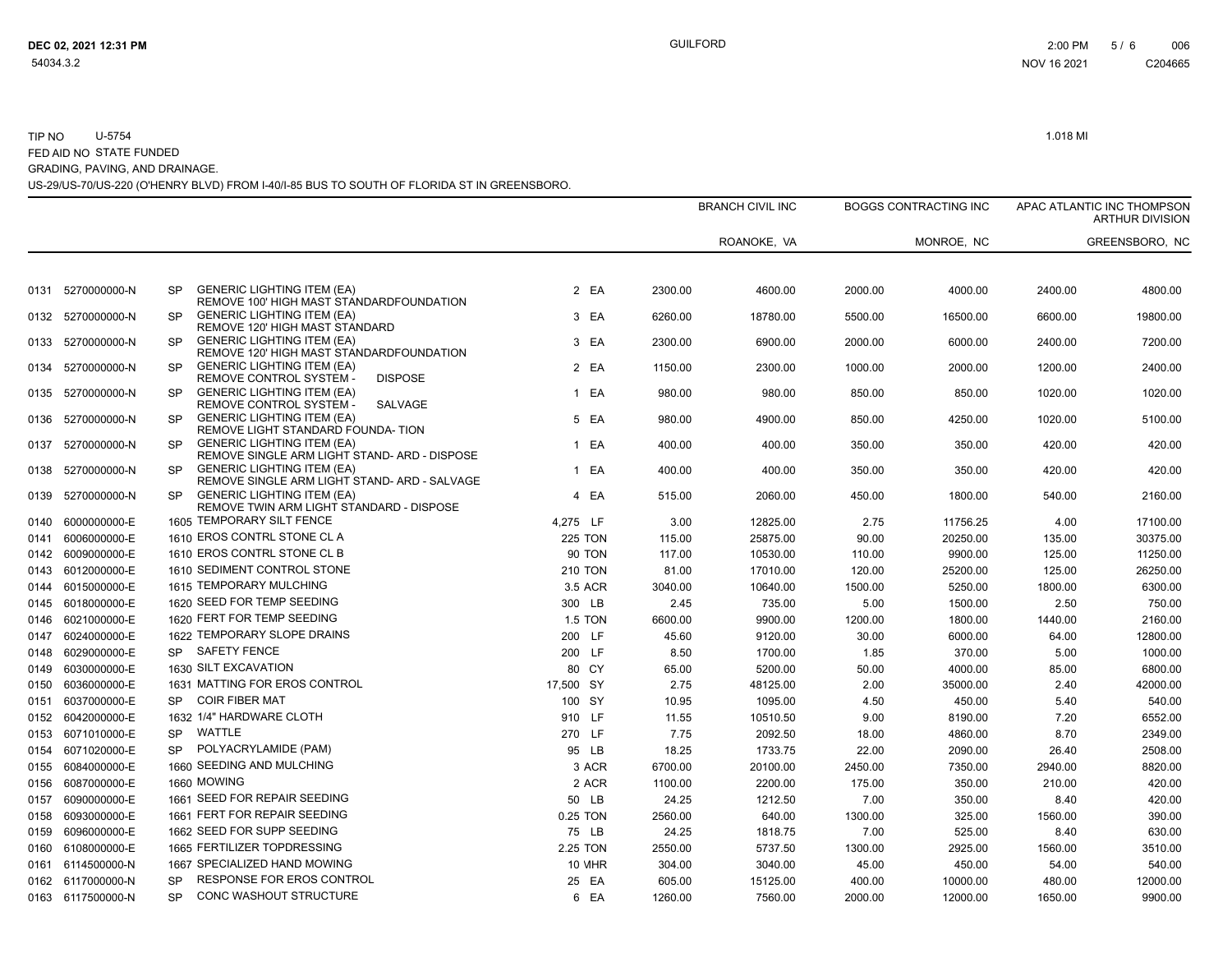TIP NO U-5754 1.018 MI

FED AID NO STATE FUNDED

GRADING, PAVING, AND DRAINAGE.

US-29/US-70/US-220 (O'HENRY BLVD) FROM I-40/I-85 BUS TO SOUTH OF FLORIDA ST IN GREENSBORO.

| | | | | | | BRANCH CIVIL INC | | BOGGS CONTRACTING INC | | APAC ATLANTIC INC THOMPSON ARTHUR DIVISION | |
|---|---|---|---|---|---|---|---|---|---|---|---|
| | | | | | | ROANOKE, VA | | MONROE, NC | | GREENSBORO, NC | |
| 0131 | 5270000000-N | SP | GENERIC LIGHTING ITEM (EA) REMOVE 100' HIGH MAST STANDARDFOUNDATION | 2 | EA | 2300.00 | 4600.00 | 2000.00 | 4000.00 | 2400.00 | 4800.00 |
| 0132 | 5270000000-N | SP | GENERIC LIGHTING ITEM (EA) REMOVE 120' HIGH MAST STANDARD | 3 | EA | 6260.00 | 18780.00 | 5500.00 | 16500.00 | 6600.00 | 19800.00 |
| 0133 | 5270000000-N | SP | GENERIC LIGHTING ITEM (EA) REMOVE 120' HIGH MAST STANDARDFOUNDATION | 3 | EA | 2300.00 | 6900.00 | 2000.00 | 6000.00 | 2400.00 | 7200.00 |
| 0134 | 5270000000-N | SP | GENERIC LIGHTING ITEM (EA) REMOVE CONTROL SYSTEM - DISPOSE | 2 | EA | 1150.00 | 2300.00 | 1000.00 | 2000.00 | 1200.00 | 2400.00 |
| 0135 | 5270000000-N | SP | GENERIC LIGHTING ITEM (EA) REMOVE CONTROL SYSTEM - SALVAGE | 1 | EA | 980.00 | 980.00 | 850.00 | 850.00 | 1020.00 | 1020.00 |
| 0136 | 5270000000-N | SP | GENERIC LIGHTING ITEM (EA) REMOVE LIGHT STANDARD FOUNDA- TION | 5 | EA | 980.00 | 4900.00 | 850.00 | 4250.00 | 1020.00 | 5100.00 |
| 0137 | 5270000000-N | SP | GENERIC LIGHTING ITEM (EA) REMOVE SINGLE ARM LIGHT STAND- ARD - DISPOSE | 1 | EA | 400.00 | 400.00 | 350.00 | 350.00 | 420.00 | 420.00 |
| 0138 | 5270000000-N | SP | GENERIC LIGHTING ITEM (EA) REMOVE SINGLE ARM LIGHT STAND- ARD - SALVAGE | 1 | EA | 400.00 | 400.00 | 350.00 | 350.00 | 420.00 | 420.00 |
| 0139 | 5270000000-N | SP | GENERIC LIGHTING ITEM (EA) REMOVE TWIN ARM LIGHT STANDARD - DISPOSE | 4 | EA | 515.00 | 2060.00 | 450.00 | 1800.00 | 540.00 | 2160.00 |
| 0140 | 6000000000-E | 1605 | TEMPORARY SILT FENCE | 4,275 | LF | 3.00 | 12825.00 | 2.75 | 11756.25 | 4.00 | 17100.00 |
| 0141 | 6006000000-E | 1610 | EROS CONTRL STONE CL A | 225 | TON | 115.00 | 25875.00 | 90.00 | 20250.00 | 135.00 | 30375.00 |
| 0142 | 6009000000-E | 1610 | EROS CONTRL STONE CL B | 90 | TON | 117.00 | 10530.00 | 110.00 | 9900.00 | 125.00 | 11250.00 |
| 0143 | 6012000000-E | 1610 | SEDIMENT CONTROL STONE | 210 | TON | 81.00 | 17010.00 | 120.00 | 25200.00 | 125.00 | 26250.00 |
| 0144 | 6015000000-E | 1615 | TEMPORARY MULCHING | 3.5 | ACR | 3040.00 | 10640.00 | 1500.00 | 5250.00 | 1800.00 | 6300.00 |
| 0145 | 6018000000-E | 1620 | SEED FOR TEMP SEEDING | 300 | LB | 2.45 | 735.00 | 5.00 | 1500.00 | 2.50 | 750.00 |
| 0146 | 6021000000-E | 1620 | FERT FOR TEMP SEEDING | 1.5 | TON | 6600.00 | 9900.00 | 1200.00 | 1800.00 | 1440.00 | 2160.00 |
| 0147 | 6024000000-E | 1622 | TEMPORARY SLOPE DRAINS | 200 | LF | 45.60 | 9120.00 | 30.00 | 6000.00 | 64.00 | 12800.00 |
| 0148 | 6029000000-E | SP | SAFETY FENCE | 200 | LF | 8.50 | 1700.00 | 1.85 | 370.00 | 5.00 | 1000.00 |
| 0149 | 6030000000-E | 1630 | SILT EXCAVATION | 80 | CY | 65.00 | 5200.00 | 50.00 | 4000.00 | 85.00 | 6800.00 |
| 0150 | 6036000000-E | 1631 | MATTING FOR EROS CONTROL | 17,500 | SY | 2.75 | 48125.00 | 2.00 | 35000.00 | 2.40 | 42000.00 |
| 0151 | 6037000000-E | SP | COIR FIBER MAT | 100 | SY | 10.95 | 1095.00 | 4.50 | 450.00 | 5.40 | 540.00 |
| 0152 | 6042000000-E | 1632 | 1/4" HARDWARE CLOTH | 910 | LF | 11.55 | 10510.50 | 9.00 | 8190.00 | 7.20 | 6552.00 |
| 0153 | 6071010000-E | SP | WATTLE | 270 | LF | 7.75 | 2092.50 | 18.00 | 4860.00 | 8.70 | 2349.00 |
| 0154 | 6071020000-E | SP | POLYACRYLAMIDE (PAM) | 95 | LB | 18.25 | 1733.75 | 22.00 | 2090.00 | 26.40 | 2508.00 |
| 0155 | 6084000000-E | 1660 | SEEDING AND MULCHING | 3 | ACR | 6700.00 | 20100.00 | 2450.00 | 7350.00 | 2940.00 | 8820.00 |
| 0156 | 6087000000-E | 1660 | MOWING | 2 | ACR | 1100.00 | 2200.00 | 175.00 | 350.00 | 210.00 | 420.00 |
| 0157 | 6090000000-E | 1661 | SEED FOR REPAIR SEEDING | 50 | LB | 24.25 | 1212.50 | 7.00 | 350.00 | 8.40 | 420.00 |
| 0158 | 6093000000-E | 1661 | FERT FOR REPAIR SEEDING | 0.25 | TON | 2560.00 | 640.00 | 1300.00 | 325.00 | 1560.00 | 390.00 |
| 0159 | 6096000000-E | 1662 | SEED FOR SUPP SEEDING | 75 | LB | 24.25 | 1818.75 | 7.00 | 525.00 | 8.40 | 630.00 |
| 0160 | 6108000000-E | 1665 | FERTILIZER TOPDRESSING | 2.25 | TON | 2550.00 | 5737.50 | 1300.00 | 2925.00 | 1560.00 | 3510.00 |
| 0161 | 6114500000-N | 1667 | SPECIALIZED HAND MOWING | 10 | MHR | 304.00 | 3040.00 | 45.00 | 450.00 | 54.00 | 540.00 |
| 0162 | 6117000000-N | SP | RESPONSE FOR EROS CONTROL | 25 | EA | 605.00 | 15125.00 | 400.00 | 10000.00 | 480.00 | 12000.00 |
| 0163 | 6117500000-N | SP | CONC WASHOUT STRUCTURE | 6 | EA | 1260.00 | 7560.00 | 2000.00 | 12000.00 | 1650.00 | 9900.00 |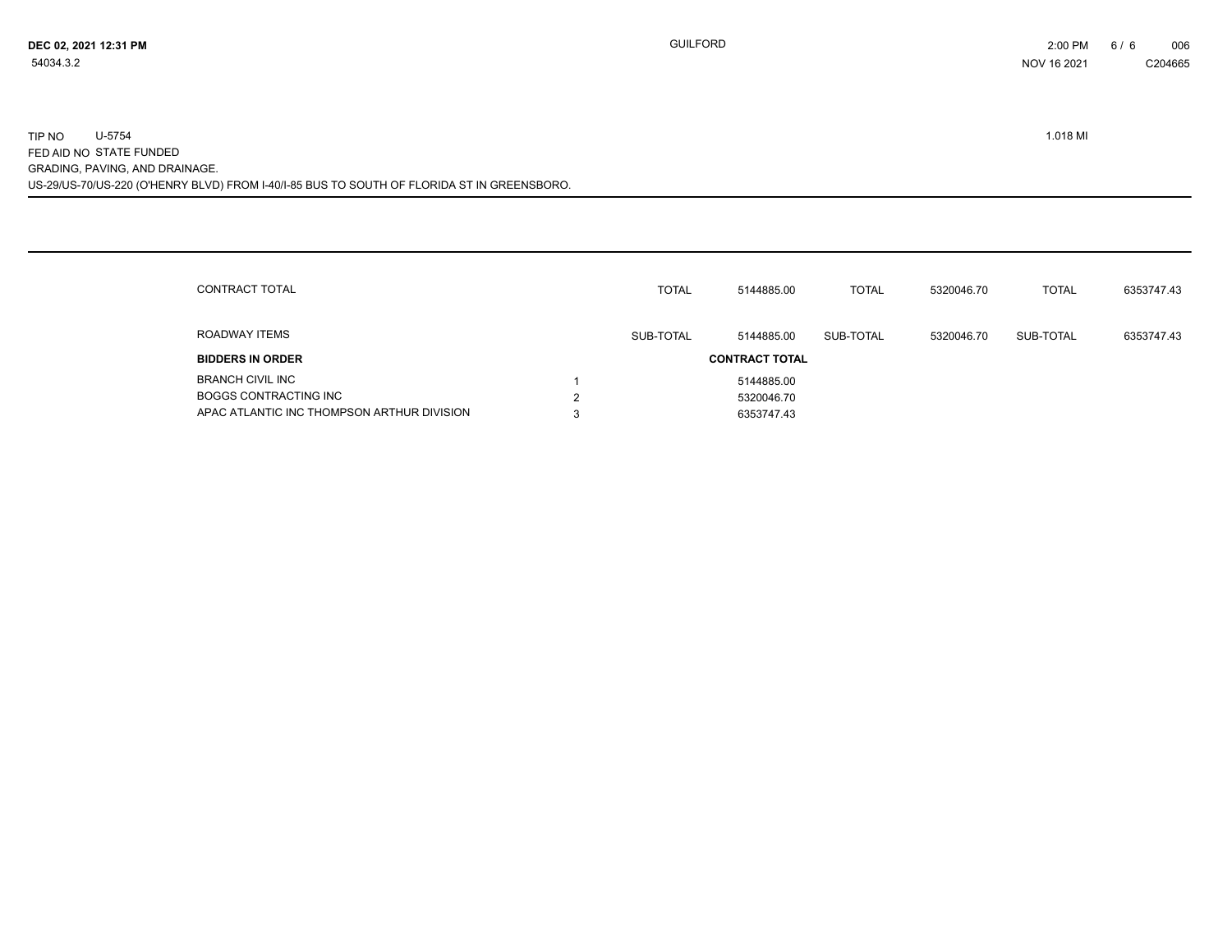TIP NO U-5754 1.018 MI

FED AID NO STATE FUNDED

GRADING, PAVING, AND DRAINAGE.

US-29/US-70/US-220 (O'HENRY BLVD) FROM I-40/I-85 BUS TO SOUTH OF FLORIDA ST IN GREENSBORO.

| | | | | | | |
|---|---|---|---|---|---|---|
| CONTRACT TOTAL | TOTAL | 5144885.00 | TOTAL | 5320046.70 | TOTAL | 6353747.43 |
| ROADWAY ITEMS | SUB-TOTAL | 5144885.00 | SUB-TOTAL | 5320046.70 | SUB-TOTAL | 6353747.43 |

| BIDDERS IN ORDER | | CONTRACT TOTAL |
|---|---|---|
| BRANCH CIVIL INC | 1 | 5144885.00 |
| BOGGS CONTRACTING INC | 2 | 5320046.70 |
| APAC ATLANTIC INC THOMPSON ARTHUR DIVISION | 3 | 6353747.43 |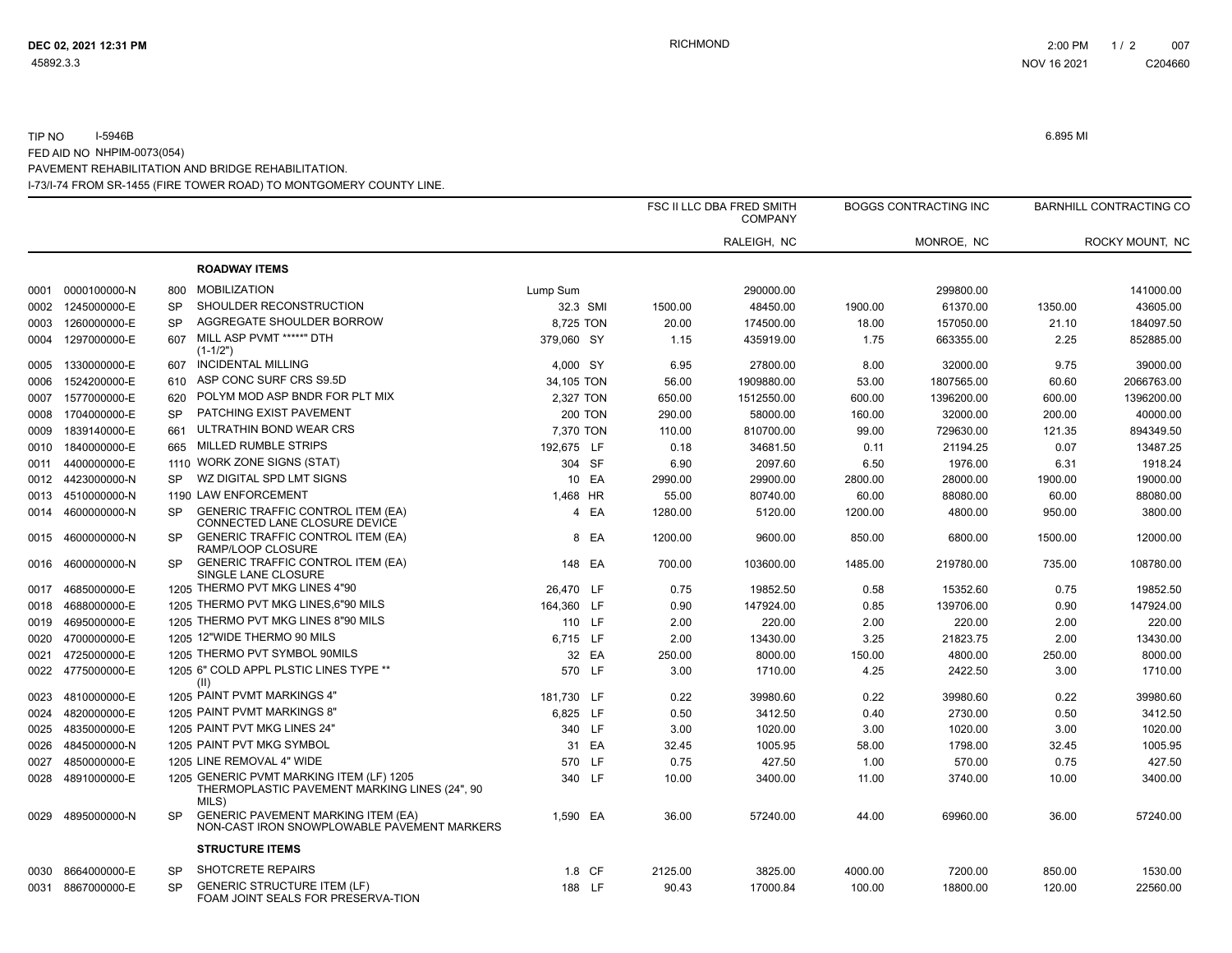TIP NO I-5946B

6.895 MI

FED AID NO NHPIM-0073(054)

PAVEMENT REHABILITATION AND BRIDGE REHABILITATION.

I-73/I-74 FROM SR-1455 (FIRE TOWER ROAD) TO MONTGOMERY COUNTY LINE.

| | | | | | | FSC II LLC DBA FRED SMITH COMPANY | | BOGGS CONTRACTING INC | | BARNHILL CONTRACTING CO | |
|---|---|---|---|---|---|---|---|---|---|---|---|
| | | | | | | | RALEIGH, NC | | MONROE, NC | | ROCKY MOUNT, NC |
| | | | **ROADWAY ITEMS** | | | | | | | | |
| 0001 | 0000100000-N | 800 | MOBILIZATION | Lump Sum | | | 290000.00 | | 299800.00 | | 141000.00 |
| 0002 | 1245000000-E | SP | SHOULDER RECONSTRUCTION | 32.3 | SMI | 1500.00 | 48450.00 | 1900.00 | 61370.00 | 1350.00 | 43605.00 |
| 0003 | 1260000000-E | SP | AGGREGATE SHOULDER BORROW | 8,725 | TON | 20.00 | 174500.00 | 18.00 | 157050.00 | 21.10 | 184097.50 |
| 0004 | 1297000000-E | 607 | MILL ASP PVMT *****" DTH (1-1/2") | 379,060 | SY | 1.15 | 435919.00 | 1.75 | 663355.00 | 2.25 | 852885.00 |
| 0005 | 1330000000-E | 607 | INCIDENTAL MILLING | 4,000 | SY | 6.95 | 27800.00 | 8.00 | 32000.00 | 9.75 | 39000.00 |
| 0006 | 1524200000-E | 610 | ASP CONC SURF CRS S9.5D | 34,105 | TON | 56.00 | 1909880.00 | 53.00 | 1807565.00 | 60.60 | 2066763.00 |
| 0007 | 1577000000-E | 620 | POLYM MOD ASP BNDR FOR PLT MIX | 2,327 | TON | 650.00 | 1512550.00 | 600.00 | 1396200.00 | 600.00 | 1396200.00 |
| 0008 | 1704000000-E | SP | PATCHING EXIST PAVEMENT | 200 | TON | 290.00 | 58000.00 | 160.00 | 32000.00 | 200.00 | 40000.00 |
| 0009 | 1839140000-E | 661 | ULTRATHIN BOND WEAR CRS | 7,370 | TON | 110.00 | 810700.00 | 99.00 | 729630.00 | 121.35 | 894349.50 |
| 0010 | 1840000000-E | 665 | MILLED RUMBLE STRIPS | 192,675 | LF | 0.18 | 34681.50 | 0.11 | 21194.25 | 0.07 | 13487.25 |
| 0011 | 4400000000-E | 1110 | WORK ZONE SIGNS (STAT) | 304 | SF | 6.90 | 2097.60 | 6.50 | 1976.00 | 6.31 | 1918.24 |
| 0012 | 4423000000-N | SP | WZ DIGITAL SPD LMT SIGNS | 10 | EA | 2990.00 | 29900.00 | 2800.00 | 28000.00 | 1900.00 | 19000.00 |
| 0013 | 4510000000-N | 1190 | LAW ENFORCEMENT | 1,468 | HR | 55.00 | 80740.00 | 60.00 | 88080.00 | 60.00 | 88080.00 |
| 0014 | 4600000000-N | SP | GENERIC TRAFFIC CONTROL ITEM (EA) CONNECTED LANE CLOSURE DEVICE | 4 | EA | 1280.00 | 5120.00 | 1200.00 | 4800.00 | 950.00 | 3800.00 |
| 0015 | 4600000000-N | SP | GENERIC TRAFFIC CONTROL ITEM (EA) RAMP/LOOP CLOSURE | 8 | EA | 1200.00 | 9600.00 | 850.00 | 6800.00 | 1500.00 | 12000.00 |
| 0016 | 4600000000-N | SP | GENERIC TRAFFIC CONTROL ITEM (EA) SINGLE LANE CLOSURE | 148 | EA | 700.00 | 103600.00 | 1485.00 | 219780.00 | 735.00 | 108780.00 |
| 0017 | 4685000000-E | 1205 | THERMO PVT MKG LINES 4"90 | 26,470 | LF | 0.75 | 19852.50 | 0.58 | 15352.60 | 0.75 | 19852.50 |
| 0018 | 4688000000-E | 1205 | THERMO PVT MKG LINES,6"90 MILS | 164,360 | LF | 0.90 | 147924.00 | 0.85 | 139706.00 | 0.90 | 147924.00 |
| 0019 | 4695000000-E | 1205 | THERMO PVT MKG LINES 8"90 MILS | 110 | LF | 2.00 | 220.00 | 2.00 | 220.00 | 2.00 | 220.00 |
| 0020 | 4700000000-E | 1205 | 12"WIDE THERMO 90 MILS | 6,715 | LF | 2.00 | 13430.00 | 3.25 | 21823.75 | 2.00 | 13430.00 |
| 0021 | 4725000000-E | 1205 | THERMO PVT SYMBOL 90MILS | 32 | EA | 250.00 | 8000.00 | 150.00 | 4800.00 | 250.00 | 8000.00 |
| 0022 | 4775000000-E | 1205 | 6" COLD APPL PLSTIC LINES TYPE ** (II) | 570 | LF | 3.00 | 1710.00 | 4.25 | 2422.50 | 3.00 | 1710.00 |
| 0023 | 4810000000-E | 1205 | PAINT PVMT MARKINGS 4" | 181,730 | LF | 0.22 | 39980.60 | 0.22 | 39980.60 | 0.22 | 39980.60 |
| 0024 | 4820000000-E | 1205 | PAINT PVMT MARKINGS 8" | 6,825 | LF | 0.50 | 3412.50 | 0.40 | 2730.00 | 0.50 | 3412.50 |
| 0025 | 4835000000-E | 1205 | PAINT PVT MKG LINES 24" | 340 | LF | 3.00 | 1020.00 | 3.00 | 1020.00 | 3.00 | 1020.00 |
| 0026 | 4845000000-N | 1205 | PAINT PVT MKG SYMBOL | 31 | EA | 32.45 | 1005.95 | 58.00 | 1798.00 | 32.45 | 1005.95 |
| 0027 | 4850000000-E | 1205 | LINE REMOVAL 4" WIDE | 570 | LF | 0.75 | 427.50 | 1.00 | 570.00 | 0.75 | 427.50 |
| 0028 | 4891000000-E | 1205 | GENERIC PVMT MARKING ITEM (LF) 1205 THERMOPLASTIC PAVEMENT MARKING LINES (24", 90 MILS) | 340 | LF | 10.00 | 3400.00 | 11.00 | 3740.00 | 10.00 | 3400.00 |
| 0029 | 4895000000-N | SP | GENERIC PAVEMENT MARKING ITEM (EA) NON-CAST IRON SNOWPLOWABLE PAVEMENT MARKERS | 1,590 | EA | 36.00 | 57240.00 | 44.00 | 69960.00 | 36.00 | 57240.00 |
| | | | **STRUCTURE ITEMS** | | | | | | | | |
| 0030 | 8664000000-E | SP | SHOTCRETE REPAIRS | 1.8 | CF | 2125.00 | 3825.00 | 4000.00 | 7200.00 | 850.00 | 1530.00 |
| 0031 | 8867000000-E | SP | GENERIC STRUCTURE ITEM (LF) FOAM JOINT SEALS FOR PRESERVA-TION | 188 | LF | 90.43 | 17000.84 | 100.00 | 18800.00 | 120.00 | 22560.00 |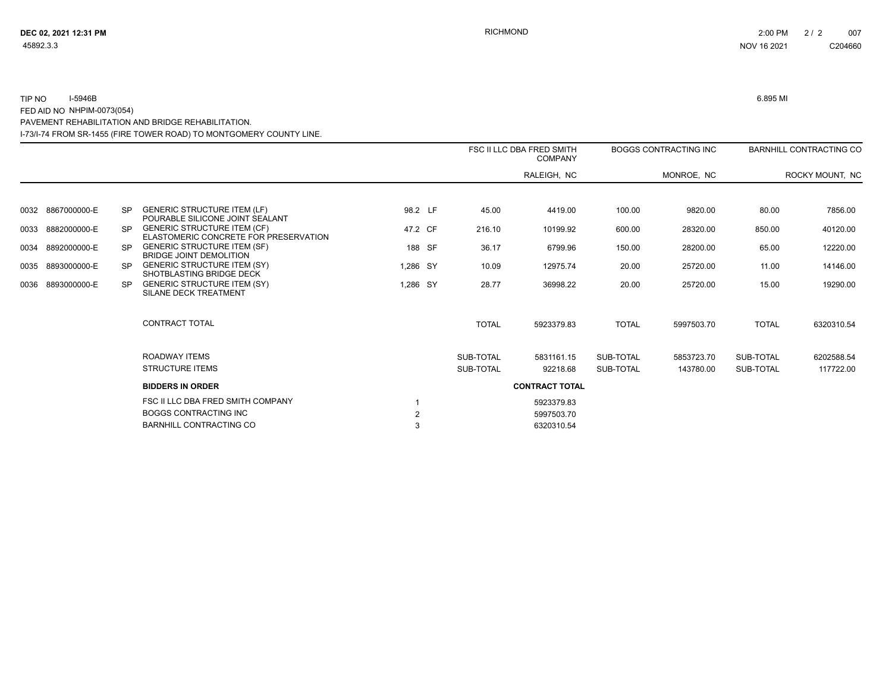TIP NO I-5946B 6.895 MI

FED AID NO NHPIM-0073(054)

PAVEMENT REHABILITATION AND BRIDGE REHABILITATION.

I-73/I-74 FROM SR-1455 (FIRE TOWER ROAD) TO MONTGOMERY COUNTY LINE.

| | | | | | | FSC II LLC DBA FRED SMITH COMPANY | | BOGGS CONTRACTING INC | | BARNHILL CONTRACTING CO | |
|---|---|---|---|---|---|---|---|---|---|---|---|
| | | | | | | | RALEIGH, NC | | MONROE, NC | | ROCKY MOUNT, NC |
| 0032 | 8867000000-E | SP | GENERIC STRUCTURE ITEM (LF) POURABLE SILICONE JOINT SEALANT | 98.2 | LF | 45.00 | 4419.00 | 100.00 | 9820.00 | 80.00 | 7856.00 |
| 0033 | 8882000000-E | SP | GENERIC STRUCTURE ITEM (CF) ELASTOMERIC CONCRETE FOR PRESERVATION | 47.2 | CF | 216.10 | 10199.92 | 600.00 | 28320.00 | 850.00 | 40120.00 |
| 0034 | 8892000000-E | SP | GENERIC STRUCTURE ITEM (SF) BRIDGE JOINT DEMOLITION | 188 | SF | 36.17 | 6799.96 | 150.00 | 28200.00 | 65.00 | 12220.00 |
| 0035 | 8893000000-E | SP | GENERIC STRUCTURE ITEM (SY) SHOTBLASTING BRIDGE DECK | 1,286 | SY | 10.09 | 12975.74 | 20.00 | 25720.00 | 11.00 | 14146.00 |
| 0036 | 8893000000-E | SP | GENERIC STRUCTURE ITEM (SY) SILANE DECK TREATMENT | 1,286 | SY | 28.77 | 36998.22 | 20.00 | 25720.00 | 15.00 | 19290.00 |
| | | | CONTRACT TOTAL | | | TOTAL | 5923379.83 | TOTAL | 5997503.70 | TOTAL | 6320310.54 |
| | | | ROADWAY ITEMS | | | SUB-TOTAL | 5831161.15 | SUB-TOTAL | 5853723.70 | SUB-TOTAL | 6202588.54 |
| | | | STRUCTURE ITEMS | | | SUB-TOTAL | 92218.68 | SUB-TOTAL | 143780.00 | SUB-TOTAL | 117722.00 |

| **BIDDERS IN ORDER** | | **CONTRACT TOTAL** |
|---|---|---|
| FSC II LLC DBA FRED SMITH COMPANY | 1 | 5923379.83 |
| BOGGS CONTRACTING INC | 2 | 5997503.70 |
| BARNHILL CONTRACTING CO | 3 | 6320310.54 |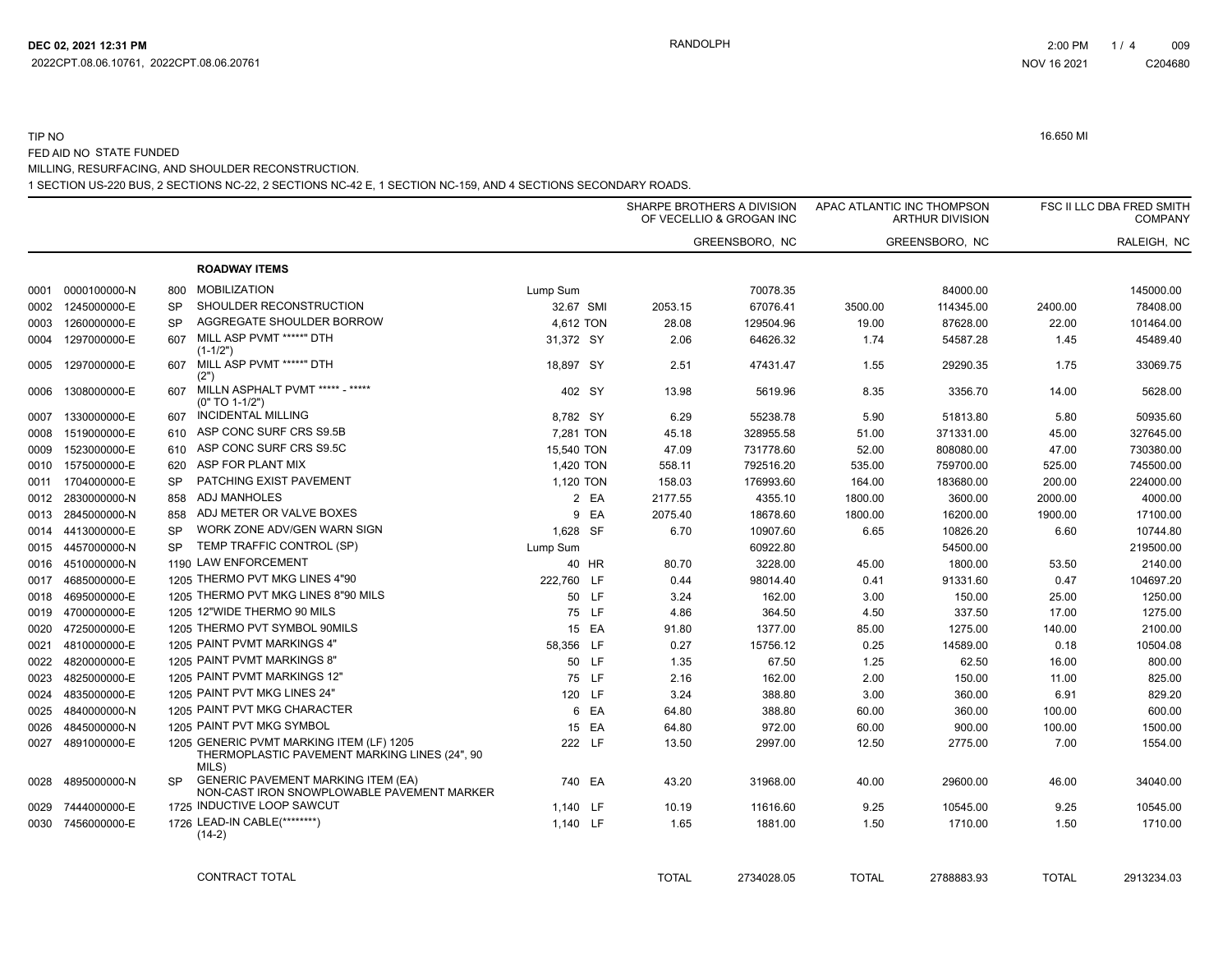DEC 02, 2021 12:31 PM — RANDOLPH — 2:00 PM NOV 16 2021 — 009 C204680

2022CPT.08.06.10761, 2022CPT.08.06.20761

TIP NO

16.650 MI

FED AID NO STATE FUNDED

MILLING, RESURFACING, AND SHOULDER RECONSTRUCTION.

1 SECTION US-220 BUS, 2 SECTIONS NC-22, 2 SECTIONS NC-42 E, 1 SECTION NC-159, AND 4 SECTIONS SECONDARY ROADS.

| | | | | | | SHARPE BROTHERS A DIVISION OF VECELLIO & GROGAN INC | | APAC ATLANTIC INC THOMPSON ARTHUR DIVISION | | FSC II LLC DBA FRED SMITH COMPANY | |
|---|---|---|---|---|---|---|---|---|---|---|---|
| | | | | | | | GREENSBORO, NC | | GREENSBORO, NC | | RALEIGH, NC |
| | | | **ROADWAY ITEMS** | | | | | | | | |
| 0001 | 0000100000-N | 800 | MOBILIZATION | Lump Sum | | | 70078.35 | | 84000.00 | | 145000.00 |
| 0002 | 1245000000-E | SP | SHOULDER RECONSTRUCTION | 32.67 | SMI | 2053.15 | 67076.41 | 3500.00 | 114345.00 | 2400.00 | 78408.00 |
| 0003 | 1260000000-E | SP | AGGREGATE SHOULDER BORROW | 4,612 | TON | 28.08 | 129504.96 | 19.00 | 87628.00 | 22.00 | 101464.00 |
| 0004 | 1297000000-E | 607 | MILL ASP PVMT *****" DTH (1-1/2") | 31,372 | SY | 2.06 | 64626.32 | 1.74 | 54587.28 | 1.45 | 45489.40 |
| 0005 | 1297000000-E | 607 | MILL ASP PVMT *****" DTH (2") | 18,897 | SY | 2.51 | 47431.47 | 1.55 | 29290.35 | 1.75 | 33069.75 |
| 0006 | 1308000000-E | 607 | MILLN ASPHALT PVMT ***** - ***** (0" TO 1-1/2") | 402 | SY | 13.98 | 5619.96 | 8.35 | 3356.70 | 14.00 | 5628.00 |
| 0007 | 1330000000-E | 607 | INCIDENTAL MILLING | 8,782 | SY | 6.29 | 55238.78 | 5.90 | 51813.80 | 5.80 | 50935.60 |
| 0008 | 1519000000-E | 610 | ASP CONC SURF CRS S9.5B | 7,281 | TON | 45.18 | 328955.58 | 51.00 | 371331.00 | 45.00 | 327645.00 |
| 0009 | 1523000000-E | 610 | ASP CONC SURF CRS S9.5C | 15,540 | TON | 47.09 | 731778.60 | 52.00 | 808080.00 | 47.00 | 730380.00 |
| 0010 | 1575000000-E | 620 | ASP FOR PLANT MIX | 1,420 | TON | 558.11 | 792516.20 | 535.00 | 759700.00 | 525.00 | 745500.00 |
| 0011 | 1704000000-E | SP | PATCHING EXIST PAVEMENT | 1,120 | TON | 158.03 | 176993.60 | 164.00 | 183680.00 | 200.00 | 224000.00 |
| 0012 | 2830000000-N | 858 | ADJ MANHOLES | 2 | EA | 2177.55 | 4355.10 | 1800.00 | 3600.00 | 2000.00 | 4000.00 |
| 0013 | 2845000000-N | 858 | ADJ METER OR VALVE BOXES | 9 | EA | 2075.40 | 18678.60 | 1800.00 | 16200.00 | 1900.00 | 17100.00 |
| 0014 | 4413000000-E | SP | WORK ZONE ADV/GEN WARN SIGN | 1,628 | SF | 6.70 | 10907.60 | 6.65 | 10826.20 | 6.60 | 10744.80 |
| 0015 | 4457000000-N | SP | TEMP TRAFFIC CONTROL (SP) | Lump Sum | | | 60922.80 | | 54500.00 | | 219500.00 |
| 0016 | 4510000000-N | 1190 | LAW ENFORCEMENT | 40 | HR | 80.70 | 3228.00 | 45.00 | 1800.00 | 53.50 | 2140.00 |
| 0017 | 4685000000-E | 1205 | THERMO PVT MKG LINES 4"90 | 222,760 | LF | 0.44 | 98014.40 | 0.41 | 91331.60 | 0.47 | 104697.20 |
| 0018 | 4695000000-E | 1205 | THERMO PVT MKG LINES 8"90 MILS | 50 | LF | 3.24 | 162.00 | 3.00 | 150.00 | 25.00 | 1250.00 |
| 0019 | 4700000000-E | 1205 | 12"WIDE THERMO 90 MILS | 75 | LF | 4.86 | 364.50 | 4.50 | 337.50 | 17.00 | 1275.00 |
| 0020 | 4725000000-E | 1205 | THERMO PVT SYMBOL 90MILS | 15 | EA | 91.80 | 1377.00 | 85.00 | 1275.00 | 140.00 | 2100.00 |
| 0021 | 4810000000-E | 1205 | PAINT PVMT MARKINGS 4" | 58,356 | LF | 0.27 | 15756.12 | 0.25 | 14589.00 | 0.18 | 10504.08 |
| 0022 | 4820000000-E | 1205 | PAINT PVMT MARKINGS 8" | 50 | LF | 1.35 | 67.50 | 1.25 | 62.50 | 16.00 | 800.00 |
| 0023 | 4825000000-E | 1205 | PAINT PVMT MARKINGS 12" | 75 | LF | 2.16 | 162.00 | 2.00 | 150.00 | 11.00 | 825.00 |
| 0024 | 4835000000-E | 1205 | PAINT PVT MKG LINES 24" | 120 | LF | 3.24 | 388.80 | 3.00 | 360.00 | 6.91 | 829.20 |
| 0025 | 4840000000-N | 1205 | PAINT PVT MKG CHARACTER | 6 | EA | 64.80 | 388.80 | 60.00 | 360.00 | 100.00 | 600.00 |
| 0026 | 4845000000-N | 1205 | PAINT PVT MKG SYMBOL | 15 | EA | 64.80 | 972.00 | 60.00 | 900.00 | 100.00 | 1500.00 |
| 0027 | 4891000000-E | 1205 | GENERIC PVMT MARKING ITEM (LF) 1205 THERMOPLASTIC PAVEMENT MARKING LINES (24", 90 MILS) | 222 | LF | 13.50 | 2997.00 | 12.50 | 2775.00 | 7.00 | 1554.00 |
| 0028 | 4895000000-N | SP | GENERIC PAVEMENT MARKING ITEM (EA) NON-CAST IRON SNOWPLOWABLE PAVEMENT MARKER | 740 | EA | 43.20 | 31968.00 | 40.00 | 29600.00 | 46.00 | 34040.00 |
| 0029 | 7444000000-E | 1725 | INDUCTIVE LOOP SAWCUT | 1,140 | LF | 10.19 | 11616.60 | 9.25 | 10545.00 | 9.25 | 10545.00 |
| 0030 | 7456000000-E | 1726 | LEAD-IN CABLE(********) (14-2) | 1,140 | LF | 1.65 | 1881.00 | 1.50 | 1710.00 | 1.50 | 1710.00 |
| | | | CONTRACT TOTAL | | | TOTAL | 2734028.05 | TOTAL | 2788883.93 | TOTAL | 2913234.03 |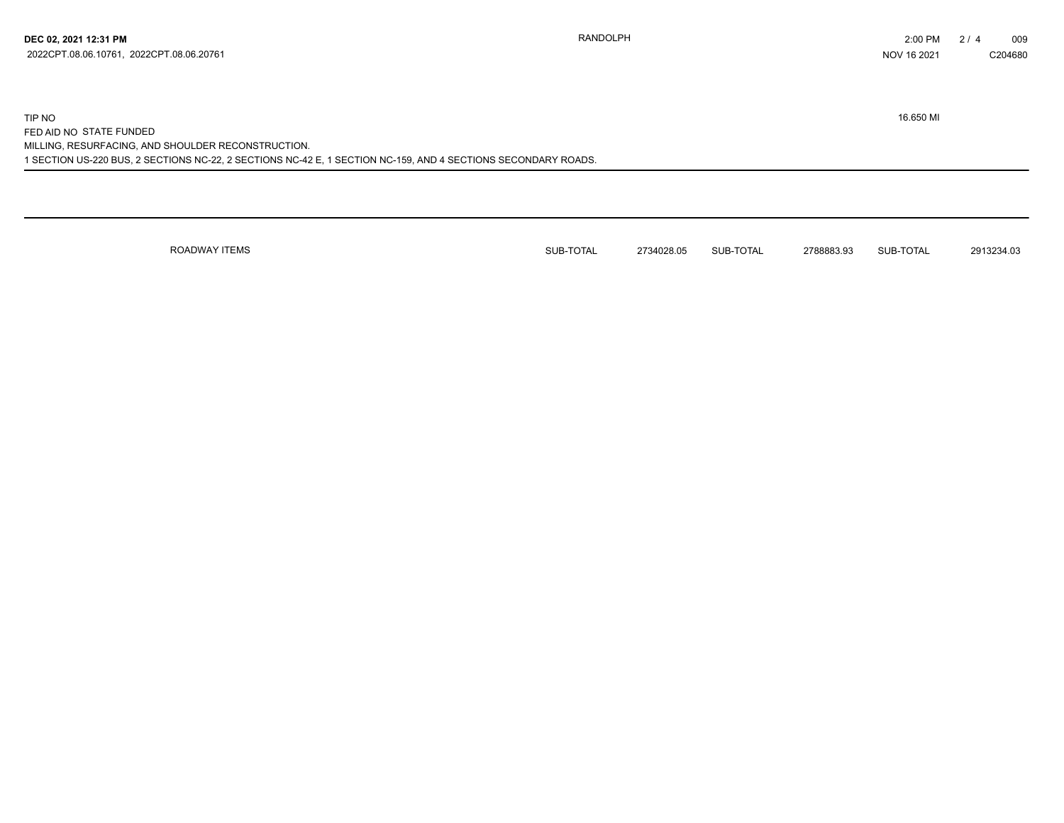TIP NO

FED AID NO STATE FUNDED

MILLING, RESURFACING, AND SHOULDER RECONSTRUCTION.

1 SECTION US-220 BUS, 2 SECTIONS NC-22, 2 SECTIONS NC-42 E, 1 SECTION NC-159, AND 4 SECTIONS SECONDARY ROADS.

16.650 MI

| ROADWAY ITEMS | SUB-TOTAL | 2734028.05 | SUB-TOTAL | 2788883.93 | SUB-TOTAL | 2913234.03 |
|---|---|---|---|---|---|---|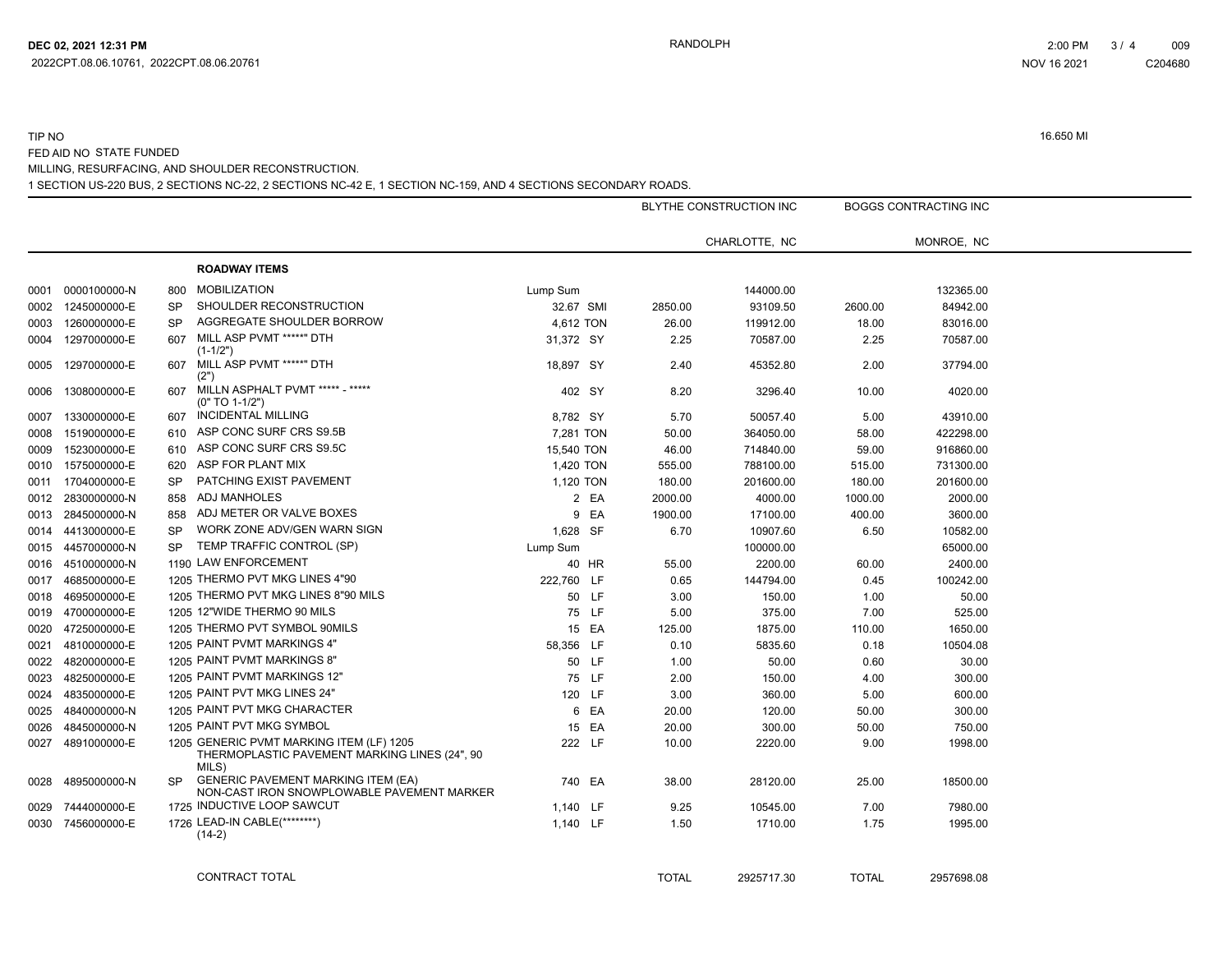TIP NO 16.650 MI

FED AID NO STATE FUNDED

MILLING, RESURFACING, AND SHOULDER RECONSTRUCTION.

1 SECTION US-220 BUS, 2 SECTIONS NC-22, 2 SECTIONS NC-42 E, 1 SECTION NC-159, AND 4 SECTIONS SECONDARY ROADS.

| | | | | | | BLYTHE CONSTRUCTION INC | | BOGGS CONTRACTING INC | |
|---|---|---|---|---|---|---|---|---|---|
| | | | | | | | CHARLOTTE, NC | | MONROE, NC |
| | | | **ROADWAY ITEMS** | | | | | | |
| 0001 | 0000100000-N | 800 | MOBILIZATION | Lump Sum | | | 144000.00 | | 132365.00 |
| 0002 | 1245000000-E | SP | SHOULDER RECONSTRUCTION | 32.67 | SMI | 2850.00 | 93109.50 | 2600.00 | 84942.00 |
| 0003 | 1260000000-E | SP | AGGREGATE SHOULDER BORROW | 4,612 | TON | 26.00 | 119912.00 | 18.00 | 83016.00 |
| 0004 | 1297000000-E | 607 | MILL ASP PVMT *****" DTH (1-1/2") | 31,372 | SY | 2.25 | 70587.00 | 2.25 | 70587.00 |
| 0005 | 1297000000-E | 607 | MILL ASP PVMT *****" DTH (2") | 18,897 | SY | 2.40 | 45352.80 | 2.00 | 37794.00 |
| 0006 | 1308000000-E | 607 | MILLN ASPHALT PVMT ***** - ***** (0" TO 1-1/2") | 402 | SY | 8.20 | 3296.40 | 10.00 | 4020.00 |
| 0007 | 1330000000-E | 607 | INCIDENTAL MILLING | 8,782 | SY | 5.70 | 50057.40 | 5.00 | 43910.00 |
| 0008 | 1519000000-E | 610 | ASP CONC SURF CRS S9.5B | 7,281 | TON | 50.00 | 364050.00 | 58.00 | 422298.00 |
| 0009 | 1523000000-E | 610 | ASP CONC SURF CRS S9.5C | 15,540 | TON | 46.00 | 714840.00 | 59.00 | 916860.00 |
| 0010 | 1575000000-E | 620 | ASP FOR PLANT MIX | 1,420 | TON | 555.00 | 788100.00 | 515.00 | 731300.00 |
| 0011 | 1704000000-E | SP | PATCHING EXIST PAVEMENT | 1,120 | TON | 180.00 | 201600.00 | 180.00 | 201600.00 |
| 0012 | 2830000000-N | 858 | ADJ MANHOLES | 2 | EA | 2000.00 | 4000.00 | 1000.00 | 2000.00 |
| 0013 | 2845000000-N | 858 | ADJ METER OR VALVE BOXES | 9 | EA | 1900.00 | 17100.00 | 400.00 | 3600.00 |
| 0014 | 4413000000-E | SP | WORK ZONE ADV/GEN WARN SIGN | 1,628 | SF | 6.70 | 10907.60 | 6.50 | 10582.00 |
| 0015 | 4457000000-N | SP | TEMP TRAFFIC CONTROL (SP) | Lump Sum | | | 100000.00 | | 65000.00 |
| 0016 | 4510000000-N | 1190 | LAW ENFORCEMENT | 40 | HR | 55.00 | 2200.00 | 60.00 | 2400.00 |
| 0017 | 4685000000-E | 1205 | THERMO PVT MKG LINES 4"90 | 222,760 | LF | 0.65 | 144794.00 | 0.45 | 100242.00 |
| 0018 | 4695000000-E | 1205 | THERMO PVT MKG LINES 8"90 MILS | 50 | LF | 3.00 | 150.00 | 1.00 | 50.00 |
| 0019 | 4700000000-E | 1205 | 12"WIDE THERMO 90 MILS | 75 | LF | 5.00 | 375.00 | 7.00 | 525.00 |
| 0020 | 4725000000-E | 1205 | THERMO PVT SYMBOL 90MILS | 15 | EA | 125.00 | 1875.00 | 110.00 | 1650.00 |
| 0021 | 4810000000-E | 1205 | PAINT PVMT MARKINGS 4" | 58,356 | LF | 0.10 | 5835.60 | 0.18 | 10504.08 |
| 0022 | 4820000000-E | 1205 | PAINT PVMT MARKINGS 8" | 50 | LF | 1.00 | 50.00 | 0.60 | 30.00 |
| 0023 | 4825000000-E | 1205 | PAINT PVMT MARKINGS 12" | 75 | LF | 2.00 | 150.00 | 4.00 | 300.00 |
| 0024 | 4835000000-E | 1205 | PAINT PVT MKG LINES 24" | 120 | LF | 3.00 | 360.00 | 5.00 | 600.00 |
| 0025 | 4840000000-N | 1205 | PAINT PVT MKG CHARACTER | 6 | EA | 20.00 | 120.00 | 50.00 | 300.00 |
| 0026 | 4845000000-N | 1205 | PAINT PVT MKG SYMBOL | 15 | EA | 20.00 | 300.00 | 50.00 | 750.00 |
| 0027 | 4891000000-E | 1205 | GENERIC PVMT MARKING ITEM (LF) 1205 THERMOPLASTIC PAVEMENT MARKING LINES (24", 90 MILS) | 222 | LF | 10.00 | 2220.00 | 9.00 | 1998.00 |
| 0028 | 4895000000-N | SP | GENERIC PAVEMENT MARKING ITEM (EA) NON-CAST IRON SNOWPLOWABLE PAVEMENT MARKER | 740 | EA | 38.00 | 28120.00 | 25.00 | 18500.00 |
| 0029 | 7444000000-E | 1725 | INDUCTIVE LOOP SAWCUT | 1,140 | LF | 9.25 | 10545.00 | 7.00 | 7980.00 |
| 0030 | 7456000000-E | 1726 | LEAD-IN CABLE(********) (14-2) | 1,140 | LF | 1.50 | 1710.00 | 1.75 | 1995.00 |
| | | | CONTRACT TOTAL | | | TOTAL | 2925717.30 | TOTAL | 2957698.08 |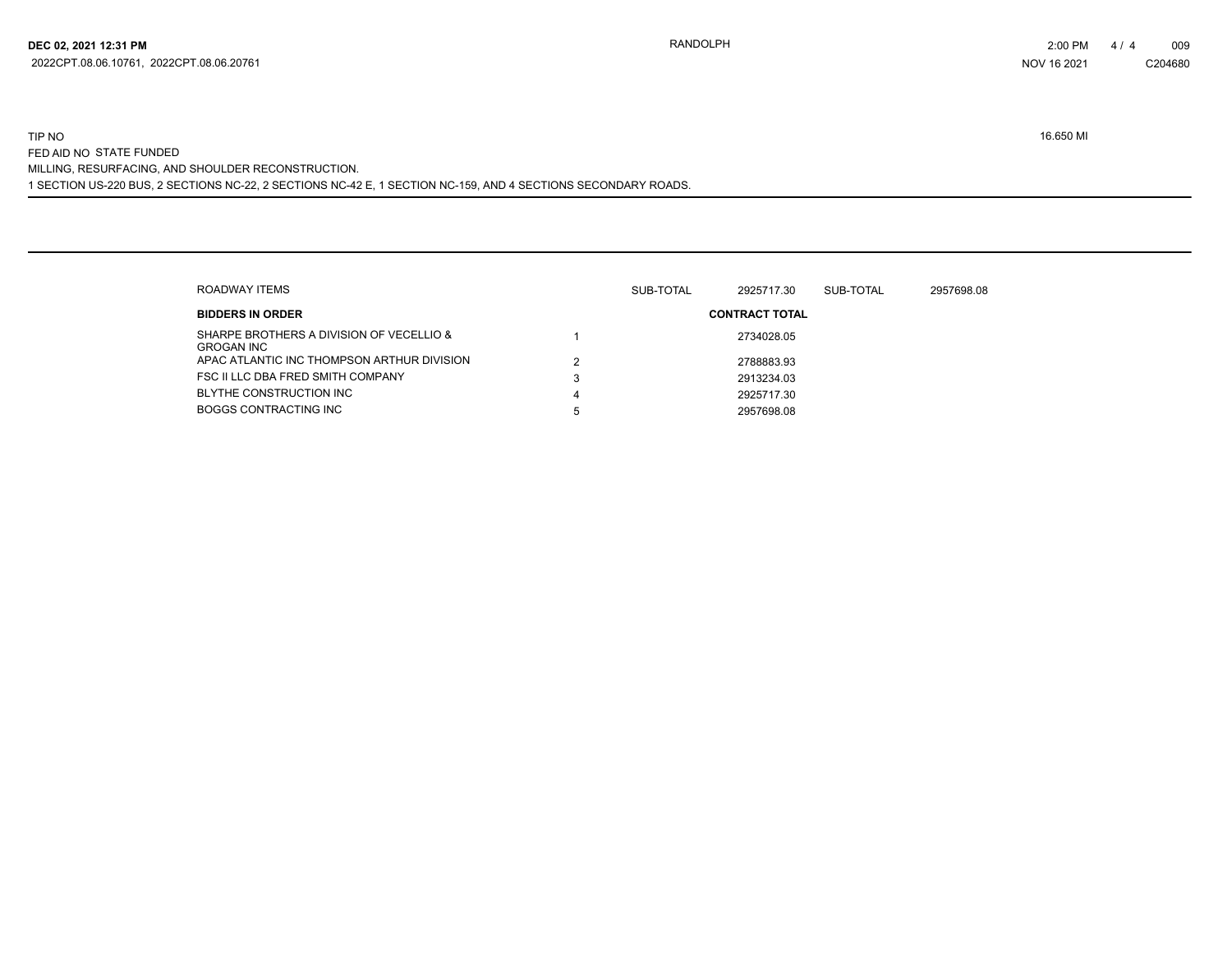TIP NO 16.650 MI

FED AID NO STATE FUNDED

MILLING, RESURFACING, AND SHOULDER RECONSTRUCTION.

1 SECTION US-220 BUS, 2 SECTIONS NC-22, 2 SECTIONS NC-42 E, 1 SECTION NC-159, AND 4 SECTIONS SECONDARY ROADS.

| ROADWAY ITEMS | | SUB-TOTAL | 2925717.30 | SUB-TOTAL | 2957698.08 |
|---|---|---|---|---|---|

| **BIDDERS IN ORDER** | | **CONTRACT TOTAL** |
|---|---|---|
| SHARPE BROTHERS A DIVISION OF VECELLIO & GROGAN INC | 1 | 2734028.05 |
| APAC ATLANTIC INC THOMPSON ARTHUR DIVISION | 2 | 2788883.93 |
| FSC II LLC DBA FRED SMITH COMPANY | 3 | 2913234.03 |
| BLYTHE CONSTRUCTION INC | 4 | 2925717.30 |
| BOGGS CONTRACTING INC | 5 | 2957698.08 |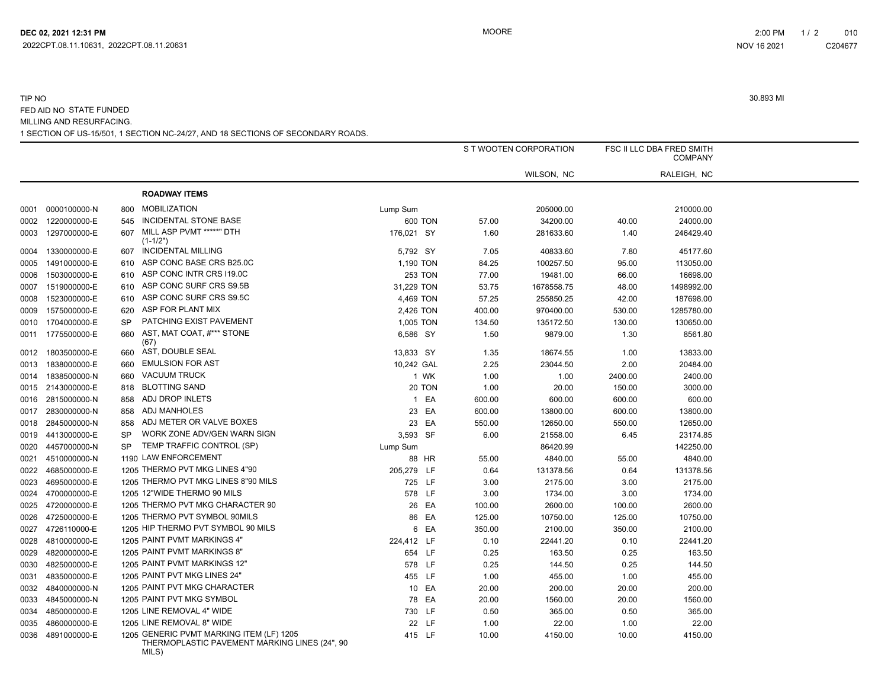TIP NO

FED AID NO STATE FUNDED

MILLING AND RESURFACING.

1 SECTION OF US-15/501, 1 SECTION NC-24/27, AND 18 SECTIONS OF SECONDARY ROADS.

30.893 MI

| | | | | | | S T WOOTEN CORPORATION | | FSC II LLC DBA FRED SMITH COMPANY | |
|---|---|---|---|---|---|---|---|---|---|
| | | | | | | | WILSON, NC | | RALEIGH, NC |
| | | | **ROADWAY ITEMS** | | | | | | |
| 0001 | 0000100000-N | 800 | MOBILIZATION | Lump Sum | | | 205000.00 | | 210000.00 |
| 0002 | 1220000000-E | 545 | INCIDENTAL STONE BASE | 600 | TON | 57.00 | 34200.00 | 40.00 | 24000.00 |
| 0003 | 1297000000-E | 607 | MILL ASP PVMT *****" DTH (1-1/2") | 176,021 | SY | 1.60 | 281633.60 | 1.40 | 246429.40 |
| 0004 | 1330000000-E | 607 | INCIDENTAL MILLING | 5,792 | SY | 7.05 | 40833.60 | 7.80 | 45177.60 |
| 0005 | 1491000000-E | 610 | ASP CONC BASE CRS B25.0C | 1,190 | TON | 84.25 | 100257.50 | 95.00 | 113050.00 |
| 0006 | 1503000000-E | 610 | ASP CONC INTR CRS I19.0C | 253 | TON | 77.00 | 19481.00 | 66.00 | 16698.00 |
| 0007 | 1519000000-E | 610 | ASP CONC SURF CRS S9.5B | 31,229 | TON | 53.75 | 1678558.75 | 48.00 | 1498992.00 |
| 0008 | 1523000000-E | 610 | ASP CONC SURF CRS S9.5C | 4,469 | TON | 57.25 | 255850.25 | 42.00 | 187698.00 |
| 0009 | 1575000000-E | 620 | ASP FOR PLANT MIX | 2,426 | TON | 400.00 | 970400.00 | 530.00 | 1285780.00 |
| 0010 | 1704000000-E | SP | PATCHING EXIST PAVEMENT | 1,005 | TON | 134.50 | 135172.50 | 130.00 | 130650.00 |
| 0011 | 1775500000-E | 660 | AST, MAT COAT, #*** STONE (67) | 6,586 | SY | 1.50 | 9879.00 | 1.30 | 8561.80 |
| 0012 | 1803500000-E | 660 | AST, DOUBLE SEAL | 13,833 | SY | 1.35 | 18674.55 | 1.00 | 13833.00 |
| 0013 | 1838000000-E | 660 | EMULSION FOR AST | 10,242 | GAL | 2.25 | 23044.50 | 2.00 | 20484.00 |
| 0014 | 1838500000-N | 660 | VACUUM TRUCK | 1 | WK | 1.00 | 1.00 | 2400.00 | 2400.00 |
| 0015 | 2143000000-E | 818 | BLOTTING SAND | 20 | TON | 1.00 | 20.00 | 150.00 | 3000.00 |
| 0016 | 2815000000-N | 858 | ADJ DROP INLETS | 1 | EA | 600.00 | 600.00 | 600.00 | 600.00 |
| 0017 | 2830000000-N | 858 | ADJ MANHOLES | 23 | EA | 600.00 | 13800.00 | 600.00 | 13800.00 |
| 0018 | 2845000000-N | 858 | ADJ METER OR VALVE BOXES | 23 | EA | 550.00 | 12650.00 | 550.00 | 12650.00 |
| 0019 | 4413000000-E | SP | WORK ZONE ADV/GEN WARN SIGN | 3,593 | SF | 6.00 | 21558.00 | 6.45 | 23174.85 |
| 0020 | 4457000000-N | SP | TEMP TRAFFIC CONTROL (SP) | Lump Sum | | | 86420.99 | | 142250.00 |
| 0021 | 4510000000-N | 1190 | LAW ENFORCEMENT | 88 | HR | 55.00 | 4840.00 | 55.00 | 4840.00 |
| 0022 | 4685000000-E | 1205 | THERMO PVT MKG LINES 4"90 | 205,279 | LF | 0.64 | 131378.56 | 0.64 | 131378.56 |
| 0023 | 4695000000-E | 1205 | THERMO PVT MKG LINES 8"90 MILS | 725 | LF | 3.00 | 2175.00 | 3.00 | 2175.00 |
| 0024 | 4700000000-E | 1205 | 12"WIDE THERMO 90 MILS | 578 | LF | 3.00 | 1734.00 | 3.00 | 1734.00 |
| 0025 | 4720000000-E | 1205 | THERMO PVT MKG CHARACTER 90 | 26 | EA | 100.00 | 2600.00 | 100.00 | 2600.00 |
| 0026 | 4725000000-E | 1205 | THERMO PVT SYMBOL 90MILS | 86 | EA | 125.00 | 10750.00 | 125.00 | 10750.00 |
| 0027 | 4726110000-E | 1205 | HIP THERMO PVT SYMBOL 90 MILS | 6 | EA | 350.00 | 2100.00 | 350.00 | 2100.00 |
| 0028 | 4810000000-E | 1205 | PAINT PVMT MARKINGS 4" | 224,412 | LF | 0.10 | 22441.20 | 0.10 | 22441.20 |
| 0029 | 4820000000-E | 1205 | PAINT PVMT MARKINGS 8" | 654 | LF | 0.25 | 163.50 | 0.25 | 163.50 |
| 0030 | 4825000000-E | 1205 | PAINT PVMT MARKINGS 12" | 578 | LF | 0.25 | 144.50 | 0.25 | 144.50 |
| 0031 | 4835000000-E | 1205 | PAINT PVT MKG LINES 24" | 455 | LF | 1.00 | 455.00 | 1.00 | 455.00 |
| 0032 | 4840000000-N | 1205 | PAINT PVT MKG CHARACTER | 10 | EA | 20.00 | 200.00 | 20.00 | 200.00 |
| 0033 | 4845000000-N | 1205 | PAINT PVT MKG SYMBOL | 78 | EA | 20.00 | 1560.00 | 20.00 | 1560.00 |
| 0034 | 4850000000-E | 1205 | LINE REMOVAL 4" WIDE | 730 | LF | 0.50 | 365.00 | 0.50 | 365.00 |
| 0035 | 4860000000-E | 1205 | LINE REMOVAL 8" WIDE | 22 | LF | 1.00 | 22.00 | 1.00 | 22.00 |
| 0036 | 4891000000-E | 1205 | GENERIC PVMT MARKING ITEM (LF) 1205 THERMOPLASTIC PAVEMENT MARKING LINES (24", 90 MILS) | 415 | LF | 10.00 | 4150.00 | 10.00 | 4150.00 |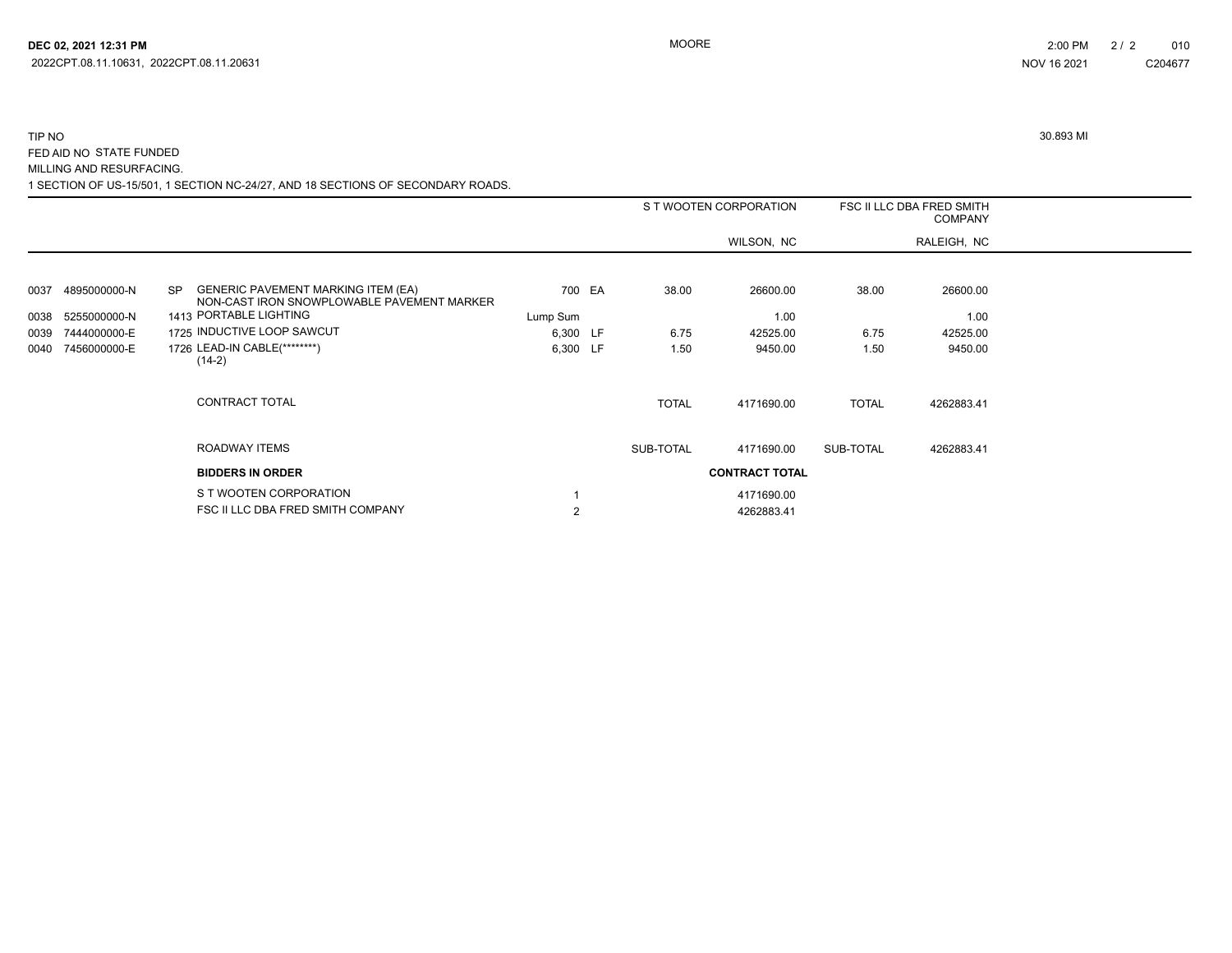TIP NO 30.893 MI

FED AID NO STATE FUNDED

MILLING AND RESURFACING.

1 SECTION OF US-15/501, 1 SECTION NC-24/27, AND 18 SECTIONS OF SECONDARY ROADS.

| | | | | | | | S T WOOTEN CORPORATION | | FSC II LLC DBA FRED SMITH COMPANY | |
|---|---|---|---|---|---|---|---|---|---|---|
| | | | | | | | | WILSON, NC | | RALEIGH, NC |
| 0037 | 4895000000-N | SP | GENERIC PAVEMENT MARKING ITEM (EA) NON-CAST IRON SNOWPLOWABLE PAVEMENT MARKER | 700 | EA | | 38.00 | 26600.00 | 38.00 | 26600.00 |
| 0038 | 5255000000-N | 1413 | PORTABLE LIGHTING | Lump Sum | | | | 1.00 | | 1.00 |
| 0039 | 7444000000-E | 1725 | INDUCTIVE LOOP SAWCUT | 6,300 | LF | | 6.75 | 42525.00 | 6.75 | 42525.00 |
| 0040 | 7456000000-E | 1726 | LEAD-IN CABLE(********) (14-2) | 6,300 | LF | | 1.50 | 9450.00 | 1.50 | 9450.00 |
| | | | CONTRACT TOTAL | | | | TOTAL | 4171690.00 | TOTAL | 4262883.41 |
| | | | ROADWAY ITEMS | | | | SUB-TOTAL | 4171690.00 | SUB-TOTAL | 4262883.41 |

| BIDDERS IN ORDER | | CONTRACT TOTAL |
|---|---|---|
| S T WOOTEN CORPORATION | 1 | 4171690.00 |
| FSC II LLC DBA FRED SMITH COMPANY | 2 | 4262883.41 |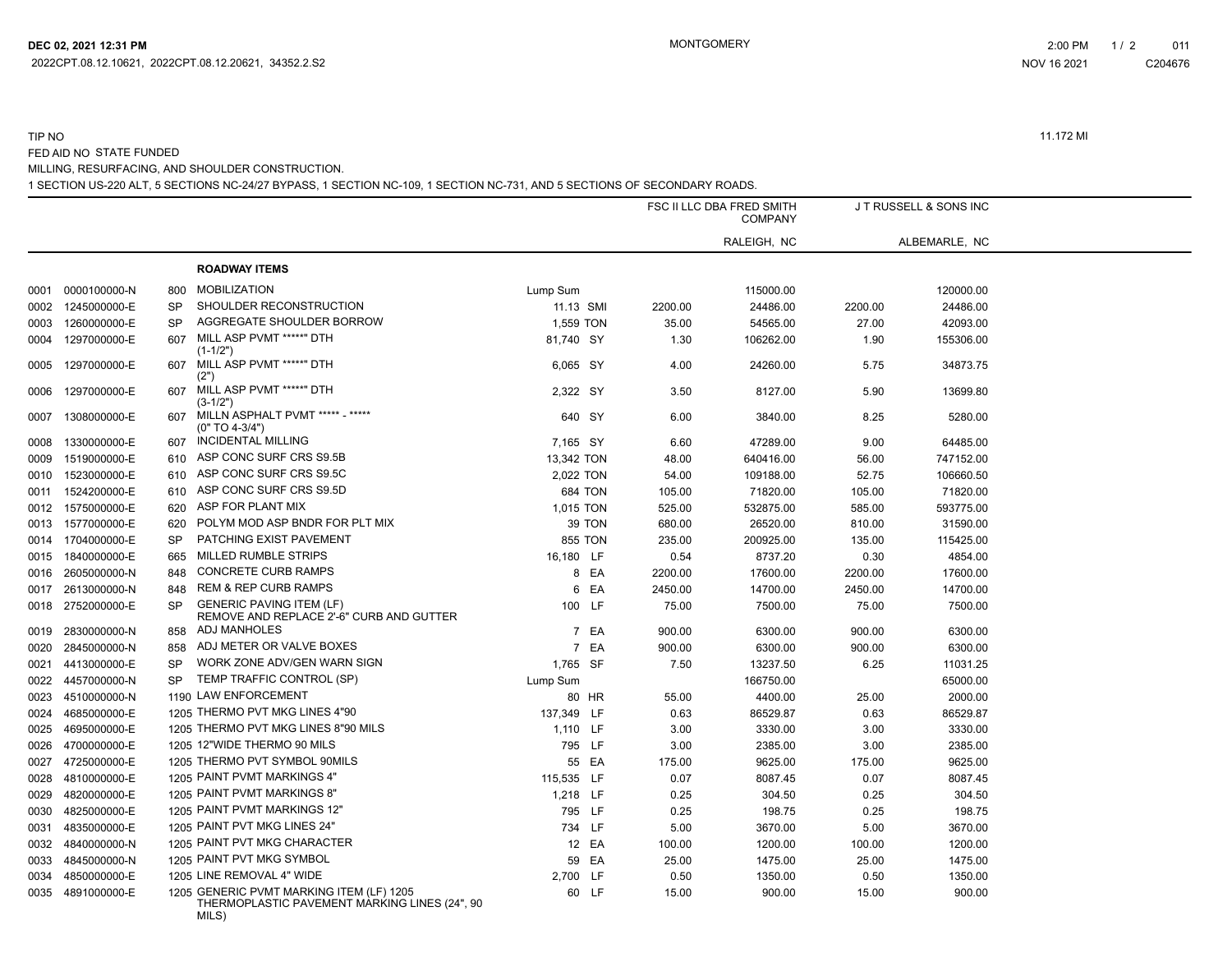TIP NO 11.172 MI

FED AID NO STATE FUNDED

MILLING, RESURFACING, AND SHOULDER CONSTRUCTION.

1 SECTION US-220 ALT, 5 SECTIONS NC-24/27 BYPASS, 1 SECTION NC-109, 1 SECTION NC-731, AND 5 SECTIONS OF SECONDARY ROADS.

| | | | | | | FSC II LLC DBA FRED SMITH COMPANY | | J T RUSSELL & SONS INC | |
|---|---|---|---|---|---|---|---|---|---|
| | | | | | | | RALEIGH, NC | | ALBEMARLE, NC |
| | | | **ROADWAY ITEMS** | | | | | | |
| 0001 | 0000100000-N | 800 | MOBILIZATION | Lump Sum | | | 115000.00 | | 120000.00 |
| 0002 | 1245000000-E | SP | SHOULDER RECONSTRUCTION | 11.13 | SMI | 2200.00 | 24486.00 | 2200.00 | 24486.00 |
| 0003 | 1260000000-E | SP | AGGREGATE SHOULDER BORROW | 1,559 | TON | 35.00 | 54565.00 | 27.00 | 42093.00 |
| 0004 | 1297000000-E | 607 | MILL ASP PVMT *****" DTH (1-1/2") | 81,740 | SY | 1.30 | 106262.00 | 1.90 | 155306.00 |
| 0005 | 1297000000-E | 607 | MILL ASP PVMT *****" DTH (2") | 6,065 | SY | 4.00 | 24260.00 | 5.75 | 34873.75 |
| 0006 | 1297000000-E | 607 | MILL ASP PVMT *****" DTH (3-1/2") | 2,322 | SY | 3.50 | 8127.00 | 5.90 | 13699.80 |
| 0007 | 1308000000-E | 607 | MILLN ASPHALT PVMT ***** - ***** (0" TO 4-3/4") | 640 | SY | 6.00 | 3840.00 | 8.25 | 5280.00 |
| 0008 | 1330000000-E | 607 | INCIDENTAL MILLING | 7,165 | SY | 6.60 | 47289.00 | 9.00 | 64485.00 |
| 0009 | 1519000000-E | 610 | ASP CONC SURF CRS S9.5B | 13,342 | TON | 48.00 | 640416.00 | 56.00 | 747152.00 |
| 0010 | 1523000000-E | 610 | ASP CONC SURF CRS S9.5C | 2,022 | TON | 54.00 | 109188.00 | 52.75 | 106660.50 |
| 0011 | 1524200000-E | 610 | ASP CONC SURF CRS S9.5D | 684 | TON | 105.00 | 71820.00 | 105.00 | 71820.00 |
| 0012 | 1575000000-E | 620 | ASP FOR PLANT MIX | 1,015 | TON | 525.00 | 532875.00 | 585.00 | 593775.00 |
| 0013 | 1577000000-E | 620 | POLYM MOD ASP BNDR FOR PLT MIX | 39 | TON | 680.00 | 26520.00 | 810.00 | 31590.00 |
| 0014 | 1704000000-E | SP | PATCHING EXIST PAVEMENT | 855 | TON | 235.00 | 200925.00 | 135.00 | 115425.00 |
| 0015 | 1840000000-E | 665 | MILLED RUMBLE STRIPS | 16,180 | LF | 0.54 | 8737.20 | 0.30 | 4854.00 |
| 0016 | 2605000000-N | 848 | CONCRETE CURB RAMPS | 8 | EA | 2200.00 | 17600.00 | 2200.00 | 17600.00 |
| 0017 | 2613000000-N | 848 | REM & REP CURB RAMPS | 6 | EA | 2450.00 | 14700.00 | 2450.00 | 14700.00 |
| 0018 | 2752000000-E | SP | GENERIC PAVING ITEM (LF) REMOVE AND REPLACE 2'-6" CURB AND GUTTER | 100 | LF | 75.00 | 7500.00 | 75.00 | 7500.00 |
| 0019 | 2830000000-N | 858 | ADJ MANHOLES | 7 | EA | 900.00 | 6300.00 | 900.00 | 6300.00 |
| 0020 | 2845000000-N | 858 | ADJ METER OR VALVE BOXES | 7 | EA | 900.00 | 6300.00 | 900.00 | 6300.00 |
| 0021 | 4413000000-E | SP | WORK ZONE ADV/GEN WARN SIGN | 1,765 | SF | 7.50 | 13237.50 | 6.25 | 11031.25 |
| 0022 | 4457000000-N | SP | TEMP TRAFFIC CONTROL (SP) | Lump Sum | | | 166750.00 | | 65000.00 |
| 0023 | 4510000000-N | 1190 | LAW ENFORCEMENT | 80 | HR | 55.00 | 4400.00 | 25.00 | 2000.00 |
| 0024 | 4685000000-E | 1205 | THERMO PVT MKG LINES 4"90 | 137,349 | LF | 0.63 | 86529.87 | 0.63 | 86529.87 |
| 0025 | 4695000000-E | 1205 | THERMO PVT MKG LINES 8"90 MILS | 1,110 | LF | 3.00 | 3330.00 | 3.00 | 3330.00 |
| 0026 | 4700000000-E | 1205 | 12"WIDE THERMO 90 MILS | 795 | LF | 3.00 | 2385.00 | 3.00 | 2385.00 |
| 0027 | 4725000000-E | 1205 | THERMO PVT SYMBOL 90MILS | 55 | EA | 175.00 | 9625.00 | 175.00 | 9625.00 |
| 0028 | 4810000000-E | 1205 | PAINT PVMT MARKINGS 4" | 115,535 | LF | 0.07 | 8087.45 | 0.07 | 8087.45 |
| 0029 | 4820000000-E | 1205 | PAINT PVMT MARKINGS 8" | 1,218 | LF | 0.25 | 304.50 | 0.25 | 304.50 |
| 0030 | 4825000000-E | 1205 | PAINT PVMT MARKINGS 12" | 795 | LF | 0.25 | 198.75 | 0.25 | 198.75 |
| 0031 | 4835000000-E | 1205 | PAINT PVT MKG LINES 24" | 734 | LF | 5.00 | 3670.00 | 5.00 | 3670.00 |
| 0032 | 4840000000-N | 1205 | PAINT PVT MKG CHARACTER | 12 | EA | 100.00 | 1200.00 | 100.00 | 1200.00 |
| 0033 | 4845000000-N | 1205 | PAINT PVT MKG SYMBOL | 59 | EA | 25.00 | 1475.00 | 25.00 | 1475.00 |
| 0034 | 4850000000-E | 1205 | LINE REMOVAL 4" WIDE | 2,700 | LF | 0.50 | 1350.00 | 0.50 | 1350.00 |
| 0035 | 4891000000-E | 1205 | GENERIC PVMT MARKING ITEM (LF) 1205 THERMOPLASTIC PAVEMENT MARKING LINES (24", 90 MILS) | 60 | LF | 15.00 | 900.00 | 15.00 | 900.00 |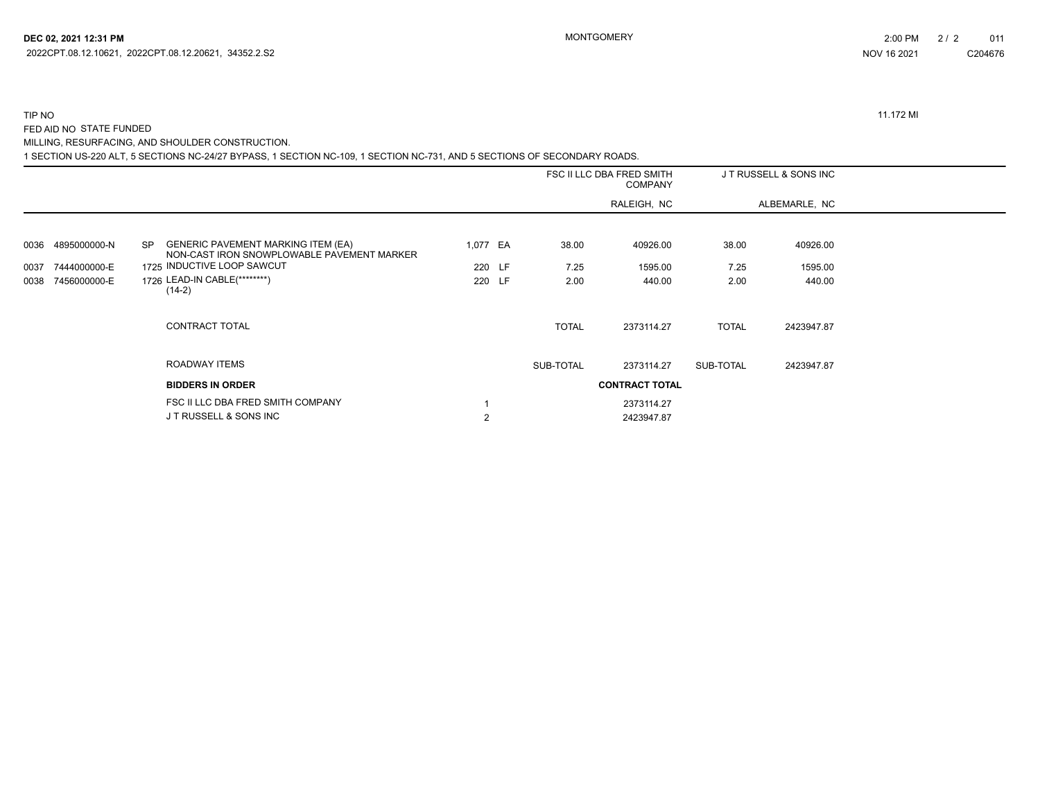TIP NO 11.172 MI

FED AID NO STATE FUNDED

MILLING, RESURFACING, AND SHOULDER CONSTRUCTION.

1 SECTION US-220 ALT, 5 SECTIONS NC-24/27 BYPASS, 1 SECTION NC-109, 1 SECTION NC-731, AND 5 SECTIONS OF SECONDARY ROADS.

| | | | | | | FSC II LLC DBA FRED SMITH COMPANY | | J T RUSSELL & SONS INC | |
|---|---|---|---|---|---|---|---|---|---|
| | | | | | | | RALEIGH, NC | | ALBEMARLE, NC |
| 0036 | 4895000000-N | SP | GENERIC PAVEMENT MARKING ITEM (EA) NON-CAST IRON SNOWPLOWABLE PAVEMENT MARKER | 1,077 | EA | 38.00 | 40926.00 | 38.00 | 40926.00 |
| 0037 | 7444000000-E | 1725 | INDUCTIVE LOOP SAWCUT | 220 | LF | 7.25 | 1595.00 | 7.25 | 1595.00 |
| 0038 | 7456000000-E | 1726 | LEAD-IN CABLE(********) (14-2) | 220 | LF | 2.00 | 440.00 | 2.00 | 440.00 |
| | | | CONTRACT TOTAL | | | TOTAL | 2373114.27 | TOTAL | 2423947.87 |
| | | | ROADWAY ITEMS | | | SUB-TOTAL | 2373114.27 | SUB-TOTAL | 2423947.87 |

| BIDDERS IN ORDER | | CONTRACT TOTAL |
|---|---|---|
| FSC II LLC DBA FRED SMITH COMPANY | 1 | 2373114.27 |
| J T RUSSELL & SONS INC | 2 | 2423947.87 |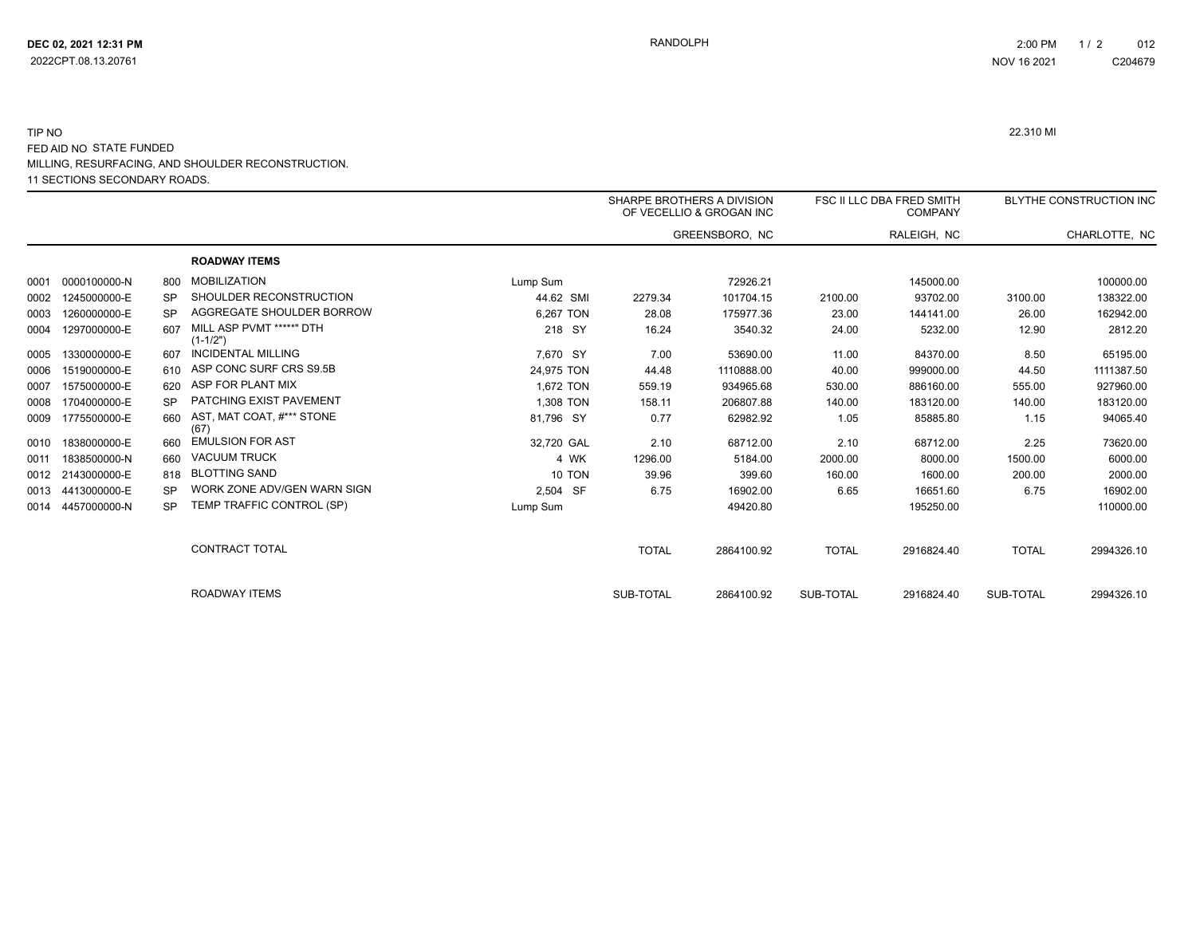DEC 02, 2021 12:31 PM
2022CPT.08.13.20761

RANDOLPH

2:00 PM
NOV 16 2021
012
C204679

TIP NO
FED AID NO STATE FUNDED
MILLING, RESURFACING, AND SHOULDER RECONSTRUCTION.
11 SECTIONS SECONDARY ROADS.

22.310 MI

| | | | | | SHARPE BROTHERS A DIVISION OF VECELLIO & GROGAN INC | | FSC II LLC DBA FRED SMITH COMPANY | | BLYTHE CONSTRUCTION INC | |
|---|---|---|---|---|---|---|---|---|---|---|
| | | | | | | GREENSBORO, NC | | RALEIGH, NC | | CHARLOTTE, NC |
| | | | **ROADWAY ITEMS** | | | | | | | |
| 0001 | 0000100000-N | 800 | MOBILIZATION | Lump Sum | | 72926.21 | | 145000.00 | | 100000.00 |
| 0002 | 1245000000-E | SP | SHOULDER RECONSTRUCTION | 44.62 SMI | 2279.34 | 101704.15 | 2100.00 | 93702.00 | 3100.00 | 138322.00 |
| 0003 | 1260000000-E | SP | AGGREGATE SHOULDER BORROW | 6,267 TON | 28.08 | 175977.36 | 23.00 | 144141.00 | 26.00 | 162942.00 |
| 0004 | 1297000000-E | 607 | MILL ASP PVMT *****" DTH (1-1/2") | 218 SY | 16.24 | 3540.32 | 24.00 | 5232.00 | 12.90 | 2812.20 |
| 0005 | 1330000000-E | 607 | INCIDENTAL MILLING | 7,670 SY | 7.00 | 53690.00 | 11.00 | 84370.00 | 8.50 | 65195.00 |
| 0006 | 1519000000-E | 610 | ASP CONC SURF CRS S9.5B | 24,975 TON | 44.48 | 1110888.00 | 40.00 | 999000.00 | 44.50 | 1111387.50 |
| 0007 | 1575000000-E | 620 | ASP FOR PLANT MIX | 1,672 TON | 559.19 | 934965.68 | 530.00 | 886160.00 | 555.00 | 927960.00 |
| 0008 | 1704000000-E | SP | PATCHING EXIST PAVEMENT | 1,308 TON | 158.11 | 206807.88 | 140.00 | 183120.00 | 140.00 | 183120.00 |
| 0009 | 1775500000-E | 660 | AST, MAT COAT, #*** STONE (67) | 81,796 SY | 0.77 | 62982.92 | 1.05 | 85885.80 | 1.15 | 94065.40 |
| 0010 | 1838000000-E | 660 | EMULSION FOR AST | 32,720 GAL | 2.10 | 68712.00 | 2.10 | 68712.00 | 2.25 | 73620.00 |
| 0011 | 1838500000-N | 660 | VACUUM TRUCK | 4 WK | 1296.00 | 5184.00 | 2000.00 | 8000.00 | 1500.00 | 6000.00 |
| 0012 | 2143000000-E | 818 | BLOTTING SAND | 10 TON | 39.96 | 399.60 | 160.00 | 1600.00 | 200.00 | 2000.00 |
| 0013 | 4413000000-E | SP | WORK ZONE ADV/GEN WARN SIGN | 2,504 SF | 6.75 | 16902.00 | 6.65 | 16651.60 | 6.75 | 16902.00 |
| 0014 | 4457000000-N | SP | TEMP TRAFFIC CONTROL (SP) | Lump Sum | | 49420.80 | | 195250.00 | | 110000.00 |
| | | | CONTRACT TOTAL | | TOTAL | 2864100.92 | TOTAL | 2916824.40 | TOTAL | 2994326.10 |
| | | | ROADWAY ITEMS | | SUB-TOTAL | 2864100.92 | SUB-TOTAL | 2916824.40 | SUB-TOTAL | 2994326.10 |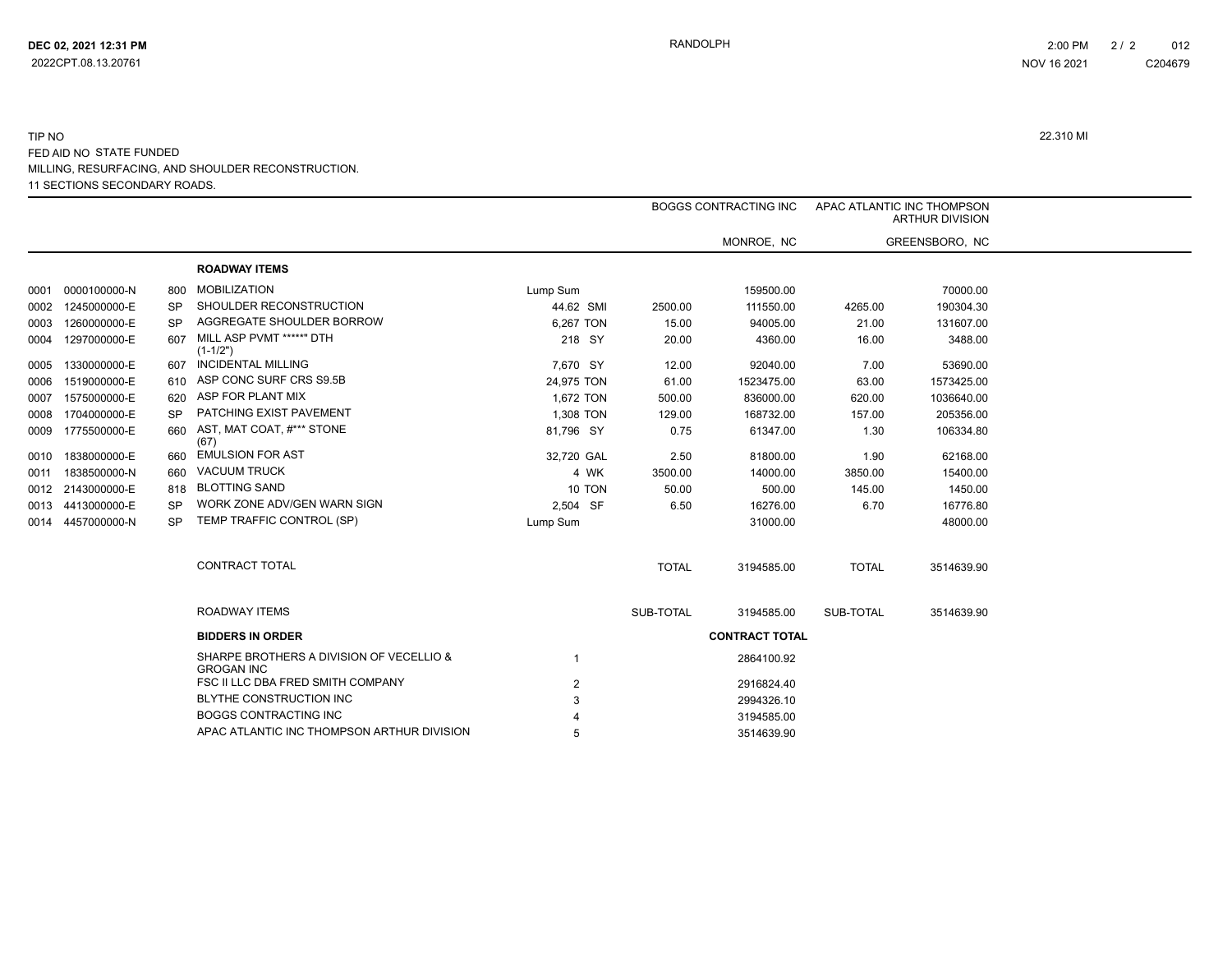TIP NO

22.310 MI

FED AID NO STATE FUNDED

MILLING, RESURFACING, AND SHOULDER RECONSTRUCTION.

11 SECTIONS SECONDARY ROADS.

| | | | | | | BOGGS CONTRACTING INC | | APAC ATLANTIC INC THOMPSON ARTHUR DIVISION | |
|---|---|---|---|---|---|---|---|---|---|
| | | | | | | | MONROE, NC | | GREENSBORO, NC |
| | | | **ROADWAY ITEMS** | | | | | | |
| 0001 | 0000100000-N | 800 | MOBILIZATION | Lump Sum | | | 159500.00 | | 70000.00 |
| 0002 | 1245000000-E | SP | SHOULDER RECONSTRUCTION | 44.62 | SMI | 2500.00 | 111550.00 | 4265.00 | 190304.30 |
| 0003 | 1260000000-E | SP | AGGREGATE SHOULDER BORROW | 6,267 | TON | 15.00 | 94005.00 | 21.00 | 131607.00 |
| 0004 | 1297000000-E | 607 | MILL ASP PVMT *****" DTH (1-1/2") | 218 | SY | 20.00 | 4360.00 | 16.00 | 3488.00 |
| 0005 | 1330000000-E | 607 | INCIDENTAL MILLING | 7,670 | SY | 12.00 | 92040.00 | 7.00 | 53690.00 |
| 0006 | 1519000000-E | 610 | ASP CONC SURF CRS S9.5B | 24,975 | TON | 61.00 | 1523475.00 | 63.00 | 1573425.00 |
| 0007 | 1575000000-E | 620 | ASP FOR PLANT MIX | 1,672 | TON | 500.00 | 836000.00 | 620.00 | 1036640.00 |
| 0008 | 1704000000-E | SP | PATCHING EXIST PAVEMENT | 1,308 | TON | 129.00 | 168732.00 | 157.00 | 205356.00 |
| 0009 | 1775500000-E | 660 | AST, MAT COAT, #*** STONE (67) | 81,796 | SY | 0.75 | 61347.00 | 1.30 | 106334.80 |
| 0010 | 1838000000-E | 660 | EMULSION FOR AST | 32,720 | GAL | 2.50 | 81800.00 | 1.90 | 62168.00 |
| 0011 | 1838500000-N | 660 | VACUUM TRUCK | 4 | WK | 3500.00 | 14000.00 | 3850.00 | 15400.00 |
| 0012 | 2143000000-E | 818 | BLOTTING SAND | 10 | TON | 50.00 | 500.00 | 145.00 | 1450.00 |
| 0013 | 4413000000-E | SP | WORK ZONE ADV/GEN WARN SIGN | 2,504 | SF | 6.50 | 16276.00 | 6.70 | 16776.80 |
| 0014 | 4457000000-N | SP | TEMP TRAFFIC CONTROL (SP) | Lump Sum | | | 31000.00 | | 48000.00 |
| | | | CONTRACT TOTAL | | | TOTAL | 3194585.00 | TOTAL | 3514639.90 |
| | | | ROADWAY ITEMS | | | SUB-TOTAL | 3194585.00 | SUB-TOTAL | 3514639.90 |

| BIDDERS IN ORDER | | CONTRACT TOTAL |
|---|---|---|
| SHARPE BROTHERS A DIVISION OF VECELLIO & GROGAN INC | 1 | 2864100.92 |
| FSC II LLC DBA FRED SMITH COMPANY | 2 | 2916824.40 |
| BLYTHE CONSTRUCTION INC | 3 | 2994326.10 |
| BOGGS CONTRACTING INC | 4 | 3194585.00 |
| APAC ATLANTIC INC THOMPSON ARTHUR DIVISION | 5 | 3514639.90 |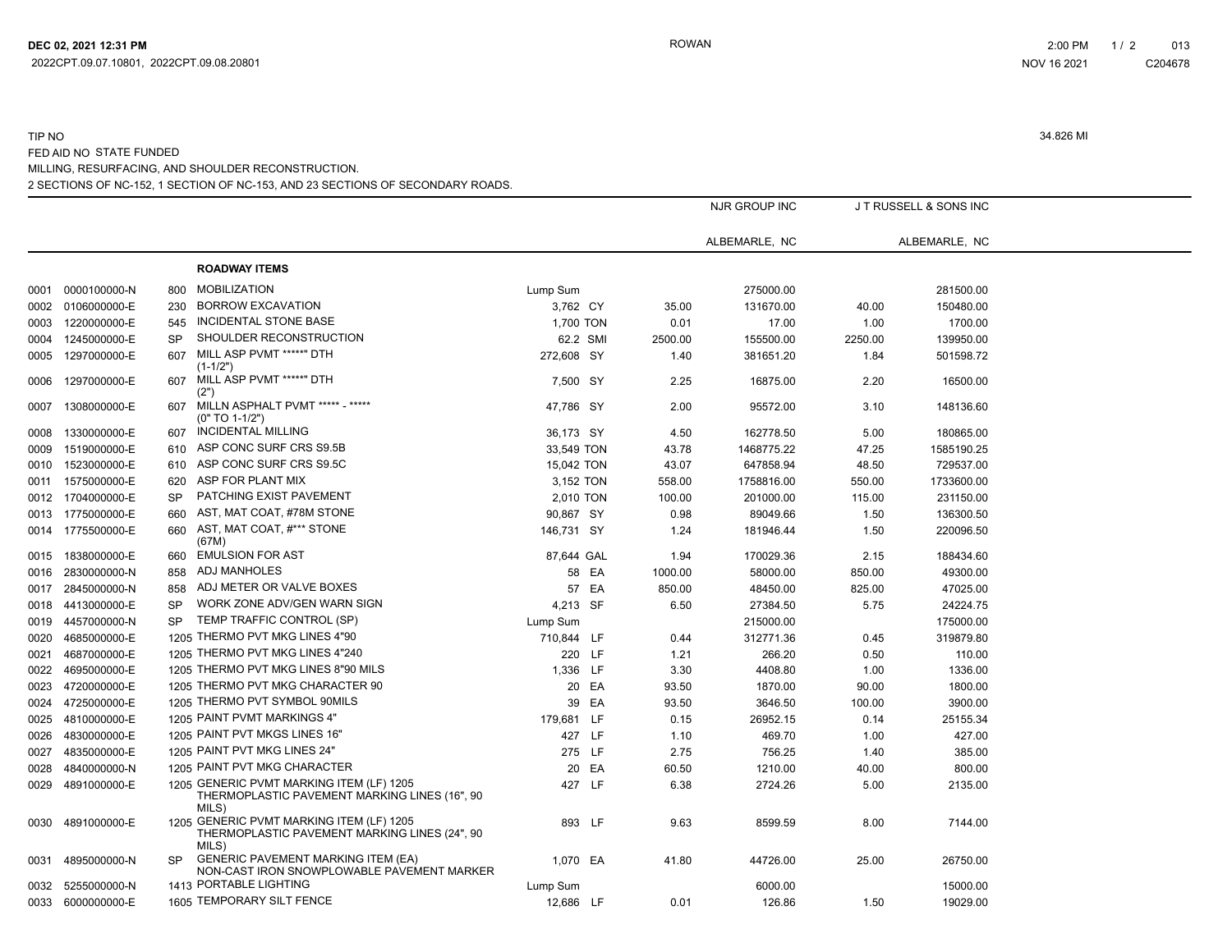TIP NO 34.826 MI

FED AID NO STATE FUNDED

MILLING, RESURFACING, AND SHOULDER RECONSTRUCTION.

2 SECTIONS OF NC-152, 1 SECTION OF NC-153, AND 23 SECTIONS OF SECONDARY ROADS.

| | | | | | | NJR GROUP INC | | J T RUSSELL & SONS INC | |
|---|---|---|---|---|---|---|---|---|---|
| | | | | | | ALBEMARLE, NC | | ALBEMARLE, NC | |
| | | | **ROADWAY ITEMS** | | | | | | |
| 0001 | 0000100000-N | 800 | MOBILIZATION | Lump Sum | | | 275000.00 | | 281500.00 |
| 0002 | 0106000000-E | 230 | BORROW EXCAVATION | 3,762 | CY | 35.00 | 131670.00 | 40.00 | 150480.00 |
| 0003 | 1220000000-E | 545 | INCIDENTAL STONE BASE | 1,700 | TON | 0.01 | 17.00 | 1.00 | 1700.00 |
| 0004 | 1245000000-E | SP | SHOULDER RECONSTRUCTION | 62.2 | SMI | 2500.00 | 155500.00 | 2250.00 | 139950.00 |
| 0005 | 1297000000-E | 607 | MILL ASP PVMT *****" DTH (1-1/2") | 272,608 | SY | 1.40 | 381651.20 | 1.84 | 501598.72 |
| 0006 | 1297000000-E | 607 | MILL ASP PVMT *****" DTH (2") | 7,500 | SY | 2.25 | 16875.00 | 2.20 | 16500.00 |
| 0007 | 1308000000-E | 607 | MILLN ASPHALT PVMT ***** - ***** (0" TO 1-1/2") | 47,786 | SY | 2.00 | 95572.00 | 3.10 | 148136.60 |
| 0008 | 1330000000-E | 607 | INCIDENTAL MILLING | 36,173 | SY | 4.50 | 162778.50 | 5.00 | 180865.00 |
| 0009 | 1519000000-E | 610 | ASP CONC SURF CRS S9.5B | 33,549 | TON | 43.78 | 1468775.22 | 47.25 | 1585190.25 |
| 0010 | 1523000000-E | 610 | ASP CONC SURF CRS S9.5C | 15,042 | TON | 43.07 | 647858.94 | 48.50 | 729537.00 |
| 0011 | 1575000000-E | 620 | ASP FOR PLANT MIX | 3,152 | TON | 558.00 | 1758816.00 | 550.00 | 1733600.00 |
| 0012 | 1704000000-E | SP | PATCHING EXIST PAVEMENT | 2,010 | TON | 100.00 | 201000.00 | 115.00 | 231150.00 |
| 0013 | 1775000000-E | 660 | AST, MAT COAT, #78M STONE | 90,867 | SY | 0.98 | 89049.66 | 1.50 | 136300.50 |
| 0014 | 1775500000-E | 660 | AST, MAT COAT, #*** STONE (67M) | 146,731 | SY | 1.24 | 181946.44 | 1.50 | 220096.50 |
| 0015 | 1838000000-E | 660 | EMULSION FOR AST | 87,644 | GAL | 1.94 | 170029.36 | 2.15 | 188434.60 |
| 0016 | 2830000000-N | 858 | ADJ MANHOLES | 58 | EA | 1000.00 | 58000.00 | 850.00 | 49300.00 |
| 0017 | 2845000000-N | 858 | ADJ METER OR VALVE BOXES | 57 | EA | 850.00 | 48450.00 | 825.00 | 47025.00 |
| 0018 | 4413000000-E | SP | WORK ZONE ADV/GEN WARN SIGN | 4,213 | SF | 6.50 | 27384.50 | 5.75 | 24224.75 |
| 0019 | 4457000000-N | SP | TEMP TRAFFIC CONTROL (SP) | Lump Sum | | | 215000.00 | | 175000.00 |
| 0020 | 4685000000-E | 1205 | THERMO PVT MKG LINES 4"90 | 710,844 | LF | 0.44 | 312771.36 | 0.45 | 319879.80 |
| 0021 | 4687000000-E | 1205 | THERMO PVT MKG LINES 4"240 | 220 | LF | 1.21 | 266.20 | 0.50 | 110.00 |
| 0022 | 4695000000-E | 1205 | THERMO PVT MKG LINES 8"90 MILS | 1,336 | LF | 3.30 | 4408.80 | 1.00 | 1336.00 |
| 0023 | 4720000000-E | 1205 | THERMO PVT MKG CHARACTER 90 | 20 | EA | 93.50 | 1870.00 | 90.00 | 1800.00 |
| 0024 | 4725000000-E | 1205 | THERMO PVT SYMBOL 90MILS | 39 | EA | 93.50 | 3646.50 | 100.00 | 3900.00 |
| 0025 | 4810000000-E | 1205 | PAINT PVMT MARKINGS 4" | 179,681 | LF | 0.15 | 26952.15 | 0.14 | 25155.34 |
| 0026 | 4830000000-E | 1205 | PAINT PVT MKGS LINES 16" | 427 | LF | 1.10 | 469.70 | 1.00 | 427.00 |
| 0027 | 4835000000-E | 1205 | PAINT PVT MKG LINES 24" | 275 | LF | 2.75 | 756.25 | 1.40 | 385.00 |
| 0028 | 4840000000-N | 1205 | PAINT PVT MKG CHARACTER | 20 | EA | 60.50 | 1210.00 | 40.00 | 800.00 |
| 0029 | 4891000000-E | 1205 | GENERIC PVMT MARKING ITEM (LF) 1205 THERMOPLASTIC PAVEMENT MARKING LINES (16", 90 MILS) | 427 | LF | 6.38 | 2724.26 | 5.00 | 2135.00 |
| 0030 | 4891000000-E | 1205 | GENERIC PVMT MARKING ITEM (LF) 1205 THERMOPLASTIC PAVEMENT MARKING LINES (24", 90 MILS) | 893 | LF | 9.63 | 8599.59 | 8.00 | 7144.00 |
| 0031 | 4895000000-N | SP | GENERIC PAVEMENT MARKING ITEM (EA) NON-CAST IRON SNOWPLOWABLE PAVEMENT MARKER | 1,070 | EA | 41.80 | 44726.00 | 25.00 | 26750.00 |
| 0032 | 5255000000-N | 1413 | PORTABLE LIGHTING | Lump Sum | | | 6000.00 | | 15000.00 |
| 0033 | 6000000000-E | 1605 | TEMPORARY SILT FENCE | 12,686 | LF | 0.01 | 126.86 | 1.50 | 19029.00 |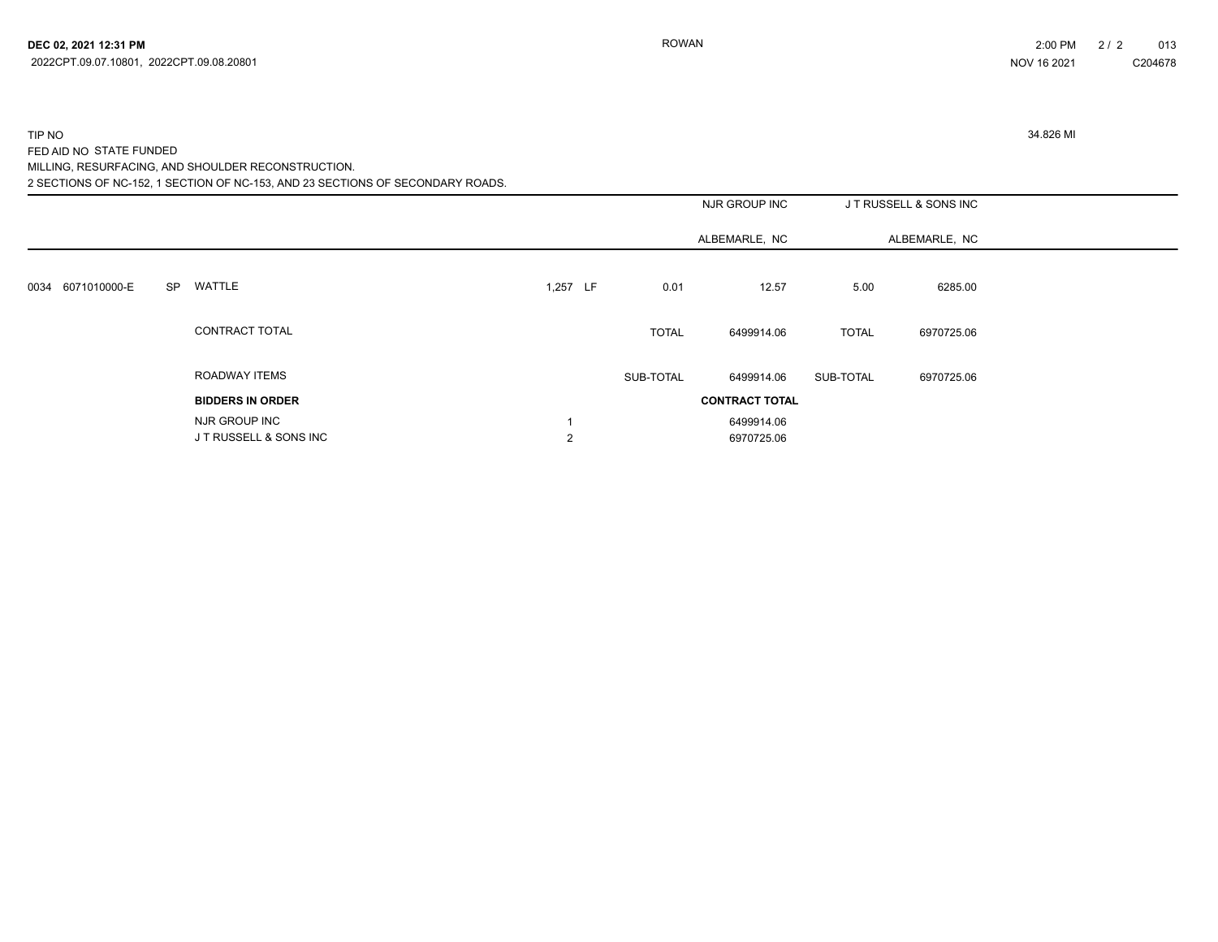TIP NO
FED AID NO STATE FUNDED
MILLING, RESURFACING, AND SHOULDER RECONSTRUCTION.
2 SECTIONS OF NC-152, 1 SECTION OF NC-153, AND 23 SECTIONS OF SECONDARY ROADS.

34.826 MI

| | | | | | | | NJR GROUP INC | | J T RUSSELL & SONS INC |
|---|---|---|---|---|---|---|---|---|---|
| | | | | | | | ALBEMARLE, NC | | ALBEMARLE, NC |
| 0034 | 6071010000-E | SP | WATTLE | 1,257 | LF | 0.01 | 12.57 | 5.00 | 6285.00 |
| | | | CONTRACT TOTAL | | | TOTAL | 6499914.06 | TOTAL | 6970725.06 |
| | | | ROADWAY ITEMS | | | SUB-TOTAL | 6499914.06 | SUB-TOTAL | 6970725.06 |

| BIDDERS IN ORDER | | CONTRACT TOTAL |
|---|---|---|
| NJR GROUP INC | 1 | 6499914.06 |
| J T RUSSELL & SONS INC | 2 | 6970725.06 |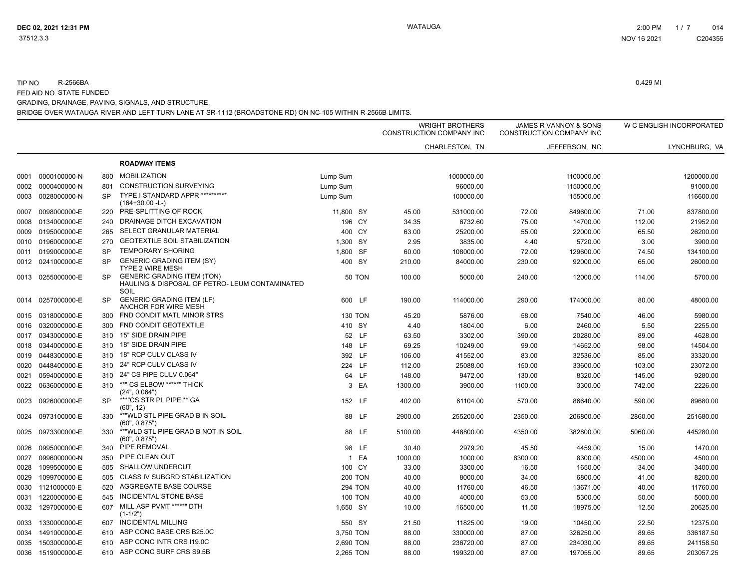TIP NO R-2566BA

FED AID NO STATE FUNDED

GRADING, DRAINAGE, PAVING, SIGNALS, AND STRUCTURE.

BRIDGE OVER WATAUGA RIVER AND LEFT TURN LANE AT SR-1112 (BROADSTONE RD) ON NC-105 WITHIN R-2566B LIMITS.

0.429 MI

| | | | | | | WRIGHT BROTHERS CONSTRUCTION COMPANY INC | | JAMES R VANNOY & SONS CONSTRUCTION COMPANY INC | | W C ENGLISH INCORPORATED | |
|---|---|---|---|---|---|---|---|---|---|---|---|
| | | | | | | | CHARLESTON, TN | | JEFFERSON, NC | | LYNCHBURG, VA |
| | | | **ROADWAY ITEMS** | | | | | | | | |
| 0001 | 0000100000-N | 800 | MOBILIZATION | Lump Sum | | | 1000000.00 | | 1100000.00 | | 1200000.00 |
| 0002 | 0000400000-N | 801 | CONSTRUCTION SURVEYING | Lump Sum | | | 96000.00 | | 1150000.00 | | 91000.00 |
| 0003 | 0028000000-N | SP | TYPE I STANDARD APPR ********** (164+30.00 -L-) | Lump Sum | | | 100000.00 | | 155000.00 | | 116600.00 |
| 0007 | 0098000000-E | 220 | PRE-SPLITTING OF ROCK | 11,800 | SY | 45.00 | 531000.00 | 72.00 | 849600.00 | 71.00 | 837800.00 |
| 0008 | 0134000000-E | 240 | DRAINAGE DITCH EXCAVATION | 196 | CY | 34.35 | 6732.60 | 75.00 | 14700.00 | 112.00 | 21952.00 |
| 0009 | 0195000000-E | 265 | SELECT GRANULAR MATERIAL | 400 | CY | 63.00 | 25200.00 | 55.00 | 22000.00 | 65.50 | 26200.00 |
| 0010 | 0196000000-E | 270 | GEOTEXTILE SOIL STABILIZATION | 1,300 | SY | 2.95 | 3835.00 | 4.40 | 5720.00 | 3.00 | 3900.00 |
| 0011 | 0199000000-E | SP | TEMPORARY SHORING | 1,800 | SF | 60.00 | 108000.00 | 72.00 | 129600.00 | 74.50 | 134100.00 |
| 0012 | 0241000000-E | SP | GENERIC GRADING ITEM (SY) TYPE 2 WIRE MESH | 400 | SY | 210.00 | 84000.00 | 230.00 | 92000.00 | 65.00 | 26000.00 |
| 0013 | 0255000000-E | SP | GENERIC GRADING ITEM (TON) HAULING & DISPOSAL OF PETRO- LEUM CONTAMINATED SOIL | 50 | TON | 100.00 | 5000.00 | 240.00 | 12000.00 | 114.00 | 5700.00 |
| 0014 | 0257000000-E | SP | GENERIC GRADING ITEM (LF) ANCHOR FOR WIRE MESH | 600 | LF | 190.00 | 114000.00 | 290.00 | 174000.00 | 80.00 | 48000.00 |
| 0015 | 0318000000-E | 300 | FND CONDIT MATL MINOR STRS | 130 | TON | 45.20 | 5876.00 | 58.00 | 7540.00 | 46.00 | 5980.00 |
| 0016 | 0320000000-E | 300 | FND CONDIT GEOTEXTILE | 410 | SY | 4.40 | 1804.00 | 6.00 | 2460.00 | 5.50 | 2255.00 |
| 0017 | 0343000000-E | 310 | 15" SIDE DRAIN PIPE | 52 | LF | 63.50 | 3302.00 | 390.00 | 20280.00 | 89.00 | 4628.00 |
| 0018 | 0344000000-E | 310 | 18" SIDE DRAIN PIPE | 148 | LF | 69.25 | 10249.00 | 99.00 | 14652.00 | 98.00 | 14504.00 |
| 0019 | 0448300000-E | 310 | 18" RCP CULV CLASS IV | 392 | LF | 106.00 | 41552.00 | 83.00 | 32536.00 | 85.00 | 33320.00 |
| 0020 | 0448400000-E | 310 | 24" RCP CULV CLASS IV | 224 | LF | 112.00 | 25088.00 | 150.00 | 33600.00 | 103.00 | 23072.00 |
| 0021 | 0594000000-E | 310 | 24" CS PIPE CULV 0.064" | 64 | LF | 148.00 | 9472.00 | 130.00 | 8320.00 | 145.00 | 9280.00 |
| 0022 | 0636000000-E | 310 | **" CS ELBOW *****" THICK (24", 0.064") | 3 | EA | 1300.00 | 3900.00 | 1100.00 | 3300.00 | 742.00 | 2226.00 |
| 0023 | 0926000000-E | SP | ***"CS STR PL PIPE ** GA (60", 12) | 152 | LF | 402.00 | 61104.00 | 570.00 | 86640.00 | 590.00 | 89680.00 |
| 0024 | 0973100000-E | 330 | **"WLD STL PIPE GRAD B IN SOIL (60", 0.875") | 88 | LF | 2900.00 | 255200.00 | 2350.00 | 206800.00 | 2860.00 | 251680.00 |
| 0025 | 0973300000-E | 330 | **"WLD STL PIPE GRAD B NOT IN SOIL (60", 0.875") | 88 | LF | 5100.00 | 448800.00 | 4350.00 | 382800.00 | 5060.00 | 445280.00 |
| 0026 | 0995000000-E | 340 | PIPE REMOVAL | 98 | LF | 30.40 | 2979.20 | 45.50 | 4459.00 | 15.00 | 1470.00 |
| 0027 | 0996000000-N | 350 | PIPE CLEAN OUT | 1 | EA | 1000.00 | 1000.00 | 8300.00 | 8300.00 | 4500.00 | 4500.00 |
| 0028 | 1099500000-E | 505 | SHALLOW UNDERCUT | 100 | CY | 33.00 | 3300.00 | 16.50 | 1650.00 | 34.00 | 3400.00 |
| 0029 | 1099700000-E | 505 | CLASS IV SUBGRD STABILIZATION | 200 | TON | 40.00 | 8000.00 | 34.00 | 6800.00 | 41.00 | 8200.00 |
| 0030 | 1121000000-E | 520 | AGGREGATE BASE COURSE | 294 | TON | 40.00 | 11760.00 | 46.50 | 13671.00 | 40.00 | 11760.00 |
| 0031 | 1220000000-E | 545 | INCIDENTAL STONE BASE | 100 | TON | 40.00 | 4000.00 | 53.00 | 5300.00 | 50.00 | 5000.00 |
| 0032 | 1297000000-E | 607 | MILL ASP PVMT *****" DTH (1-1/2") | 1,650 | SY | 10.00 | 16500.00 | 11.50 | 18975.00 | 12.50 | 20625.00 |
| 0033 | 1330000000-E | 607 | INCIDENTAL MILLING | 550 | SY | 21.50 | 11825.00 | 19.00 | 10450.00 | 22.50 | 12375.00 |
| 0034 | 1491000000-E | 610 | ASP CONC BASE CRS B25.0C | 3,750 | TON | 88.00 | 330000.00 | 87.00 | 326250.00 | 89.65 | 336187.50 |
| 0035 | 1503000000-E | 610 | ASP CONC INTR CRS I19.0C | 2,690 | TON | 88.00 | 236720.00 | 87.00 | 234030.00 | 89.65 | 241158.50 |
| 0036 | 1519000000-E | 610 | ASP CONC SURF CRS S9.5B | 2,265 | TON | 88.00 | 199320.00 | 87.00 | 197055.00 | 89.65 | 203057.25 |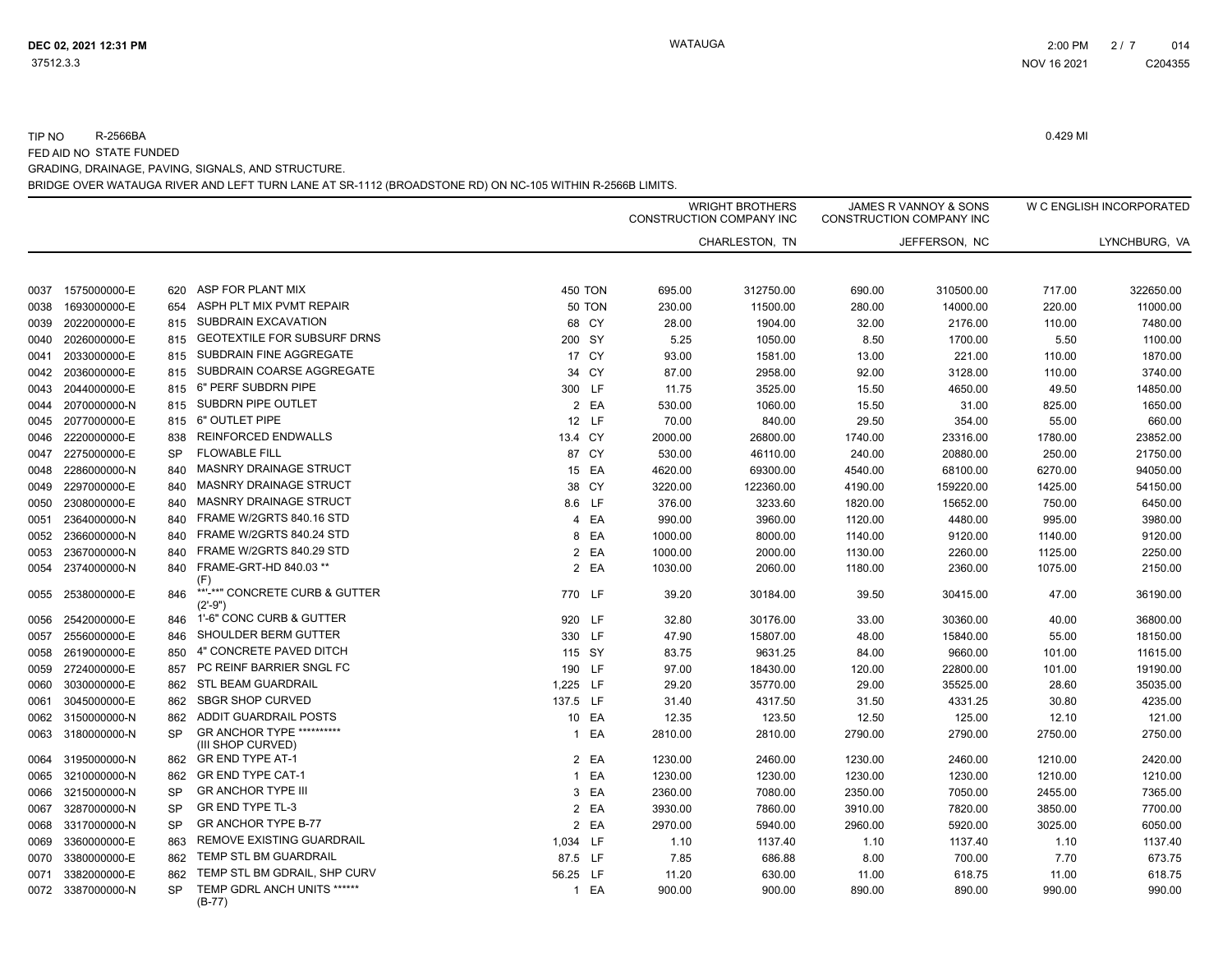TIP NO R-2566BA

FED AID NO STATE FUNDED

GRADING, DRAINAGE, PAVING, SIGNALS, AND STRUCTURE.

BRIDGE OVER WATAUGA RIVER AND LEFT TURN LANE AT SR-1112 (BROADSTONE RD) ON NC-105 WITHIN R-2566B LIMITS.

0.429 MI

| | | | | | | WRIGHT BROTHERS CONSTRUCTION COMPANY INC | | JAMES R VANNOY & SONS CONSTRUCTION COMPANY INC | | W C ENGLISH INCORPORATED | |
|---|---|---|---|---|---|---|---|---|---|---|---|
| | | | | | | | CHARLESTON, TN | | JEFFERSON, NC | | LYNCHBURG, VA |
| 0037 | 1575000000-E | 620 | ASP FOR PLANT MIX | 450 | TON | 695.00 | 312750.00 | 690.00 | 310500.00 | 717.00 | 322650.00 |
| 0038 | 1693000000-E | 654 | ASPH PLT MIX PVMT REPAIR | 50 | TON | 230.00 | 11500.00 | 280.00 | 14000.00 | 220.00 | 11000.00 |
| 0039 | 2022000000-E | 815 | SUBDRAIN EXCAVATION | 68 | CY | 28.00 | 1904.00 | 32.00 | 2176.00 | 110.00 | 7480.00 |
| 0040 | 2026000000-E | 815 | GEOTEXTILE FOR SUBSURF DRNS | 200 | SY | 5.25 | 1050.00 | 8.50 | 1700.00 | 5.50 | 1100.00 |
| 0041 | 2033000000-E | 815 | SUBDRAIN FINE AGGREGATE | 17 | CY | 93.00 | 1581.00 | 13.00 | 221.00 | 110.00 | 1870.00 |
| 0042 | 2036000000-E | 815 | SUBDRAIN COARSE AGGREGATE | 34 | CY | 87.00 | 2958.00 | 92.00 | 3128.00 | 110.00 | 3740.00 |
| 0043 | 2044000000-E | 815 | 6" PERF SUBDRN PIPE | 300 | LF | 11.75 | 3525.00 | 15.50 | 4650.00 | 49.50 | 14850.00 |
| 0044 | 2070000000-N | 815 | SUBDRN PIPE OUTLET | 2 | EA | 530.00 | 1060.00 | 15.50 | 31.00 | 825.00 | 1650.00 |
| 0045 | 2077000000-E | 815 | 6" OUTLET PIPE | 12 | LF | 70.00 | 840.00 | 29.50 | 354.00 | 55.00 | 660.00 |
| 0046 | 2220000000-E | 838 | REINFORCED ENDWALLS | 13.4 | CY | 2000.00 | 26800.00 | 1740.00 | 23316.00 | 1780.00 | 23852.00 |
| 0047 | 2275000000-E | SP | FLOWABLE FILL | 87 | CY | 530.00 | 46110.00 | 240.00 | 20880.00 | 250.00 | 21750.00 |
| 0048 | 2286000000-N | 840 | MASNRY DRAINAGE STRUCT | 15 | EA | 4620.00 | 69300.00 | 4540.00 | 68100.00 | 6270.00 | 94050.00 |
| 0049 | 2297000000-E | 840 | MASNRY DRAINAGE STRUCT | 38 | CY | 3220.00 | 122360.00 | 4190.00 | 159220.00 | 1425.00 | 54150.00 |
| 0050 | 2308000000-E | 840 | MASNRY DRAINAGE STRUCT | 8.6 | LF | 376.00 | 3233.60 | 1820.00 | 15652.00 | 750.00 | 6450.00 |
| 0051 | 2364000000-N | 840 | FRAME W/2GRTS 840.16 STD | 4 | EA | 990.00 | 3960.00 | 1120.00 | 4480.00 | 995.00 | 3980.00 |
| 0052 | 2366000000-N | 840 | FRAME W/2GRTS 840.24 STD | 8 | EA | 1000.00 | 8000.00 | 1140.00 | 9120.00 | 1140.00 | 9120.00 |
| 0053 | 2367000000-N | 840 | FRAME W/2GRTS 840.29 STD | 2 | EA | 1000.00 | 2000.00 | 1130.00 | 2260.00 | 1125.00 | 2250.00 |
| 0054 | 2374000000-N | 840 | FRAME-GRT-HD 840.03 ** (F) | 2 | EA | 1030.00 | 2060.00 | 1180.00 | 2360.00 | 1075.00 | 2150.00 |
| 0055 | 2538000000-E | 846 | **'-**" CONCRETE CURB & GUTTER (2'-9") | 770 | LF | 39.20 | 30184.00 | 39.50 | 30415.00 | 47.00 | 36190.00 |
| 0056 | 2542000000-E | 846 | 1'-6" CONC CURB & GUTTER | 920 | LF | 32.80 | 30176.00 | 33.00 | 30360.00 | 40.00 | 36800.00 |
| 0057 | 2556000000-E | 846 | SHOULDER BERM GUTTER | 330 | LF | 47.90 | 15807.00 | 48.00 | 15840.00 | 55.00 | 18150.00 |
| 0058 | 2619000000-E | 850 | 4" CONCRETE PAVED DITCH | 115 | SY | 83.75 | 9631.25 | 84.00 | 9660.00 | 101.00 | 11615.00 |
| 0059 | 2724000000-E | 857 | PC REINF BARRIER SNGL FC | 190 | LF | 97.00 | 18430.00 | 120.00 | 22800.00 | 101.00 | 19190.00 |
| 0060 | 3030000000-E | 862 | STL BEAM GUARDRAIL | 1,225 | LF | 29.20 | 35770.00 | 29.00 | 35525.00 | 28.60 | 35035.00 |
| 0061 | 3045000000-E | 862 | SBGR SHOP CURVED | 137.5 | LF | 31.40 | 4317.50 | 31.50 | 4331.25 | 30.80 | 4235.00 |
| 0062 | 3150000000-N | 862 | ADDIT GUARDRAIL POSTS | 10 | EA | 12.35 | 123.50 | 12.50 | 125.00 | 12.10 | 121.00 |
| 0063 | 3180000000-N | SP | GR ANCHOR TYPE ********** (III SHOP CURVED) | 1 | EA | 2810.00 | 2810.00 | 2790.00 | 2790.00 | 2750.00 | 2750.00 |
| 0064 | 3195000000-N | 862 | GR END TYPE AT-1 | 2 | EA | 1230.00 | 2460.00 | 1230.00 | 2460.00 | 1210.00 | 2420.00 |
| 0065 | 3210000000-N | 862 | GR END TYPE CAT-1 | 1 | EA | 1230.00 | 1230.00 | 1230.00 | 1230.00 | 1210.00 | 1210.00 |
| 0066 | 3215000000-N | SP | GR ANCHOR TYPE III | 3 | EA | 2360.00 | 7080.00 | 2350.00 | 7050.00 | 2455.00 | 7365.00 |
| 0067 | 3287000000-N | SP | GR END TYPE TL-3 | 2 | EA | 3930.00 | 7860.00 | 3910.00 | 7820.00 | 3850.00 | 7700.00 |
| 0068 | 3317000000-N | SP | GR ANCHOR TYPE B-77 | 2 | EA | 2970.00 | 5940.00 | 2960.00 | 5920.00 | 3025.00 | 6050.00 |
| 0069 | 3360000000-E | 863 | REMOVE EXISTING GUARDRAIL | 1,034 | LF | 1.10 | 1137.40 | 1.10 | 1137.40 | 1.10 | 1137.40 |
| 0070 | 3380000000-E | 862 | TEMP STL BM GUARDRAIL | 87.5 | LF | 7.85 | 686.88 | 8.00 | 700.00 | 7.70 | 673.75 |
| 0071 | 3382000000-E | 862 | TEMP STL BM GDRAIL, SHP CURV | 56.25 | LF | 11.20 | 630.00 | 11.00 | 618.75 | 11.00 | 618.75 |
| 0072 | 3387000000-N | SP | TEMP GDRL ANCH UNITS ****** (B-77) | 1 | EA | 900.00 | 900.00 | 890.00 | 890.00 | 990.00 | 990.00 |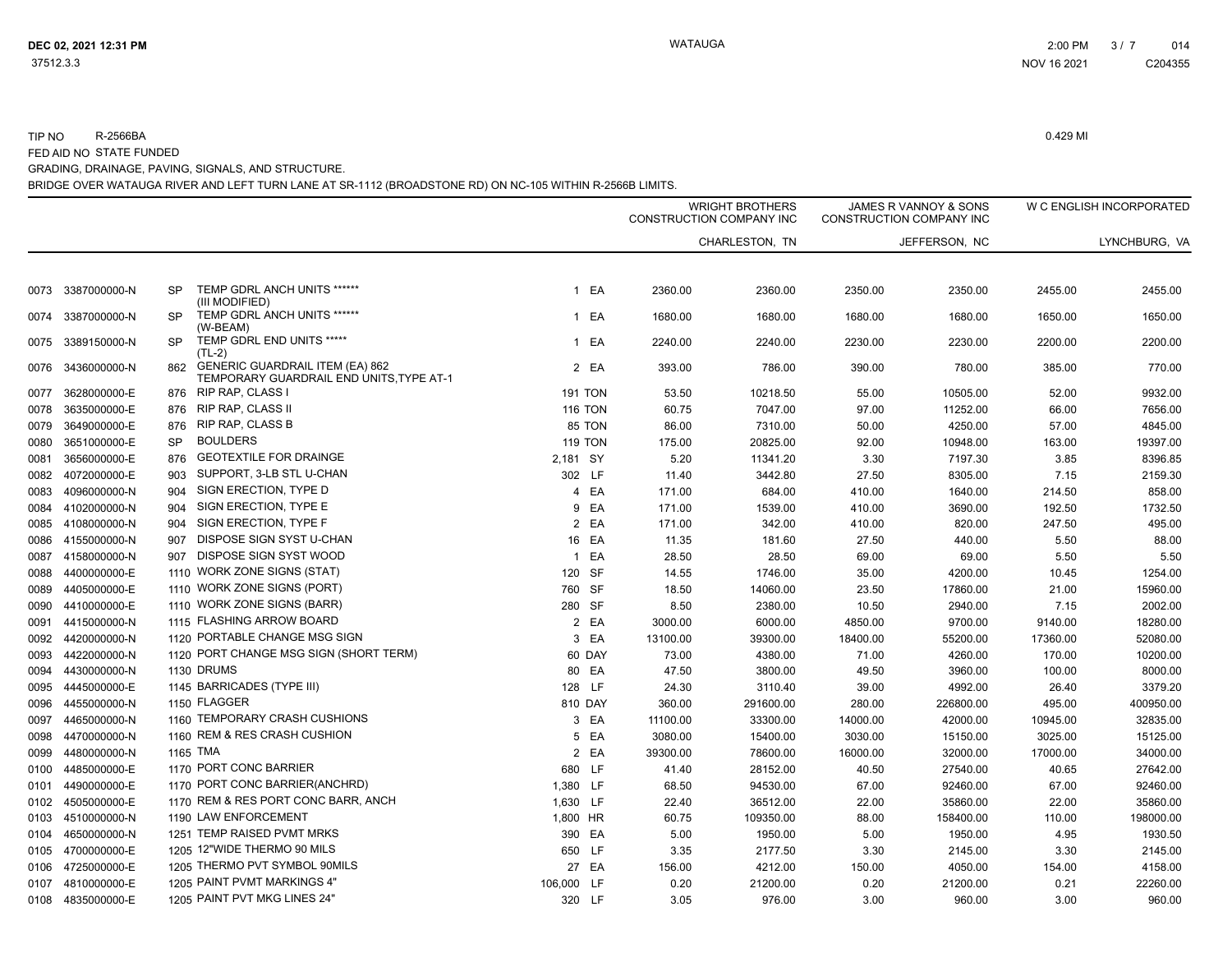TIP NO R-2566BA

FED AID NO STATE FUNDED

GRADING, DRAINAGE, PAVING, SIGNALS, AND STRUCTURE.

BRIDGE OVER WATAUGA RIVER AND LEFT TURN LANE AT SR-1112 (BROADSTONE RD) ON NC-105 WITHIN R-2566B LIMITS.

0.429 MI

| | | | | | | WRIGHT BROTHERS CONSTRUCTION COMPANY INC | | JAMES R VANNOY & SONS CONSTRUCTION COMPANY INC | | W C ENGLISH INCORPORATED | |
|---|---|---|---|---|---|---|---|---|---|---|---|
| | | | | | | | CHARLESTON, TN | | JEFFERSON, NC | | LYNCHBURG, VA |
| 0073 | 3387000000-N | SP | TEMP GDRL ANCH UNITS ****** (III MODIFIED) | 1 | EA | 2360.00 | 2360.00 | 2350.00 | 2350.00 | 2455.00 | 2455.00 |
| 0074 | 3387000000-N | SP | TEMP GDRL ANCH UNITS ****** (W-BEAM) | 1 | EA | 1680.00 | 1680.00 | 1680.00 | 1680.00 | 1650.00 | 1650.00 |
| 0075 | 3389150000-N | SP | TEMP GDRL END UNITS ***** (TL-2) | 1 | EA | 2240.00 | 2240.00 | 2230.00 | 2230.00 | 2200.00 | 2200.00 |
| 0076 | 3436000000-N | 862 | GENERIC GUARDRAIL ITEM (EA) 862 TEMPORARY GUARDRAIL END UNITS,TYPE AT-1 | 2 | EA | 393.00 | 786.00 | 390.00 | 780.00 | 385.00 | 770.00 |
| 0077 | 3628000000-E | 876 | RIP RAP, CLASS I | 191 | TON | 53.50 | 10218.50 | 55.00 | 10505.00 | 52.00 | 9932.00 |
| 0078 | 3635000000-E | 876 | RIP RAP, CLASS II | 116 | TON | 60.75 | 7047.00 | 97.00 | 11252.00 | 66.00 | 7656.00 |
| 0079 | 3649000000-E | 876 | RIP RAP, CLASS B | 85 | TON | 86.00 | 7310.00 | 50.00 | 4250.00 | 57.00 | 4845.00 |
| 0080 | 3651000000-E | SP | BOULDERS | 119 | TON | 175.00 | 20825.00 | 92.00 | 10948.00 | 163.00 | 19397.00 |
| 0081 | 3656000000-E | 876 | GEOTEXTILE FOR DRAINGE | 2,181 | SY | 5.20 | 11341.20 | 3.30 | 7197.30 | 3.85 | 8396.85 |
| 0082 | 4072000000-E | 903 | SUPPORT, 3-LB STL U-CHAN | 302 | LF | 11.40 | 3442.80 | 27.50 | 8305.00 | 7.15 | 2159.30 |
| 0083 | 4096000000-N | 904 | SIGN ERECTION, TYPE D | 4 | EA | 171.00 | 684.00 | 410.00 | 1640.00 | 214.50 | 858.00 |
| 0084 | 4102000000-N | 904 | SIGN ERECTION, TYPE E | 9 | EA | 171.00 | 1539.00 | 410.00 | 3690.00 | 192.50 | 1732.50 |
| 0085 | 4108000000-N | 904 | SIGN ERECTION, TYPE F | 2 | EA | 171.00 | 342.00 | 410.00 | 820.00 | 247.50 | 495.00 |
| 0086 | 4155000000-N | 907 | DISPOSE SIGN SYST U-CHAN | 16 | EA | 11.35 | 181.60 | 27.50 | 440.00 | 5.50 | 88.00 |
| 0087 | 4158000000-N | 907 | DISPOSE SIGN SYST WOOD | 1 | EA | 28.50 | 28.50 | 69.00 | 69.00 | 5.50 | 5.50 |
| 0088 | 4400000000-E | 1110 | WORK ZONE SIGNS (STAT) | 120 | SF | 14.55 | 1746.00 | 35.00 | 4200.00 | 10.45 | 1254.00 |
| 0089 | 4405000000-E | 1110 | WORK ZONE SIGNS (PORT) | 760 | SF | 18.50 | 14060.00 | 23.50 | 17860.00 | 21.00 | 15960.00 |
| 0090 | 4410000000-E | 1110 | WORK ZONE SIGNS (BARR) | 280 | SF | 8.50 | 2380.00 | 10.50 | 2940.00 | 7.15 | 2002.00 |
| 0091 | 4415000000-N | 1115 | FLASHING ARROW BOARD | 2 | EA | 3000.00 | 6000.00 | 4850.00 | 9700.00 | 9140.00 | 18280.00 |
| 0092 | 4420000000-N | 1120 | PORTABLE CHANGE MSG SIGN | 3 | EA | 13100.00 | 39300.00 | 18400.00 | 55200.00 | 17360.00 | 52080.00 |
| 0093 | 4422000000-N | 1120 | PORT CHANGE MSG SIGN (SHORT TERM) | 60 | DAY | 73.00 | 4380.00 | 71.00 | 4260.00 | 170.00 | 10200.00 |
| 0094 | 4430000000-N | 1130 | DRUMS | 80 | EA | 47.50 | 3800.00 | 49.50 | 3960.00 | 100.00 | 8000.00 |
| 0095 | 4445000000-E | 1145 | BARRICADES (TYPE III) | 128 | LF | 24.30 | 3110.40 | 39.00 | 4992.00 | 26.40 | 3379.20 |
| 0096 | 4455000000-N | 1150 | FLAGGER | 810 | DAY | 360.00 | 291600.00 | 280.00 | 226800.00 | 495.00 | 400950.00 |
| 0097 | 4465000000-N | 1160 | TEMPORARY CRASH CUSHIONS | 3 | EA | 11100.00 | 33300.00 | 14000.00 | 42000.00 | 10945.00 | 32835.00 |
| 0098 | 4470000000-N | 1160 | REM & RES CRASH CUSHION | 5 | EA | 3080.00 | 15400.00 | 3030.00 | 15150.00 | 3025.00 | 15125.00 |
| 0099 | 4480000000-N | 1165 | TMA | 2 | EA | 39300.00 | 78600.00 | 16000.00 | 32000.00 | 17000.00 | 34000.00 |
| 0100 | 4485000000-E | 1170 | PORT CONC BARRIER | 680 | LF | 41.40 | 28152.00 | 40.50 | 27540.00 | 40.65 | 27642.00 |
| 0101 | 4490000000-E | 1170 | PORT CONC BARRIER(ANCHRD) | 1,380 | LF | 68.50 | 94530.00 | 67.00 | 92460.00 | 67.00 | 92460.00 |
| 0102 | 4505000000-E | 1170 | REM & RES PORT CONC BARR, ANCH | 1,630 | LF | 22.40 | 36512.00 | 22.00 | 35860.00 | 22.00 | 35860.00 |
| 0103 | 4510000000-N | 1190 | LAW ENFORCEMENT | 1,800 | HR | 60.75 | 109350.00 | 88.00 | 158400.00 | 110.00 | 198000.00 |
| 0104 | 4650000000-N | 1251 | TEMP RAISED PVMT MRKS | 390 | EA | 5.00 | 1950.00 | 5.00 | 1950.00 | 4.95 | 1930.50 |
| 0105 | 4700000000-E | 1205 | 12"WIDE THERMO 90 MILS | 650 | LF | 3.35 | 2177.50 | 3.30 | 2145.00 | 3.30 | 2145.00 |
| 0106 | 4725000000-E | 1205 | THERMO PVT SYMBOL 90MILS | 27 | EA | 156.00 | 4212.00 | 150.00 | 4050.00 | 154.00 | 4158.00 |
| 0107 | 4810000000-E | 1205 | PAINT PVMT MARKINGS 4" | 106,000 | LF | 0.20 | 21200.00 | 0.20 | 21200.00 | 0.21 | 22260.00 |
| 0108 | 4835000000-E | 1205 | PAINT PVT MKG LINES 24" | 320 | LF | 3.05 | 976.00 | 3.00 | 960.00 | 3.00 | 960.00 |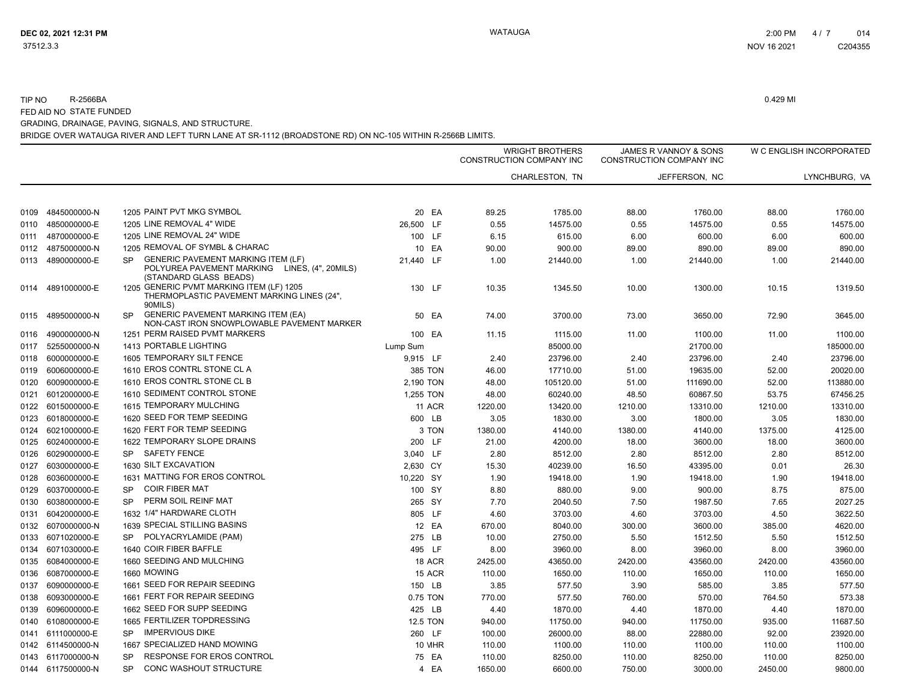TIP NO R-2566BA

FED AID NO STATE FUNDED

GRADING, DRAINAGE, PAVING, SIGNALS, AND STRUCTURE.

BRIDGE OVER WATAUGA RIVER AND LEFT TURN LANE AT SR-1112 (BROADSTONE RD) ON NC-105 WITHIN R-2566B LIMITS.

0.429 MI

| | | | | | WRIGHT BROTHERS CONSTRUCTION COMPANY INC | | JAMES R VANNOY & SONS CONSTRUCTION COMPANY INC | | W C ENGLISH INCORPORATED | |
|---|---|---|---|---|---|---|---|---|---|---|
| | | | | | | CHARLESTON, TN | | JEFFERSON, NC | | LYNCHBURG, VA |
| 0109 | 4845000000-N | 1205 | PAINT PVT MKG SYMBOL | 20 EA | 89.25 | 1785.00 | 88.00 | 1760.00 | 88.00 | 1760.00 |
| 0110 | 4850000000-E | 1205 | LINE REMOVAL 4" WIDE | 26,500 LF | 0.55 | 14575.00 | 0.55 | 14575.00 | 0.55 | 14575.00 |
| 0111 | 4870000000-E | 1205 | LINE REMOVAL 24" WIDE | 100 LF | 6.15 | 615.00 | 6.00 | 600.00 | 6.00 | 600.00 |
| 0112 | 4875000000-N | 1205 | REMOVAL OF SYMBL & CHARAC | 10 EA | 90.00 | 900.00 | 89.00 | 890.00 | 89.00 | 890.00 |
| 0113 | 4890000000-E | SP | GENERIC PAVEMENT MARKING ITEM (LF) POLYUREA PAVEMENT MARKING LINES, (4", 20MILS) (STANDARD GLASS BEADS) | 21,440 LF | 1.00 | 21440.00 | 1.00 | 21440.00 | 1.00 | 21440.00 |
| 0114 | 4891000000-E | 1205 | GENERIC PVMT MARKING ITEM (LF) 1205 THERMOPLASTIC PAVEMENT MARKING LINES (24", 90MILS) | 130 LF | 10.35 | 1345.50 | 10.00 | 1300.00 | 10.15 | 1319.50 |
| 0115 | 4895000000-N | SP | GENERIC PAVEMENT MARKING ITEM (EA) NON-CAST IRON SNOWPLOWABLE PAVEMENT MARKER | 50 EA | 74.00 | 3700.00 | 73.00 | 3650.00 | 72.90 | 3645.00 |
| 0116 | 4900000000-N | 1251 | PERM RAISED PVMT MARKERS | 100 EA | 11.15 | 1115.00 | 11.00 | 1100.00 | 11.00 | 1100.00 |
| 0117 | 5255000000-N | 1413 | PORTABLE LIGHTING | Lump Sum | | 85000.00 | | 21700.00 | | 185000.00 |
| 0118 | 6000000000-E | 1605 | TEMPORARY SILT FENCE | 9,915 LF | 2.40 | 23796.00 | 2.40 | 23796.00 | 2.40 | 23796.00 |
| 0119 | 6006000000-E | 1610 | EROS CONTRL STONE CL A | 385 TON | 46.00 | 17710.00 | 51.00 | 19635.00 | 52.00 | 20020.00 |
| 0120 | 6009000000-E | 1610 | EROS CONTRL STONE CL B | 2,190 TON | 48.00 | 105120.00 | 51.00 | 111690.00 | 52.00 | 113880.00 |
| 0121 | 6012000000-E | 1610 | SEDIMENT CONTROL STONE | 1,255 TON | 48.00 | 60240.00 | 48.50 | 60867.50 | 53.75 | 67456.25 |
| 0122 | 6015000000-E | 1615 | TEMPORARY MULCHING | 11 ACR | 1220.00 | 13420.00 | 1210.00 | 13310.00 | 1210.00 | 13310.00 |
| 0123 | 6018000000-E | 1620 | SEED FOR TEMP SEEDING | 600 LB | 3.05 | 1830.00 | 3.00 | 1800.00 | 3.05 | 1830.00 |
| 0124 | 6021000000-E | 1620 | FERT FOR TEMP SEEDING | 3 TON | 1380.00 | 4140.00 | 1380.00 | 4140.00 | 1375.00 | 4125.00 |
| 0125 | 6024000000-E | 1622 | TEMPORARY SLOPE DRAINS | 200 LF | 21.00 | 4200.00 | 18.00 | 3600.00 | 18.00 | 3600.00 |
| 0126 | 6029000000-E | SP | SAFETY FENCE | 3,040 LF | 2.80 | 8512.00 | 2.80 | 8512.00 | 2.80 | 8512.00 |
| 0127 | 6030000000-E | 1630 | SILT EXCAVATION | 2,630 CY | 15.30 | 40239.00 | 16.50 | 43395.00 | 0.01 | 26.30 |
| 0128 | 6036000000-E | 1631 | MATTING FOR EROS CONTROL | 10,220 SY | 1.90 | 19418.00 | 1.90 | 19418.00 | 1.90 | 19418.00 |
| 0129 | 6037000000-E | SP | COIR FIBER MAT | 100 SY | 8.80 | 880.00 | 9.00 | 900.00 | 8.75 | 875.00 |
| 0130 | 6038000000-E | SP | PERM SOIL REINF MAT | 265 SY | 7.70 | 2040.50 | 7.50 | 1987.50 | 7.65 | 2027.25 |
| 0131 | 6042000000-E | 1632 | 1/4" HARDWARE CLOTH | 805 LF | 4.60 | 3703.00 | 4.60 | 3703.00 | 4.50 | 3622.50 |
| 0132 | 6070000000-N | 1639 | SPECIAL STILLING BASINS | 12 EA | 670.00 | 8040.00 | 300.00 | 3600.00 | 385.00 | 4620.00 |
| 0133 | 6071020000-E | SP | POLYACRYLAMIDE (PAM) | 275 LB | 10.00 | 2750.00 | 5.50 | 1512.50 | 5.50 | 1512.50 |
| 0134 | 6071030000-E | 1640 | COIR FIBER BAFFLE | 495 LF | 8.00 | 3960.00 | 8.00 | 3960.00 | 8.00 | 3960.00 |
| 0135 | 6084000000-E | 1660 | SEEDING AND MULCHING | 18 ACR | 2425.00 | 43650.00 | 2420.00 | 43560.00 | 2420.00 | 43560.00 |
| 0136 | 6087000000-E | 1660 | MOWING | 15 ACR | 110.00 | 1650.00 | 110.00 | 1650.00 | 110.00 | 1650.00 |
| 0137 | 6090000000-E | 1661 | SEED FOR REPAIR SEEDING | 150 LB | 3.85 | 577.50 | 3.90 | 585.00 | 3.85 | 577.50 |
| 0138 | 6093000000-E | 1661 | FERT FOR REPAIR SEEDING | 0.75 TON | 770.00 | 577.50 | 760.00 | 570.00 | 764.50 | 573.38 |
| 0139 | 6096000000-E | 1662 | SEED FOR SUPP SEEDING | 425 LB | 4.40 | 1870.00 | 4.40 | 1870.00 | 4.40 | 1870.00 |
| 0140 | 6108000000-E | 1665 | FERTILIZER TOPDRESSING | 12.5 TON | 940.00 | 11750.00 | 940.00 | 11750.00 | 935.00 | 11687.50 |
| 0141 | 6111000000-E | SP | IMPERVIOUS DIKE | 260 LF | 100.00 | 26000.00 | 88.00 | 22880.00 | 92.00 | 23920.00 |
| 0142 | 6114500000-N | 1667 | SPECIALIZED HAND MOWING | 10 MHR | 110.00 | 1100.00 | 110.00 | 1100.00 | 110.00 | 1100.00 |
| 0143 | 6117000000-N | SP | RESPONSE FOR EROS CONTROL | 75 EA | 110.00 | 8250.00 | 110.00 | 8250.00 | 110.00 | 8250.00 |
| 0144 | 6117500000-N | SP | CONC WASHOUT STRUCTURE | 4 EA | 1650.00 | 6600.00 | 750.00 | 3000.00 | 2450.00 | 9800.00 |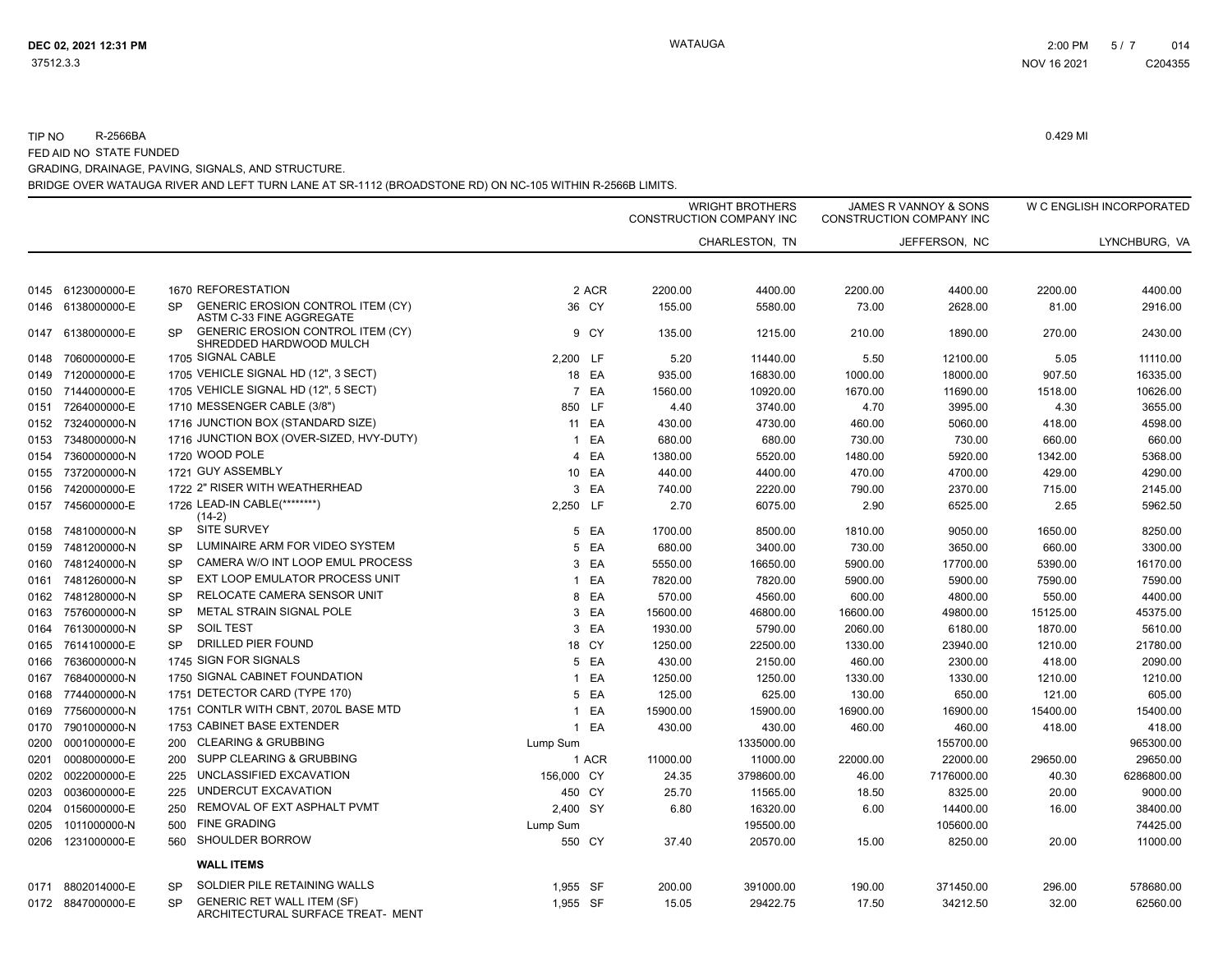TIP NO R-2566BA

0.429 MI

FED AID NO STATE FUNDED

GRADING, DRAINAGE, PAVING, SIGNALS, AND STRUCTURE.

BRIDGE OVER WATAUGA RIVER AND LEFT TURN LANE AT SR-1112 (BROADSTONE RD) ON NC-105 WITHIN R-2566B LIMITS.

| | | | | | | WRIGHT BROTHERS CONSTRUCTION COMPANY INC | | JAMES R VANNOY & SONS CONSTRUCTION COMPANY INC | | W C ENGLISH INCORPORATED | |
|---|---|---|---|---|---|---|---|---|---|---|---|
| | | | | | | | CHARLESTON, TN | | JEFFERSON, NC | | LYNCHBURG, VA |
| 0145 | 6123000000-E | 1670 | REFORESTATION | 2 | ACR | 2200.00 | 4400.00 | 2200.00 | 4400.00 | 2200.00 | 4400.00 |
| 0146 | 6138000000-E | SP | GENERIC EROSION CONTROL ITEM (CY) ASTM C-33 FINE AGGREGATE | 36 | CY | 155.00 | 5580.00 | 73.00 | 2628.00 | 81.00 | 2916.00 |
| 0147 | 6138000000-E | SP | GENERIC EROSION CONTROL ITEM (CY) SHREDDED HARDWOOD MULCH | 9 | CY | 135.00 | 1215.00 | 210.00 | 1890.00 | 270.00 | 2430.00 |
| 0148 | 7060000000-E | 1705 | SIGNAL CABLE | 2,200 | LF | 5.20 | 11440.00 | 5.50 | 12100.00 | 5.05 | 11110.00 |
| 0149 | 7120000000-E | 1705 | VEHICLE SIGNAL HD (12", 3 SECT) | 18 | EA | 935.00 | 16830.00 | 1000.00 | 18000.00 | 907.50 | 16335.00 |
| 0150 | 7144000000-E | 1705 | VEHICLE SIGNAL HD (12", 5 SECT) | 7 | EA | 1560.00 | 10920.00 | 1670.00 | 11690.00 | 1518.00 | 10626.00 |
| 0151 | 7264000000-E | 1710 | MESSENGER CABLE (3/8") | 850 | LF | 4.40 | 3740.00 | 4.70 | 3995.00 | 4.30 | 3655.00 |
| 0152 | 7324000000-N | 1716 | JUNCTION BOX (STANDARD SIZE) | 11 | EA | 430.00 | 4730.00 | 460.00 | 5060.00 | 418.00 | 4598.00 |
| 0153 | 7348000000-N | 1716 | JUNCTION BOX (OVER-SIZED, HVY-DUTY) | 1 | EA | 680.00 | 680.00 | 730.00 | 730.00 | 660.00 | 660.00 |
| 0154 | 7360000000-N | 1720 | WOOD POLE | 4 | EA | 1380.00 | 5520.00 | 1480.00 | 5920.00 | 1342.00 | 5368.00 |
| 0155 | 7372000000-N | 1721 | GUY ASSEMBLY | 10 | EA | 440.00 | 4400.00 | 470.00 | 4700.00 | 429.00 | 4290.00 |
| 0156 | 7420000000-E | 1722 | 2" RISER WITH WEATHERHEAD | 3 | EA | 740.00 | 2220.00 | 790.00 | 2370.00 | 715.00 | 2145.00 |
| 0157 | 7456000000-E | 1726 | LEAD-IN CABLE(********) (14-2) | 2,250 | LF | 2.70 | 6075.00 | 2.90 | 6525.00 | 2.65 | 5962.50 |
| 0158 | 7481000000-N | SP | SITE SURVEY | 5 | EA | 1700.00 | 8500.00 | 1810.00 | 9050.00 | 1650.00 | 8250.00 |
| 0159 | 7481200000-N | SP | LUMINAIRE ARM FOR VIDEO SYSTEM | 5 | EA | 680.00 | 3400.00 | 730.00 | 3650.00 | 660.00 | 3300.00 |
| 0160 | 7481240000-N | SP | CAMERA W/O INT LOOP EMUL PROCESS | 3 | EA | 5550.00 | 16650.00 | 5900.00 | 17700.00 | 5390.00 | 16170.00 |
| 0161 | 7481260000-N | SP | EXT LOOP EMULATOR PROCESS UNIT | 1 | EA | 7820.00 | 7820.00 | 5900.00 | 5900.00 | 7590.00 | 7590.00 |
| 0162 | 7481280000-N | SP | RELOCATE CAMERA SENSOR UNIT | 8 | EA | 570.00 | 4560.00 | 600.00 | 4800.00 | 550.00 | 4400.00 |
| 0163 | 7576000000-N | SP | METAL STRAIN SIGNAL POLE | 3 | EA | 15600.00 | 46800.00 | 16600.00 | 49800.00 | 15125.00 | 45375.00 |
| 0164 | 7613000000-N | SP | SOIL TEST | 3 | EA | 1930.00 | 5790.00 | 2060.00 | 6180.00 | 1870.00 | 5610.00 |
| 0165 | 7614100000-E | SP | DRILLED PIER FOUND | 18 | CY | 1250.00 | 22500.00 | 1330.00 | 23940.00 | 1210.00 | 21780.00 |
| 0166 | 7636000000-N | 1745 | SIGN FOR SIGNALS | 5 | EA | 430.00 | 2150.00 | 460.00 | 2300.00 | 418.00 | 2090.00 |
| 0167 | 7684000000-N | 1750 | SIGNAL CABINET FOUNDATION | 1 | EA | 1250.00 | 1250.00 | 1330.00 | 1330.00 | 1210.00 | 1210.00 |
| 0168 | 7744000000-N | 1751 | DETECTOR CARD (TYPE 170) | 5 | EA | 125.00 | 625.00 | 130.00 | 650.00 | 121.00 | 605.00 |
| 0169 | 7756000000-N | 1751 | CONTLR WITH CBNT, 2070L BASE MTD | 1 | EA | 15900.00 | 15900.00 | 16900.00 | 16900.00 | 15400.00 | 15400.00 |
| 0170 | 7901000000-N | 1753 | CABINET BASE EXTENDER | 1 | EA | 430.00 | 430.00 | 460.00 | 460.00 | 418.00 | 418.00 |
| 0200 | 0001000000-E | 200 | CLEARING & GRUBBING | Lump Sum | | | 1335000.00 | | 155700.00 | | 965300.00 |
| 0201 | 0008000000-E | 200 | SUPP CLEARING & GRUBBING | 1 | ACR | 11000.00 | 11000.00 | 22000.00 | 22000.00 | 29650.00 | 29650.00 |
| 0202 | 0022000000-E | 225 | UNCLASSIFIED EXCAVATION | 156,000 | CY | 24.35 | 3798600.00 | 46.00 | 7176000.00 | 40.30 | 6286800.00 |
| 0203 | 0036000000-E | 225 | UNDERCUT EXCAVATION | 450 | CY | 25.70 | 11565.00 | 18.50 | 8325.00 | 20.00 | 9000.00 |
| 0204 | 0156000000-E | 250 | REMOVAL OF EXT ASPHALT PVMT | 2,400 | SY | 6.80 | 16320.00 | 6.00 | 14400.00 | 16.00 | 38400.00 |
| 0205 | 1011000000-N | 500 | FINE GRADING | Lump Sum | | | 195500.00 | | 105600.00 | | 74425.00 |
| 0206 | 1231000000-E | 560 | SHOULDER BORROW | 550 | CY | 37.40 | 20570.00 | 15.00 | 8250.00 | 20.00 | 11000.00 |
| | | | **WALL ITEMS** | | | | | | | | |
| 0171 | 8802014000-E | SP | SOLDIER PILE RETAINING WALLS | 1,955 | SF | 200.00 | 391000.00 | 190.00 | 371450.00 | 296.00 | 578680.00 |
| 0172 | 8847000000-E | SP | GENERIC RET WALL ITEM (SF) ARCHITECTURAL SURFACE TREAT- MENT | 1,955 | SF | 15.05 | 29422.75 | 17.50 | 34212.50 | 32.00 | 62560.00 |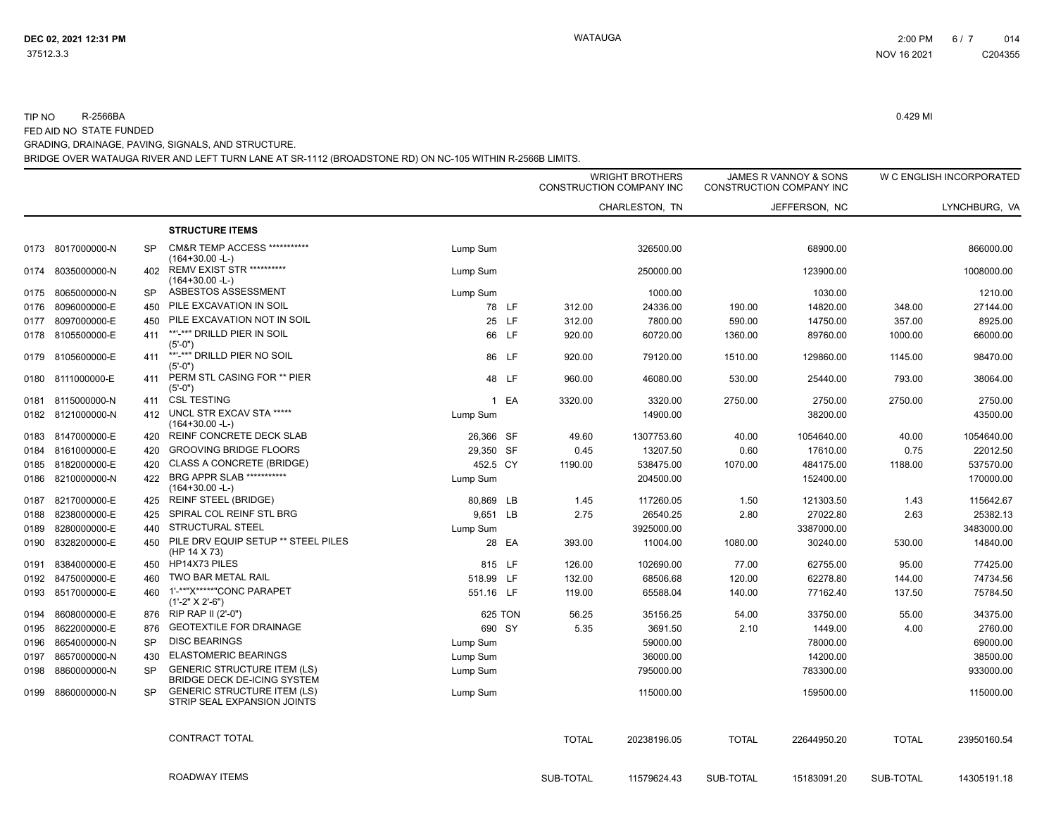TIP NO R-2566BA

FED AID NO STATE FUNDED

GRADING, DRAINAGE, PAVING, SIGNALS, AND STRUCTURE.

BRIDGE OVER WATAUGA RIVER AND LEFT TURN LANE AT SR-1112 (BROADSTONE RD) ON NC-105 WITHIN R-2566B LIMITS.

0.429 MI

| | | | | | | WRIGHT BROTHERS CONSTRUCTION COMPANY INC | | JAMES R VANNOY & SONS CONSTRUCTION COMPANY INC | | W C ENGLISH INCORPORATED | |
|---|---|---|---|---|---|---|---|---|---|---|---|
| | | | | | | | CHARLESTON, TN | | JEFFERSON, NC | | LYNCHBURG, VA |
| | | | **STRUCTURE ITEMS** | | | | | | | | |
| 0173 | 8017000000-N | SP | CM&R TEMP ACCESS *********** (164+30.00 -L-) | Lump Sum | | | 326500.00 | | 68900.00 | | 866000.00 |
| 0174 | 8035000000-N | 402 | REMV EXIST STR ********** (164+30.00 -L-) | Lump Sum | | | 250000.00 | | 123900.00 | | 1008000.00 |
| 0175 | 8065000000-N | SP | ASBESTOS ASSESSMENT | Lump Sum | | | 1000.00 | | 1030.00 | | 1210.00 |
| 0176 | 8096000000-E | 450 | PILE EXCAVATION IN SOIL | 78 | LF | 312.00 | 24336.00 | 190.00 | 14820.00 | 348.00 | 27144.00 |
| 0177 | 8097000000-E | 450 | PILE EXCAVATION NOT IN SOIL | 25 | LF | 312.00 | 7800.00 | 590.00 | 14750.00 | 357.00 | 8925.00 |
| 0178 | 8105500000-E | 411 | **'-**" DRILLD PIER IN SOIL (5'-0") | 66 | LF | 920.00 | 60720.00 | 1360.00 | 89760.00 | 1000.00 | 66000.00 |
| 0179 | 8105600000-E | 411 | **'-**" DRILLD PIER NO SOIL (5'-0") | 86 | LF | 920.00 | 79120.00 | 1510.00 | 129860.00 | 1145.00 | 98470.00 |
| 0180 | 8111000000-E | 411 | PERM STL CASING FOR ** PIER (5'-0") | 48 | LF | 960.00 | 46080.00 | 530.00 | 25440.00 | 793.00 | 38064.00 |
| 0181 | 8115000000-N | 411 | CSL TESTING | 1 | EA | 3320.00 | 3320.00 | 2750.00 | 2750.00 | 2750.00 | 2750.00 |
| 0182 | 8121000000-N | 412 | UNCL STR EXCAV STA ***** (164+30.00 -L-) | Lump Sum | | | 14900.00 | | 38200.00 | | 43500.00 |
| 0183 | 8147000000-E | 420 | REINF CONCRETE DECK SLAB | 26,366 | SF | 49.60 | 1307753.60 | 40.00 | 1054640.00 | 40.00 | 1054640.00 |
| 0184 | 8161000000-E | 420 | GROOVING BRIDGE FLOORS | 29,350 | SF | 0.45 | 13207.50 | 0.60 | 17610.00 | 0.75 | 22012.50 |
| 0185 | 8182000000-E | 420 | CLASS A CONCRETE (BRIDGE) | 452.5 | CY | 1190.00 | 538475.00 | 1070.00 | 484175.00 | 1188.00 | 537570.00 |
| 0186 | 8210000000-N | 422 | BRG APPR SLAB *********** (164+30.00 -L-) | Lump Sum | | | 204500.00 | | 152400.00 | | 170000.00 |
| 0187 | 8217000000-E | 425 | REINF STEEL (BRIDGE) | 80,869 | LB | 1.45 | 117260.05 | 1.50 | 121303.50 | 1.43 | 115642.67 |
| 0188 | 8238000000-E | 425 | SPIRAL COL REINF STL BRG | 9,651 | LB | 2.75 | 26540.25 | 2.80 | 27022.80 | 2.63 | 25382.13 |
| 0189 | 8280000000-E | 440 | STRUCTURAL STEEL | Lump Sum | | | 3925000.00 | | 3387000.00 | | 3483000.00 |
| 0190 | 8328200000-E | 450 | PILE DRV EQUIP SETUP ** STEEL PILES (HP 14 X 73) | 28 | EA | 393.00 | 11004.00 | 1080.00 | 30240.00 | 530.00 | 14840.00 |
| 0191 | 8384000000-E | 450 | HP14X73 PILES | 815 | LF | 126.00 | 102690.00 | 77.00 | 62755.00 | 95.00 | 77425.00 |
| 0192 | 8475000000-E | 460 | TWO BAR METAL RAIL | 518.99 | LF | 132.00 | 68506.68 | 120.00 | 62278.80 | 144.00 | 74734.56 |
| 0193 | 8517000000-E | 460 | 1'-**"X******"CONC PARAPET (1'-2" X 2'-6") | 551.16 | LF | 119.00 | 65588.04 | 140.00 | 77162.40 | 137.50 | 75784.50 |
| 0194 | 8608000000-E | 876 | RIP RAP II (2'-0") | 625 | TON | 56.25 | 35156.25 | 54.00 | 33750.00 | 55.00 | 34375.00 |
| 0195 | 8622000000-E | 876 | GEOTEXTILE FOR DRAINAGE | 690 | SY | 5.35 | 3691.50 | 2.10 | 1449.00 | 4.00 | 2760.00 |
| 0196 | 8654000000-N | SP | DISC BEARINGS | Lump Sum | | | 59000.00 | | 78000.00 | | 69000.00 |
| 0197 | 8657000000-N | 430 | ELASTOMERIC BEARINGS | Lump Sum | | | 36000.00 | | 14200.00 | | 38500.00 |
| 0198 | 8860000000-N | SP | GENERIC STRUCTURE ITEM (LS) BRIDGE DECK DE-ICING SYSTEM | Lump Sum | | | 795000.00 | | 783300.00 | | 933000.00 |
| 0199 | 8860000000-N | SP | GENERIC STRUCTURE ITEM (LS) STRIP SEAL EXPANSION JOINTS | Lump Sum | | | 115000.00 | | 159500.00 | | 115000.00 |
| | | | CONTRACT TOTAL | | | TOTAL | 20238196.05 | TOTAL | 22644950.20 | TOTAL | 23950160.54 |
| | | | ROADWAY ITEMS | | | SUB-TOTAL | 11579624.43 | SUB-TOTAL | 15183091.20 | SUB-TOTAL | 14305191.18 |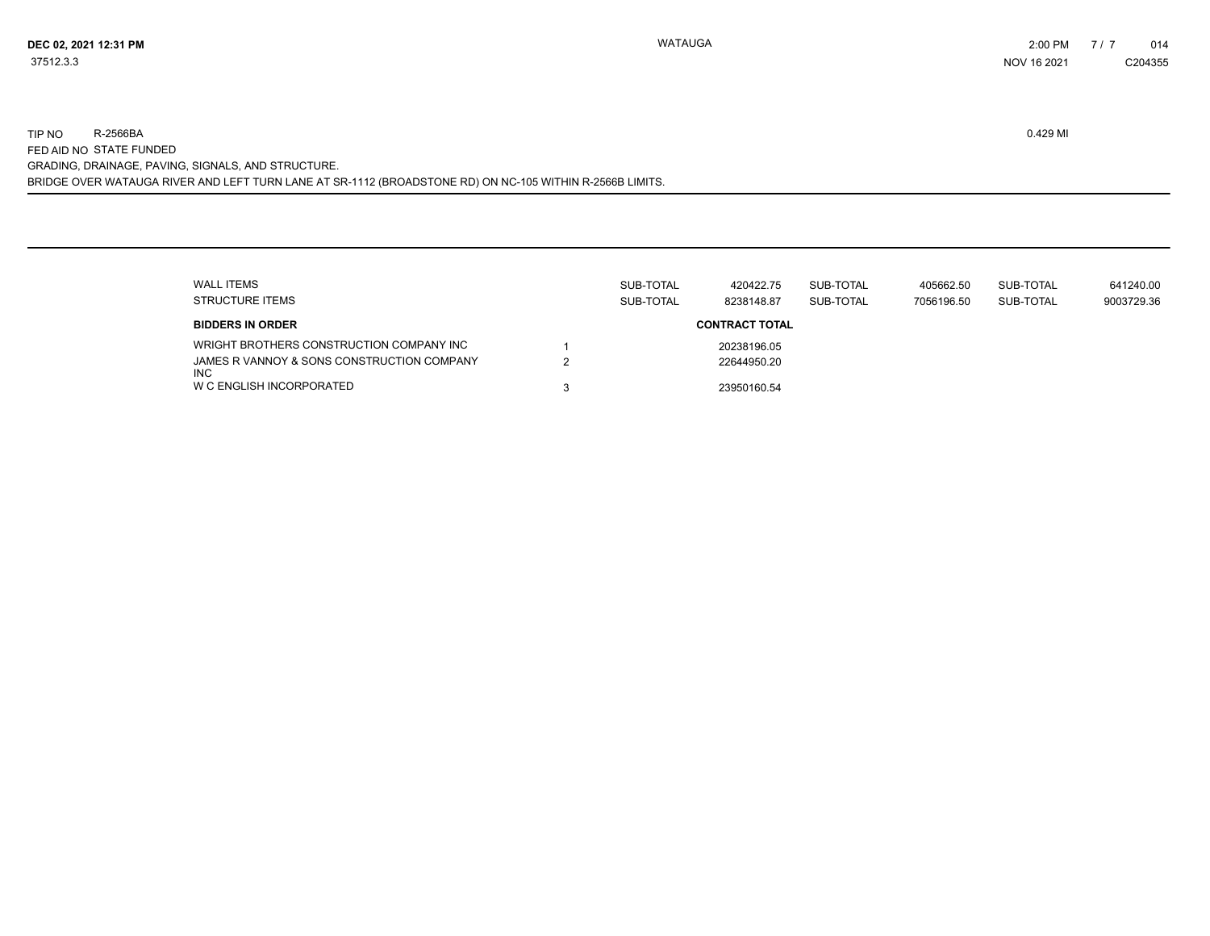TIP NO R-2566BA 0.429 MI

FED AID NO STATE FUNDED

GRADING, DRAINAGE, PAVING, SIGNALS, AND STRUCTURE.

BRIDGE OVER WATAUGA RIVER AND LEFT TURN LANE AT SR-1112 (BROADSTONE RD) ON NC-105 WITHIN R-2566B LIMITS.

| | | | | | | | |
|---|---|---|---|---|---|---|---|
| WALL ITEMS | | SUB-TOTAL | 420422.75 | SUB-TOTAL | 405662.50 | SUB-TOTAL | 641240.00 |
| STRUCTURE ITEMS | | SUB-TOTAL | 8238148.87 | SUB-TOTAL | 7056196.50 | SUB-TOTAL | 9003729.36 |

| BIDDERS IN ORDER | | CONTRACT TOTAL |
|---|---|---|
| WRIGHT BROTHERS CONSTRUCTION COMPANY INC | 1 | 20238196.05 |
| JAMES R VANNOY & SONS CONSTRUCTION COMPANY INC | 2 | 22644950.20 |
| W C ENGLISH INCORPORATED | 3 | 23950160.54 |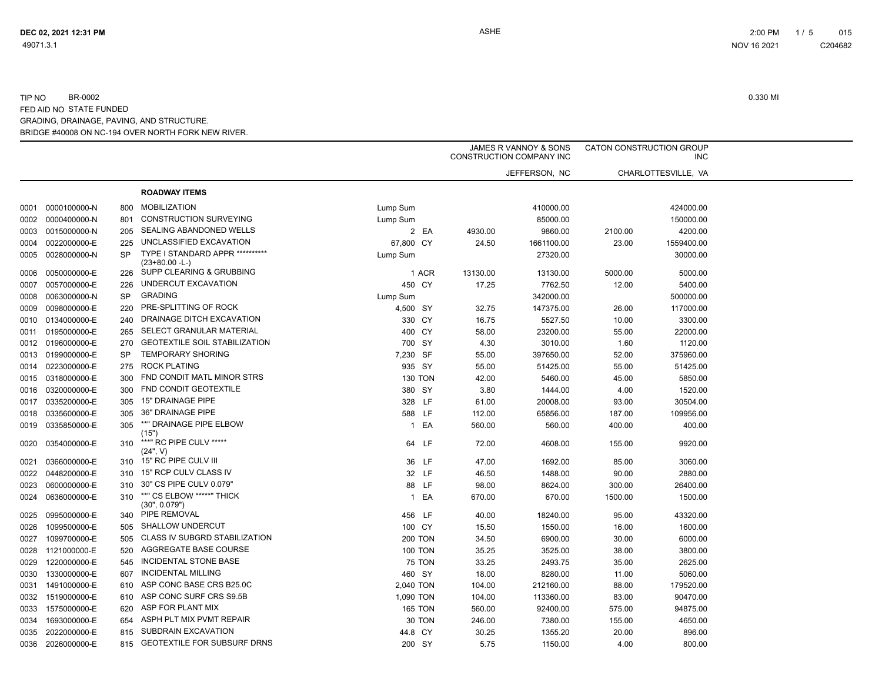TIP NO BR-0002

FED AID NO STATE FUNDED

GRADING, DRAINAGE, PAVING, AND STRUCTURE.

BRIDGE #40008 ON NC-194 OVER NORTH FORK NEW RIVER.

0.330 MI

| | | | | | | JAMES R VANNOY & SONS CONSTRUCTION COMPANY INC | | CATON CONSTRUCTION GROUP INC | |
|---|---|---|---|---|---|---|---|---|---|
| | | | | | | | JEFFERSON, NC | | CHARLOTTESVILLE, VA |
| | | | **ROADWAY ITEMS** | | | | | | |
| 0001 | 0000100000-N | 800 | MOBILIZATION | Lump Sum | | | 410000.00 | | 424000.00 |
| 0002 | 0000400000-N | 801 | CONSTRUCTION SURVEYING | Lump Sum | | | 85000.00 | | 150000.00 |
| 0003 | 0015000000-N | 205 | SEALING ABANDONED WELLS | 2 | EA | 4930.00 | 9860.00 | 2100.00 | 4200.00 |
| 0004 | 0022000000-E | 225 | UNCLASSIFIED EXCAVATION | 67,800 | CY | 24.50 | 1661100.00 | 23.00 | 1559400.00 |
| 0005 | 0028000000-N | SP | TYPE I STANDARD APPR ********** (23+80.00 -L-) | Lump Sum | | | 27320.00 | | 30000.00 |
| 0006 | 0050000000-E | 226 | SUPP CLEARING & GRUBBING | 1 | ACR | 13130.00 | 13130.00 | 5000.00 | 5000.00 |
| 0007 | 0057000000-E | 226 | UNDERCUT EXCAVATION | 450 | CY | 17.25 | 7762.50 | 12.00 | 5400.00 |
| 0008 | 0063000000-N | SP | GRADING | Lump Sum | | | 342000.00 | | 500000.00 |
| 0009 | 0098000000-E | 220 | PRE-SPLITTING OF ROCK | 4,500 | SY | 32.75 | 147375.00 | 26.00 | 117000.00 |
| 0010 | 0134000000-E | 240 | DRAINAGE DITCH EXCAVATION | 330 | CY | 16.75 | 5527.50 | 10.00 | 3300.00 |
| 0011 | 0195000000-E | 265 | SELECT GRANULAR MATERIAL | 400 | CY | 58.00 | 23200.00 | 55.00 | 22000.00 |
| 0012 | 0196000000-E | 270 | GEOTEXTILE SOIL STABILIZATION | 700 | SY | 4.30 | 3010.00 | 1.60 | 1120.00 |
| 0013 | 0199000000-E | SP | TEMPORARY SHORING | 7,230 | SF | 55.00 | 397650.00 | 52.00 | 375960.00 |
| 0014 | 0223000000-E | 275 | ROCK PLATING | 935 | SY | 55.00 | 51425.00 | 55.00 | 51425.00 |
| 0015 | 0318000000-E | 300 | FND CONDIT MATL MINOR STRS | 130 | TON | 42.00 | 5460.00 | 45.00 | 5850.00 |
| 0016 | 0320000000-E | 300 | FND CONDIT GEOTEXTILE | 380 | SY | 3.80 | 1444.00 | 4.00 | 1520.00 |
| 0017 | 0335200000-E | 305 | 15" DRAINAGE PIPE | 328 | LF | 61.00 | 20008.00 | 93.00 | 30504.00 |
| 0018 | 0335600000-E | 305 | 36" DRAINAGE PIPE | 588 | LF | 112.00 | 65856.00 | 187.00 | 109956.00 |
| 0019 | 0335850000-E | 305 | **" DRAINAGE PIPE ELBOW (15") | 1 | EA | 560.00 | 560.00 | 400.00 | 400.00 |
| 0020 | 0354000000-E | 310 | ***" RC PIPE CULV ***** (24", V) | 64 | LF | 72.00 | 4608.00 | 155.00 | 9920.00 |
| 0021 | 0366000000-E | 310 | 15" RC PIPE CULV III | 36 | LF | 47.00 | 1692.00 | 85.00 | 3060.00 |
| 0022 | 0448200000-E | 310 | 15" RCP CULV CLASS IV | 32 | LF | 46.50 | 1488.00 | 90.00 | 2880.00 |
| 0023 | 0600000000-E | 310 | 30" CS PIPE CULV 0.079" | 88 | LF | 98.00 | 8624.00 | 300.00 | 26400.00 |
| 0024 | 0636000000-E | 310 | **" CS ELBOW *****" THICK (30", 0.079") | 1 | EA | 670.00 | 670.00 | 1500.00 | 1500.00 |
| 0025 | 0995000000-E | 340 | PIPE REMOVAL | 456 | LF | 40.00 | 18240.00 | 95.00 | 43320.00 |
| 0026 | 1099500000-E | 505 | SHALLOW UNDERCUT | 100 | CY | 15.50 | 1550.00 | 16.00 | 1600.00 |
| 0027 | 1099700000-E | 505 | CLASS IV SUBGRD STABILIZATION | 200 | TON | 34.50 | 6900.00 | 30.00 | 6000.00 |
| 0028 | 1121000000-E | 520 | AGGREGATE BASE COURSE | 100 | TON | 35.25 | 3525.00 | 38.00 | 3800.00 |
| 0029 | 1220000000-E | 545 | INCIDENTAL STONE BASE | 75 | TON | 33.25 | 2493.75 | 35.00 | 2625.00 |
| 0030 | 1330000000-E | 607 | INCIDENTAL MILLING | 460 | SY | 18.00 | 8280.00 | 11.00 | 5060.00 |
| 0031 | 1491000000-E | 610 | ASP CONC BASE CRS B25.0C | 2,040 | TON | 104.00 | 212160.00 | 88.00 | 179520.00 |
| 0032 | 1519000000-E | 610 | ASP CONC SURF CRS S9.5B | 1,090 | TON | 104.00 | 113360.00 | 83.00 | 90470.00 |
| 0033 | 1575000000-E | 620 | ASP FOR PLANT MIX | 165 | TON | 560.00 | 92400.00 | 575.00 | 94875.00 |
| 0034 | 1693000000-E | 654 | ASPH PLT MIX PVMT REPAIR | 30 | TON | 246.00 | 7380.00 | 155.00 | 4650.00 |
| 0035 | 2022000000-E | 815 | SUBDRAIN EXCAVATION | 44.8 | CY | 30.25 | 1355.20 | 20.00 | 896.00 |
| 0036 | 2026000000-E | 815 | GEOTEXTILE FOR SUBSURF DRNS | 200 | SY | 5.75 | 1150.00 | 4.00 | 800.00 |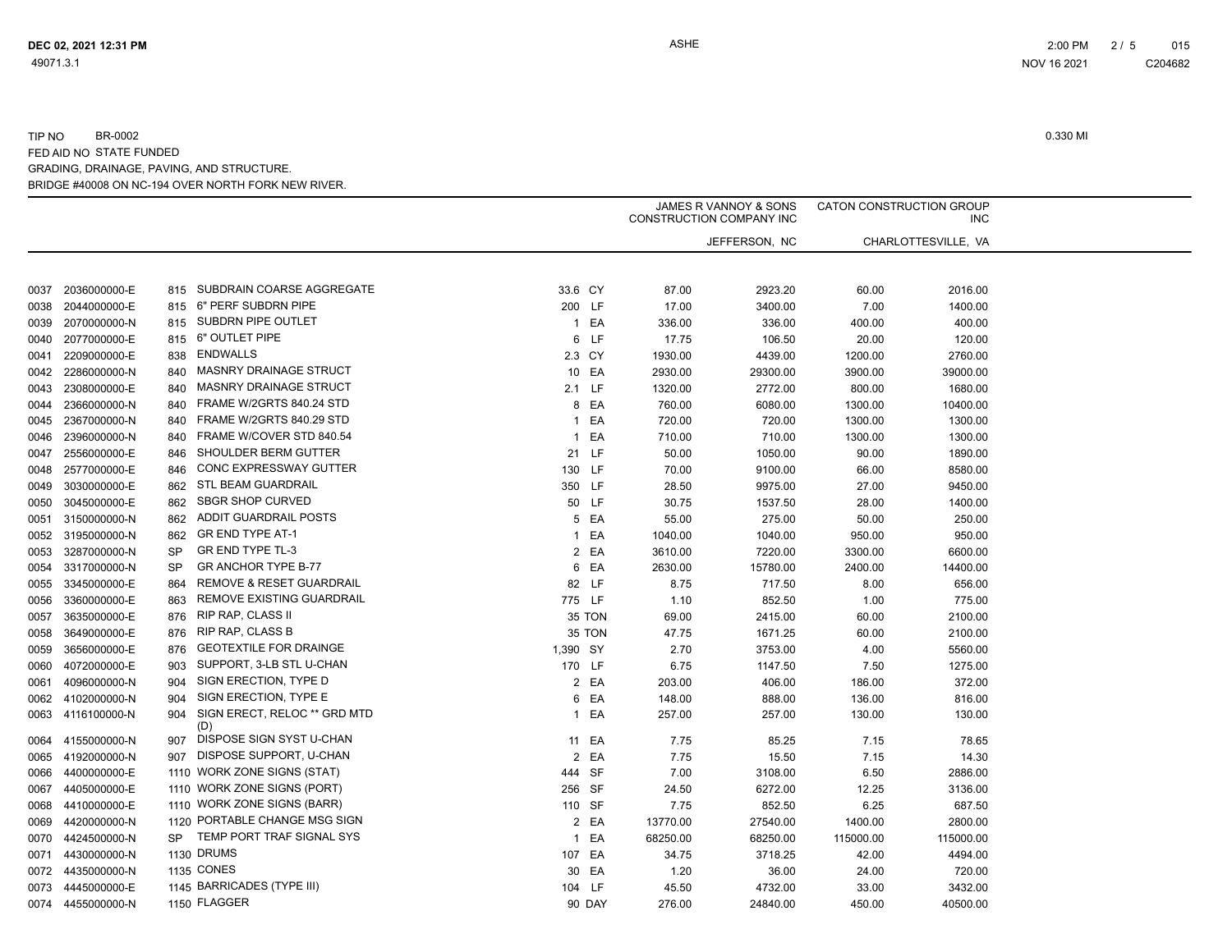TIP NO BR-0002
FED AID NO STATE FUNDED
GRADING, DRAINAGE, PAVING, AND STRUCTURE.
BRIDGE #40008 ON NC-194 OVER NORTH FORK NEW RIVER.

0.330 MI

| | | | | | | JAMES R VANNOY & SONS CONSTRUCTION COMPANY INC | | CATON CONSTRUCTION GROUP INC | |
|---|---|---|---|---|---|---|---|---|---|
| | | | | | | | JEFFERSON, NC | | CHARLOTTESVILLE, VA |
| 0037 | 2036000000-E | 815 | SUBDRAIN COARSE AGGREGATE | 33.6 | CY | 87.00 | 2923.20 | 60.00 | 2016.00 |
| 0038 | 2044000000-E | 815 | 6" PERF SUBDRN PIPE | 200 | LF | 17.00 | 3400.00 | 7.00 | 1400.00 |
| 0039 | 2070000000-N | 815 | SUBDRN PIPE OUTLET | 1 | EA | 336.00 | 336.00 | 400.00 | 400.00 |
| 0040 | 2077000000-E | 815 | 6" OUTLET PIPE | 6 | LF | 17.75 | 106.50 | 20.00 | 120.00 |
| 0041 | 2209000000-E | 838 | ENDWALLS | 2.3 | CY | 1930.00 | 4439.00 | 1200.00 | 2760.00 |
| 0042 | 2286000000-N | 840 | MASNRY DRAINAGE STRUCT | 10 | EA | 2930.00 | 29300.00 | 3900.00 | 39000.00 |
| 0043 | 2308000000-E | 840 | MASNRY DRAINAGE STRUCT | 2.1 | LF | 1320.00 | 2772.00 | 800.00 | 1680.00 |
| 0044 | 2366000000-N | 840 | FRAME W/2GRTS 840.24 STD | 8 | EA | 760.00 | 6080.00 | 1300.00 | 10400.00 |
| 0045 | 2367000000-N | 840 | FRAME W/2GRTS 840.29 STD | 1 | EA | 720.00 | 720.00 | 1300.00 | 1300.00 |
| 0046 | 2396000000-N | 840 | FRAME W/COVER STD 840.54 | 1 | EA | 710.00 | 710.00 | 1300.00 | 1300.00 |
| 0047 | 2556000000-E | 846 | SHOULDER BERM GUTTER | 21 | LF | 50.00 | 1050.00 | 90.00 | 1890.00 |
| 0048 | 2577000000-E | 846 | CONC EXPRESSWAY GUTTER | 130 | LF | 70.00 | 9100.00 | 66.00 | 8580.00 |
| 0049 | 3030000000-E | 862 | STL BEAM GUARDRAIL | 350 | LF | 28.50 | 9975.00 | 27.00 | 9450.00 |
| 0050 | 3045000000-E | 862 | SBGR SHOP CURVED | 50 | LF | 30.75 | 1537.50 | 28.00 | 1400.00 |
| 0051 | 3150000000-N | 862 | ADDIT GUARDRAIL POSTS | 5 | EA | 55.00 | 275.00 | 50.00 | 250.00 |
| 0052 | 3195000000-N | 862 | GR END TYPE AT-1 | 1 | EA | 1040.00 | 1040.00 | 950.00 | 950.00 |
| 0053 | 3287000000-N | SP | GR END TYPE TL-3 | 2 | EA | 3610.00 | 7220.00 | 3300.00 | 6600.00 |
| 0054 | 3317000000-N | SP | GR ANCHOR TYPE B-77 | 6 | EA | 2630.00 | 15780.00 | 2400.00 | 14400.00 |
| 0055 | 3345000000-E | 864 | REMOVE & RESET GUARDRAIL | 82 | LF | 8.75 | 717.50 | 8.00 | 656.00 |
| 0056 | 3360000000-E | 863 | REMOVE EXISTING GUARDRAIL | 775 | LF | 1.10 | 852.50 | 1.00 | 775.00 |
| 0057 | 3635000000-E | 876 | RIP RAP, CLASS II | 35 | TON | 69.00 | 2415.00 | 60.00 | 2100.00 |
| 0058 | 3649000000-E | 876 | RIP RAP, CLASS B | 35 | TON | 47.75 | 1671.25 | 60.00 | 2100.00 |
| 0059 | 3656000000-E | 876 | GEOTEXTILE FOR DRAINGE | 1,390 | SY | 2.70 | 3753.00 | 4.00 | 5560.00 |
| 0060 | 4072000000-E | 903 | SUPPORT, 3-LB STL U-CHAN | 170 | LF | 6.75 | 1147.50 | 7.50 | 1275.00 |
| 0061 | 4096000000-N | 904 | SIGN ERECTION, TYPE D | 2 | EA | 203.00 | 406.00 | 186.00 | 372.00 |
| 0062 | 4102000000-N | 904 | SIGN ERECTION, TYPE E | 6 | EA | 148.00 | 888.00 | 136.00 | 816.00 |
| 0063 | 4116100000-N | 904 | SIGN ERECT, RELOC ** GRD MTD (D) | 1 | EA | 257.00 | 257.00 | 130.00 | 130.00 |
| 0064 | 4155000000-N | 907 | DISPOSE SIGN SYST U-CHAN | 11 | EA | 7.75 | 85.25 | 7.15 | 78.65 |
| 0065 | 4192000000-N | 907 | DISPOSE SUPPORT, U-CHAN | 2 | EA | 7.75 | 15.50 | 7.15 | 14.30 |
| 0066 | 4400000000-E | 1110 | WORK ZONE SIGNS (STAT) | 444 | SF | 7.00 | 3108.00 | 6.50 | 2886.00 |
| 0067 | 4405000000-E | 1110 | WORK ZONE SIGNS (PORT) | 256 | SF | 24.50 | 6272.00 | 12.25 | 3136.00 |
| 0068 | 4410000000-E | 1110 | WORK ZONE SIGNS (BARR) | 110 | SF | 7.75 | 852.50 | 6.25 | 687.50 |
| 0069 | 4420000000-N | 1120 | PORTABLE CHANGE MSG SIGN | 2 | EA | 13770.00 | 27540.00 | 1400.00 | 2800.00 |
| 0070 | 4424500000-N | SP | TEMP PORT TRAF SIGNAL SYS | 1 | EA | 68250.00 | 68250.00 | 115000.00 | 115000.00 |
| 0071 | 4430000000-N | 1130 | DRUMS | 107 | EA | 34.75 | 3718.25 | 42.00 | 4494.00 |
| 0072 | 4435000000-N | 1135 | CONES | 30 | EA | 1.20 | 36.00 | 24.00 | 720.00 |
| 0073 | 4445000000-E | 1145 | BARRICADES (TYPE III) | 104 | LF | 45.50 | 4732.00 | 33.00 | 3432.00 |
| 0074 | 4455000000-N | 1150 | FLAGGER | 90 | DAY | 276.00 | 24840.00 | 450.00 | 40500.00 |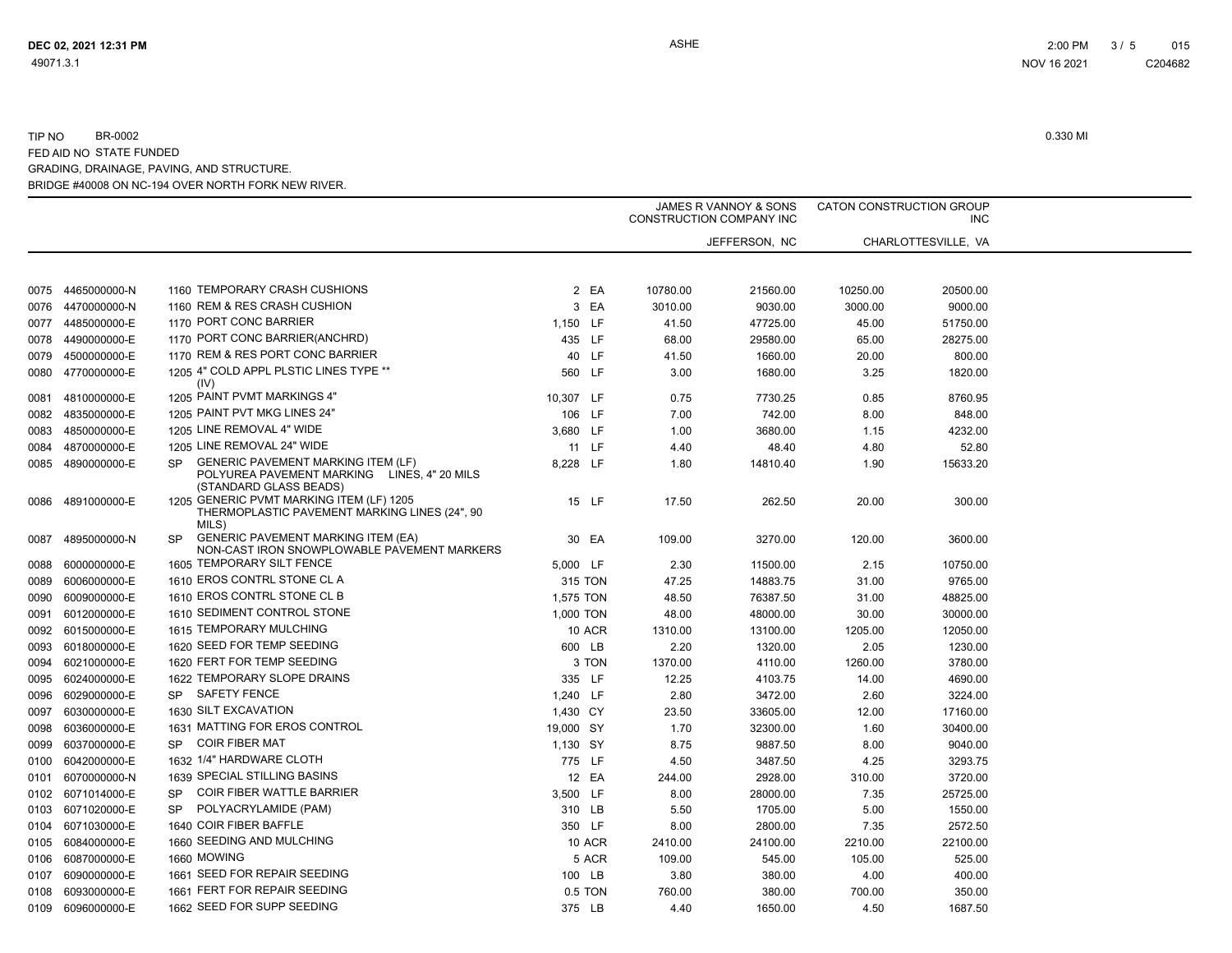TIP NO BR-0002

FED AID NO STATE FUNDED

GRADING, DRAINAGE, PAVING, AND STRUCTURE.

BRIDGE #40008 ON NC-194 OVER NORTH FORK NEW RIVER.

0.330 MI

| Line | Item No | Sec | Description | Quantity | Unit | JAMES R VANNOY & SONS CONSTRUCTION COMPANY INC | | CATON CONSTRUCTION GROUP INC | |
|---|---|---|---|---|---|---|---|---|---|
| | | | | | | JEFFERSON, NC | | CHARLOTTESVILLE, VA | |
| 0075 | 4465000000-N | 1160 | TEMPORARY CRASH CUSHIONS | 2 | EA | 10780.00 | 21560.00 | 10250.00 | 20500.00 |
| 0076 | 4470000000-N | 1160 | REM & RES CRASH CUSHION | 3 | EA | 3010.00 | 9030.00 | 3000.00 | 9000.00 |
| 0077 | 4485000000-E | 1170 | PORT CONC BARRIER | 1,150 | LF | 41.50 | 47725.00 | 45.00 | 51750.00 |
| 0078 | 4490000000-E | 1170 | PORT CONC BARRIER(ANCHRD) | 435 | LF | 68.00 | 29580.00 | 65.00 | 28275.00 |
| 0079 | 4500000000-E | 1170 | REM & RES PORT CONC BARRIER | 40 | LF | 41.50 | 1660.00 | 20.00 | 800.00 |
| 0080 | 4770000000-E | 1205 | 4" COLD APPL PLSTIC LINES TYPE ** (IV) | 560 | LF | 3.00 | 1680.00 | 3.25 | 1820.00 |
| 0081 | 4810000000-E | 1205 | PAINT PVMT MARKINGS 4" | 10,307 | LF | 0.75 | 7730.25 | 0.85 | 8760.95 |
| 0082 | 4835000000-E | 1205 | PAINT PVT MKG LINES 24" | 106 | LF | 7.00 | 742.00 | 8.00 | 848.00 |
| 0083 | 4850000000-E | 1205 | LINE REMOVAL 4" WIDE | 3,680 | LF | 1.00 | 3680.00 | 1.15 | 4232.00 |
| 0084 | 4870000000-E | 1205 | LINE REMOVAL 24" WIDE | 11 | LF | 4.40 | 48.40 | 4.80 | 52.80 |
| 0085 | 4890000000-E | SP | GENERIC PAVEMENT MARKING ITEM (LF) POLYUREA PAVEMENT MARKING LINES, 4" 20 MILS (STANDARD GLASS BEADS) | 8,228 | LF | 1.80 | 14810.40 | 1.90 | 15633.20 |
| 0086 | 4891000000-E | 1205 | GENERIC PVMT MARKING ITEM (LF) 1205 THERMOPLASTIC PAVEMENT MARKING LINES (24", 90 MILS) | 15 | LF | 17.50 | 262.50 | 20.00 | 300.00 |
| 0087 | 4895000000-N | SP | GENERIC PAVEMENT MARKING ITEM (EA) NON-CAST IRON SNOWPLOWABLE PAVEMENT MARKERS | 30 | EA | 109.00 | 3270.00 | 120.00 | 3600.00 |
| 0088 | 6000000000-E | 1605 | TEMPORARY SILT FENCE | 5,000 | LF | 2.30 | 11500.00 | 2.15 | 10750.00 |
| 0089 | 6006000000-E | 1610 | EROS CONTRL STONE CL A | 315 | TON | 47.25 | 14883.75 | 31.00 | 9765.00 |
| 0090 | 6009000000-E | 1610 | EROS CONTRL STONE CL B | 1,575 | TON | 48.50 | 76387.50 | 31.00 | 48825.00 |
| 0091 | 6012000000-E | 1610 | SEDIMENT CONTROL STONE | 1,000 | TON | 48.00 | 48000.00 | 30.00 | 30000.00 |
| 0092 | 6015000000-E | 1615 | TEMPORARY MULCHING | 10 | ACR | 1310.00 | 13100.00 | 1205.00 | 12050.00 |
| 0093 | 6018000000-E | 1620 | SEED FOR TEMP SEEDING | 600 | LB | 2.20 | 1320.00 | 2.05 | 1230.00 |
| 0094 | 6021000000-E | 1620 | FERT FOR TEMP SEEDING | 3 | TON | 1370.00 | 4110.00 | 1260.00 | 3780.00 |
| 0095 | 6024000000-E | 1622 | TEMPORARY SLOPE DRAINS | 335 | LF | 12.25 | 4103.75 | 14.00 | 4690.00 |
| 0096 | 6029000000-E | SP | SAFETY FENCE | 1,240 | LF | 2.80 | 3472.00 | 2.60 | 3224.00 |
| 0097 | 6030000000-E | 1630 | SILT EXCAVATION | 1,430 | CY | 23.50 | 33605.00 | 12.00 | 17160.00 |
| 0098 | 6036000000-E | 1631 | MATTING FOR EROS CONTROL | 19,000 | SY | 1.70 | 32300.00 | 1.60 | 30400.00 |
| 0099 | 6037000000-E | SP | COIR FIBER MAT | 1,130 | SY | 8.75 | 9887.50 | 8.00 | 9040.00 |
| 0100 | 6042000000-E | 1632 | 1/4" HARDWARE CLOTH | 775 | LF | 4.50 | 3487.50 | 4.25 | 3293.75 |
| 0101 | 6070000000-N | 1639 | SPECIAL STILLING BASINS | 12 | EA | 244.00 | 2928.00 | 310.00 | 3720.00 |
| 0102 | 6071014000-E | SP | COIR FIBER WATTLE BARRIER | 3,500 | LF | 8.00 | 28000.00 | 7.35 | 25725.00 |
| 0103 | 6071020000-E | SP | POLYACRYLAMIDE (PAM) | 310 | LB | 5.50 | 1705.00 | 5.00 | 1550.00 |
| 0104 | 6071030000-E | 1640 | COIR FIBER BAFFLE | 350 | LF | 8.00 | 2800.00 | 7.35 | 2572.50 |
| 0105 | 6084000000-E | 1660 | SEEDING AND MULCHING | 10 | ACR | 2410.00 | 24100.00 | 2210.00 | 22100.00 |
| 0106 | 6087000000-E | 1660 | MOWING | 5 | ACR | 109.00 | 545.00 | 105.00 | 525.00 |
| 0107 | 6090000000-E | 1661 | SEED FOR REPAIR SEEDING | 100 | LB | 3.80 | 380.00 | 4.00 | 400.00 |
| 0108 | 6093000000-E | 1661 | FERT FOR REPAIR SEEDING | 0.5 | TON | 760.00 | 380.00 | 700.00 | 350.00 |
| 0109 | 6096000000-E | 1662 | SEED FOR SUPP SEEDING | 375 | LB | 4.40 | 1650.00 | 4.50 | 1687.50 |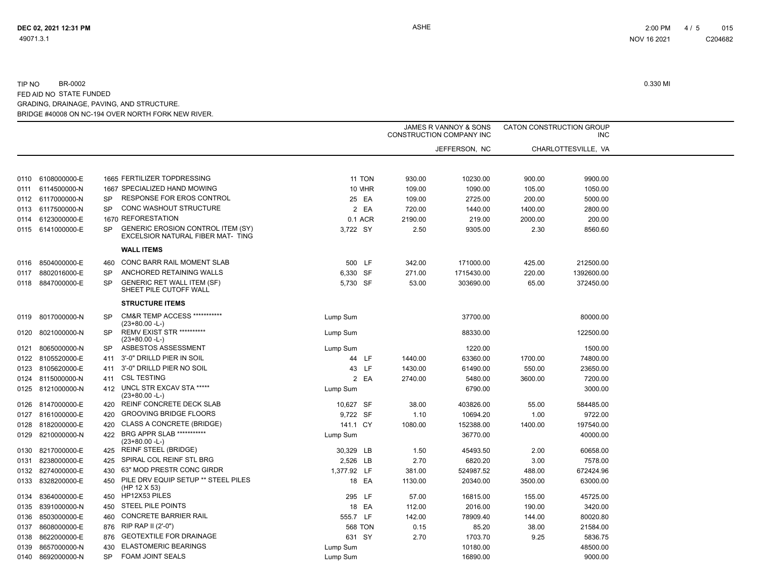TIP NO BR-0002

FED AID NO STATE FUNDED

GRADING, DRAINAGE, PAVING, AND STRUCTURE.

BRIDGE #40008 ON NC-194 OVER NORTH FORK NEW RIVER.

0.330 MI

| | | | | | | JAMES R VANNOY & SONS CONSTRUCTION COMPANY INC | | CATON CONSTRUCTION GROUP INC | |
|---|---|---|---|---|---|---|---|---|---|
| | | | | | | JEFFERSON, NC | | CHARLOTTESVILLE, VA | |
| 0110 | 6108000000-E | 1665 | FERTILIZER TOPDRESSING | 11 | TON | 930.00 | 10230.00 | 900.00 | 9900.00 |
| 0111 | 6114500000-N | 1667 | SPECIALIZED HAND MOWING | 10 | MHR | 109.00 | 1090.00 | 105.00 | 1050.00 |
| 0112 | 6117000000-N | SP | RESPONSE FOR EROS CONTROL | 25 | EA | 109.00 | 2725.00 | 200.00 | 5000.00 |
| 0113 | 6117500000-N | SP | CONC WASHOUT STRUCTURE | 2 | EA | 720.00 | 1440.00 | 1400.00 | 2800.00 |
| 0114 | 6123000000-E | 1670 | REFORESTATION | 0.1 | ACR | 2190.00 | 219.00 | 2000.00 | 200.00 |
| 0115 | 6141000000-E | SP | GENERIC EROSION CONTROL ITEM (SY) EXCELSIOR NATURAL FIBER MAT- TING | 3,722 | SY | 2.50 | 9305.00 | 2.30 | 8560.60 |
| | | | **WALL ITEMS** | | | | | | |
| 0116 | 8504000000-E | 460 | CONC BARR RAIL MOMENT SLAB | 500 | LF | 342.00 | 171000.00 | 425.00 | 212500.00 |
| 0117 | 8802016000-E | SP | ANCHORED RETAINING WALLS | 6,330 | SF | 271.00 | 1715430.00 | 220.00 | 1392600.00 |
| 0118 | 8847000000-E | SP | GENERIC RET WALL ITEM (SF) SHEET PILE CUTOFF WALL | 5,730 | SF | 53.00 | 303690.00 | 65.00 | 372450.00 |
| | | | **STRUCTURE ITEMS** | | | | | | |
| 0119 | 8017000000-N | SP | CM&R TEMP ACCESS *********** (23+80.00 -L-) | Lump Sum | | | 37700.00 | | 80000.00 |
| 0120 | 8021000000-N | SP | REMV EXIST STR ********** (23+80.00 -L-) | Lump Sum | | | 88330.00 | | 122500.00 |
| 0121 | 8065000000-N | SP | ASBESTOS ASSESSMENT | Lump Sum | | | 1220.00 | | 1500.00 |
| 0122 | 8105520000-E | 411 | 3'-0" DRILLD PIER IN SOIL | 44 | LF | 1440.00 | 63360.00 | 1700.00 | 74800.00 |
| 0123 | 8105620000-E | 411 | 3'-0" DRILLD PIER NO SOIL | 43 | LF | 1430.00 | 61490.00 | 550.00 | 23650.00 |
| 0124 | 8115000000-N | 411 | CSL TESTING | 2 | EA | 2740.00 | 5480.00 | 3600.00 | 7200.00 |
| 0125 | 8121000000-N | 412 | UNCL STR EXCAV STA ***** (23+80.00 -L-) | Lump Sum | | | 6790.00 | | 3000.00 |
| 0126 | 8147000000-E | 420 | REINF CONCRETE DECK SLAB | 10,627 | SF | 38.00 | 403826.00 | 55.00 | 584485.00 |
| 0127 | 8161000000-E | 420 | GROOVING BRIDGE FLOORS | 9,722 | SF | 1.10 | 10694.20 | 1.00 | 9722.00 |
| 0128 | 8182000000-E | 420 | CLASS A CONCRETE (BRIDGE) | 141.1 | CY | 1080.00 | 152388.00 | 1400.00 | 197540.00 |
| 0129 | 8210000000-N | 422 | BRG APPR SLAB *********** (23+80.00 -L-) | Lump Sum | | | 36770.00 | | 40000.00 |
| 0130 | 8217000000-E | 425 | REINF STEEL (BRIDGE) | 30,329 | LB | 1.50 | 45493.50 | 2.00 | 60658.00 |
| 0131 | 8238000000-E | 425 | SPIRAL COL REINF STL BRG | 2,526 | LB | 2.70 | 6820.20 | 3.00 | 7578.00 |
| 0132 | 8274000000-E | 430 | 63" MOD PRESTR CONC GIRDR | 1,377.92 | LF | 381.00 | 524987.52 | 488.00 | 672424.96 |
| 0133 | 8328200000-E | 450 | PILE DRV EQUIP SETUP ** STEEL PILES (HP 12 X 53) | 18 | EA | 1130.00 | 20340.00 | 3500.00 | 63000.00 |
| 0134 | 8364000000-E | 450 | HP12X53 PILES | 295 | LF | 57.00 | 16815.00 | 155.00 | 45725.00 |
| 0135 | 8391000000-N | 450 | STEEL PILE POINTS | 18 | EA | 112.00 | 2016.00 | 190.00 | 3420.00 |
| 0136 | 8503000000-E | 460 | CONCRETE BARRIER RAIL | 555.7 | LF | 142.00 | 78909.40 | 144.00 | 80020.80 |
| 0137 | 8608000000-E | 876 | RIP RAP II (2'-0") | 568 | TON | 0.15 | 85.20 | 38.00 | 21584.00 |
| 0138 | 8622000000-E | 876 | GEOTEXTILE FOR DRAINAGE | 631 | SY | 2.70 | 1703.70 | 9.25 | 5836.75 |
| 0139 | 8657000000-N | 430 | ELASTOMERIC BEARINGS | Lump Sum | | | 10180.00 | | 48500.00 |
| 0140 | 8692000000-N | SP | FOAM JOINT SEALS | Lump Sum | | | 16890.00 | | 9000.00 |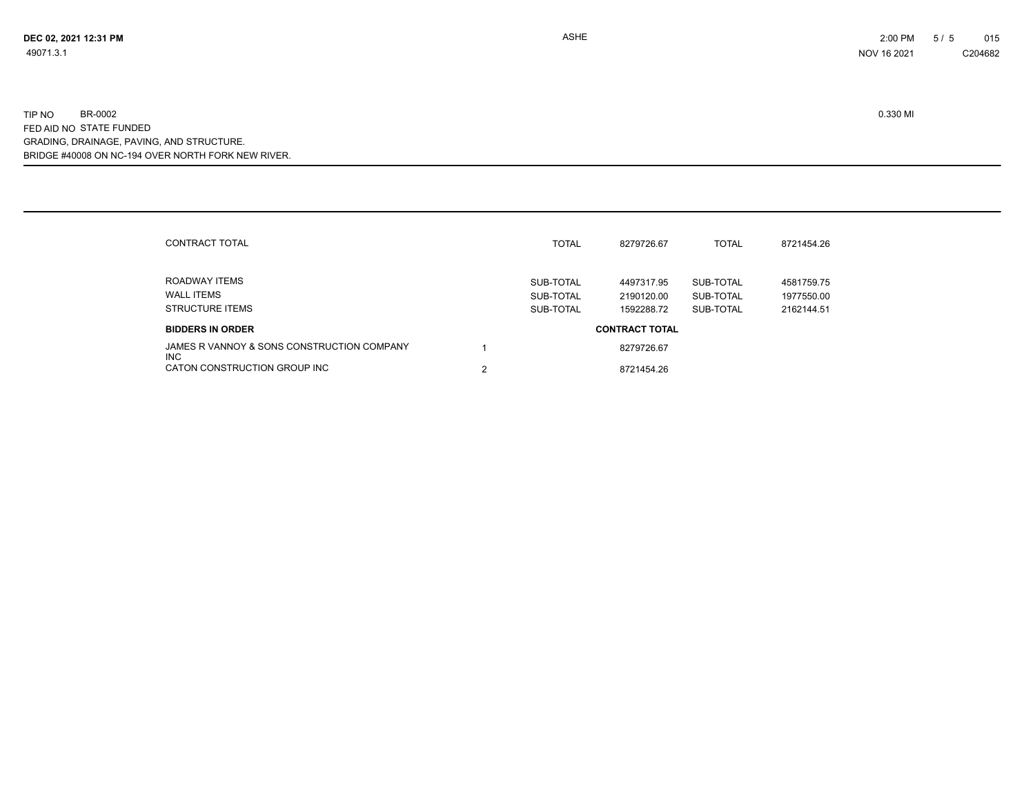TIP NO BR-0002 0.330 MI
FED AID NO STATE FUNDED
GRADING, DRAINAGE, PAVING, AND STRUCTURE.
BRIDGE #40008 ON NC-194 OVER NORTH FORK NEW RIVER.

---

| | | | | | |
|---|---|---|---|---|---|
| CONTRACT TOTAL | | TOTAL | 8279726.67 | TOTAL | 8721454.26 |
| ROADWAY ITEMS | | SUB-TOTAL | 4497317.95 | SUB-TOTAL | 4581759.75 |
| WALL ITEMS | | SUB-TOTAL | 2190120.00 | SUB-TOTAL | 1977550.00 |
| STRUCTURE ITEMS | | SUB-TOTAL | 1592288.72 | SUB-TOTAL | 2162144.51 |

| **BIDDERS IN ORDER** | | **CONTRACT TOTAL** |
|---|---|---|
| JAMES R VANNOY & SONS CONSTRUCTION COMPANY INC | 1 | 8279726.67 |
| CATON CONSTRUCTION GROUP INC | 2 | 8721454.26 |